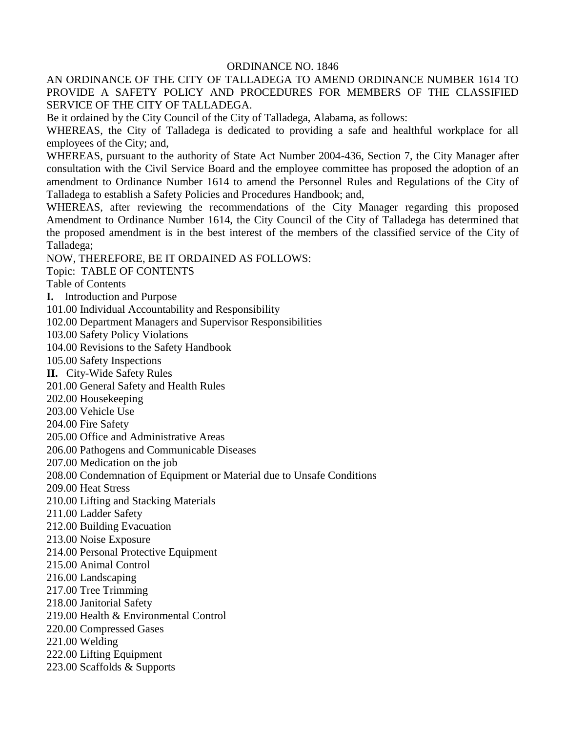# ORDINANCE NO. 1846

AN ORDINANCE OF THE CITY OF TALLADEGA TO AMEND ORDINANCE NUMBER 1614 TO PROVIDE A SAFETY POLICY AND PROCEDURES FOR MEMBERS OF THE CLASSIFIED SERVICE OF THE CITY OF TALLADEGA.

Be it ordained by the City Council of the City of Talladega, Alabama, as follows:

WHEREAS, the City of Talladega is dedicated to providing a safe and healthful workplace for all employees of the City; and,

WHEREAS, pursuant to the authority of State Act Number 2004-436, Section 7, the City Manager after consultation with the Civil Service Board and the employee committee has proposed the adoption of an amendment to Ordinance Number 1614 to amend the Personnel Rules and Regulations of the City of Talladega to establish a Safety Policies and Procedures Handbook; and,

WHEREAS, after reviewing the recommendations of the City Manager regarding this proposed Amendment to Ordinance Number 1614, the City Council of the City of Talladega has determined that the proposed amendment is in the best interest of the members of the classified service of the City of Talladega;

NOW, THEREFORE, BE IT ORDAINED AS FOLLOWS:

Topic: TABLE OF CONTENTS

Table of Contents

**I.** Introduction and Purpose

101.00 Individual Accountability and Responsibility

102.00 Department Managers and Supervisor Responsibilities

103.00 Safety Policy Violations

104.00 Revisions to the Safety Handbook

105.00 Safety Inspections

**II.** City-Wide Safety Rules

201.00 General Safety and Health Rules

202.00 Housekeeping

203.00 Vehicle Use

204.00 Fire Safety

205.00 Office and Administrative Areas

206.00 Pathogens and Communicable Diseases

207.00 Medication on the job

208.00 Condemnation of Equipment or Material due to Unsafe Conditions

209.00 Heat Stress

210.00 Lifting and Stacking Materials

211.00 Ladder Safety

212.00 Building Evacuation

213.00 Noise Exposure

214.00 Personal Protective Equipment

215.00 Animal Control

216.00 Landscaping

217.00 Tree Trimming

218.00 Janitorial Safety

219.00 Health & Environmental Control

220.00 Compressed Gases

221.00 Welding

222.00 Lifting Equipment

223.00 Scaffolds & Supports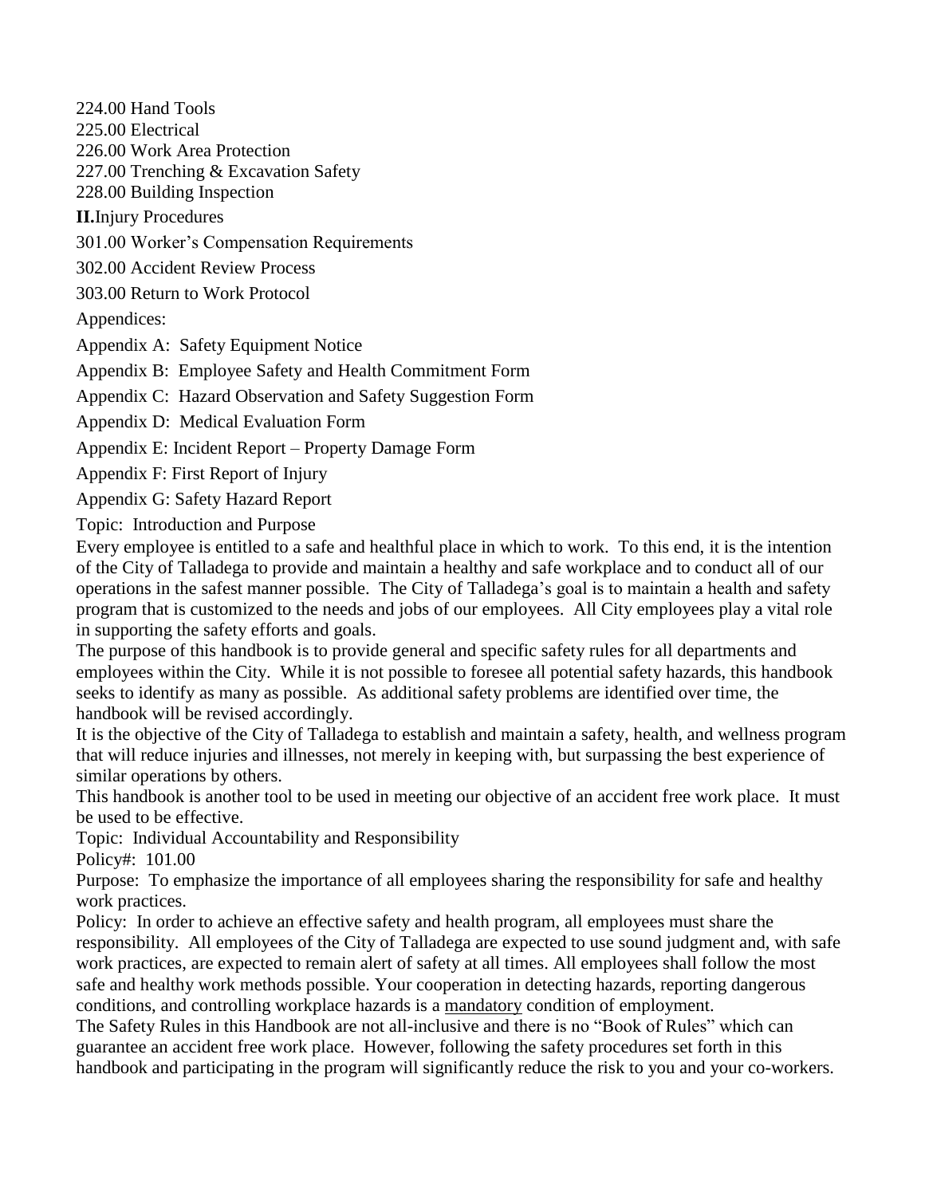224.00 Hand Tools

225.00 Electrical

226.00 Work Area Protection

227.00 Trenching & Excavation Safety

228.00 Building Inspection

**II.** Injury Procedures

301.00 Worker's Compensation Requirements

302.00 Accident Review Process

303.00 Return to Work Protocol

Appendices:

Appendix A: Safety Equipment Notice

Appendix B: Employee Safety and Health Commitment Form

Appendix C: Hazard Observation and Safety Suggestion Form

Appendix D: Medical Evaluation Form

Appendix E: Incident Report – Property Damage Form

Appendix F: First Report of Injury

Appendix G: Safety Hazard Report

Topic: Introduction and Purpose

Every employee is entitled to a safe and healthful place in which to work. To this end, it is the intention of the City of Talladega to provide and maintain a healthy and safe workplace and to conduct all of our operations in the safest manner possible. The City of Talladega's goal is to maintain a health and safety program that is customized to the needs and jobs of our employees. All City employees play a vital role in supporting the safety efforts and goals.

The purpose of this handbook is to provide general and specific safety rules for all departments and employees within the City. While it is not possible to foresee all potential safety hazards, this handbook seeks to identify as many as possible. As additional safety problems are identified over time, the handbook will be revised accordingly.

It is the objective of the City of Talladega to establish and maintain a safety, health, and wellness program that will reduce injuries and illnesses, not merely in keeping with, but surpassing the best experience of similar operations by others.

This handbook is another tool to be used in meeting our objective of an accident free work place. It must be used to be effective.

Topic: Individual Accountability and Responsibility

Policy#: 101.00

Purpose: To emphasize the importance of all employees sharing the responsibility for safe and healthy work practices.

Policy: In order to achieve an effective safety and health program, all employees must share the responsibility. All employees of the City of Talladega are expected to use sound judgment and, with safe work practices, are expected to remain alert of safety at all times. All employees shall follow the most safe and healthy work methods possible. Your cooperation in detecting hazards, reporting dangerous conditions, and controlling workplace hazards is a <u>mandatory</u> condition of employment.

The Safety Rules in this Handbook are not all-inclusive and there is no "Book of Rules" which can guarantee an accident free work place. However, following the safety procedures set forth in this handbook and participating in the program will significantly reduce the risk to you and your co-workers.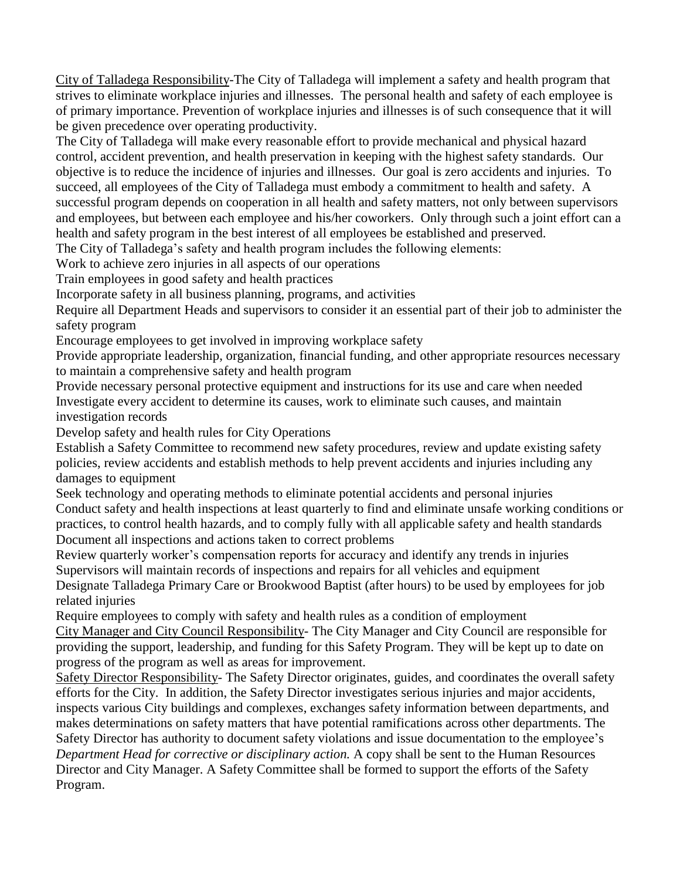<u>City of Talladega Responsibility</u>-The City of Talladega will implement a safety and health program that strives to eliminate workplace injuries and illnesses. The personal health and safety of each employee is of primary importance. Prevention of workplace injuries and illnesses is of such consequence that it will be given precedence over operating productivity.

The City of Talladega will make every reasonable effort to provide mechanical and physical hazard control, accident prevention, and health preservation in keeping with the highest safety standards. Our objective is to reduce the incidence of injuries and illnesses. Our goal is zero accidents and injuries. To succeed, all employees of the City of Talladega must embody a commitment to health and safety. A successful program depends on cooperation in all health and safety matters, not only between supervisors and employees, but between each employee and his/her coworkers. Only through such a joint effort can a health and safety program in the best interest of all employees be established and preserved.

The City of Talladega's safety and health program includes the following elements:

Work to achieve zero injuries in all aspects of our operations

Train employees in good safety and health practices

Incorporate safety in all business planning, programs, and activities

Require all Department Heads and supervisors to consider it an essential part of their job to administer the safety program

Encourage employees to get involved in improving workplace safety

Provide appropriate leadership, organization, financial funding, and other appropriate resources necessary to maintain a comprehensive safety and health program

Provide necessary personal protective equipment and instructions for its use and care when needed

Investigate every accident to determine its causes, work to eliminate such causes, and maintain investigation records

Develop safety and health rules for City Operations

Establish a Safety Committee to recommend new safety procedures, review and update existing safety policies, review accidents and establish methods to help prevent accidents and injuries including any damages to equipment

Seek technology and operating methods to eliminate potential accidents and personal injuries

Conduct safety and health inspections at least quarterly to find and eliminate unsafe working conditions or practices, to control health hazards, and to comply fully with all applicable safety and health standards

Document all inspections and actions taken to correct problems

Review quarterly worker's compensation reports for accuracy and identify any trends in injuries

Supervisors will maintain records of inspections and repairs for all vehicles and equipment

Designate Talladega Primary Care or Brookwood Baptist (after hours) to be used by employees for job related injuries

Require employees to comply with safety and health rules as a condition of employment

<u>City Manager and City Council Responsibility</u>- The City Manager and City Council are responsible for providing the support, leadership, and funding for this Safety Program. They will be kept up to date on progress of the program as well as areas for improvement.

<u>Safety Director Responsibility</u>- The Safety Director originates, guides, and coordinates the overall safety efforts for the City. In addition, the Safety Director investigates serious injuries and major accidents, inspects various City buildings and complexes, exchanges safety information between departments, and makes determinations on safety matters that have potential ramifications across other departments. The Safety Director has authority to document safety violations and issue documentation to the employee's *Department Head for corrective or disciplinary action.* A copy shall be sent to the Human Resources Director and City Manager. A Safety Committee shall be formed to support the efforts of the Safety Program.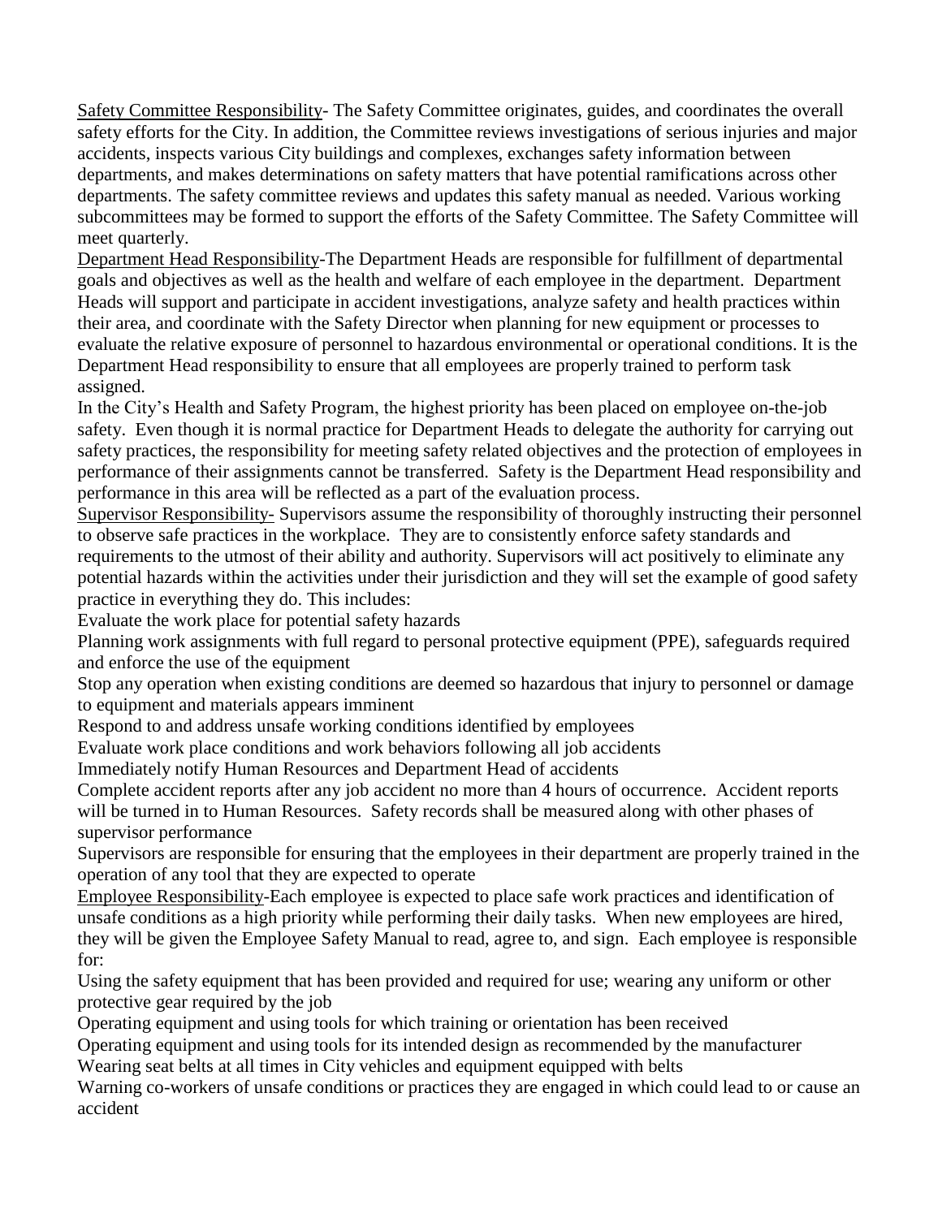<u>Safety Committee Responsibility</u>- The Safety Committee originates, guides, and coordinates the overall safety efforts for the City. In addition, the Committee reviews investigations of serious injuries and major accidents, inspects various City buildings and complexes, exchanges safety information between departments, and makes determinations on safety matters that have potential ramifications across other departments. The safety committee reviews and updates this safety manual as needed. Various working subcommittees may be formed to support the efforts of the Safety Committee. The Safety Committee will meet quarterly.

<u>Department Head Responsibility</u>-The Department Heads are responsible for fulfillment of departmental goals and objectives as well as the health and welfare of each employee in the department. Department Heads will support and participate in accident investigations, analyze safety and health practices within their area, and coordinate with the Safety Director when planning for new equipment or processes to evaluate the relative exposure of personnel to hazardous environmental or operational conditions. It is the Department Head responsibility to ensure that all employees are properly trained to perform task assigned.

In the City's Health and Safety Program, the highest priority has been placed on employee on-the-job safety. Even though it is normal practice for Department Heads to delegate the authority for carrying out safety practices, the responsibility for meeting safety related objectives and the protection of employees in performance of their assignments cannot be transferred. Safety is the Department Head responsibility and performance in this area will be reflected as a part of the evaluation process.

<u>Supervisor Responsibility</u>- Supervisors assume the responsibility of thoroughly instructing their personnel to observe safe practices in the workplace. They are to consistently enforce safety standards and requirements to the utmost of their ability and authority. Supervisors will act positively to eliminate any potential hazards within the activities under their jurisdiction and they will set the example of good safety practice in everything they do. This includes:

Evaluate the work place for potential safety hazards

Planning work assignments with full regard to personal protective equipment (PPE), safeguards required and enforce the use of the equipment

Stop any operation when existing conditions are deemed so hazardous that injury to personnel or damage to equipment and materials appears imminent

Respond to and address unsafe working conditions identified by employees

Evaluate work place conditions and work behaviors following all job accidents

Immediately notify Human Resources and Department Head of accidents

Complete accident reports after any job accident no more than 4 hours of occurrence. Accident reports will be turned in to Human Resources. Safety records shall be measured along with other phases of supervisor performance

Supervisors are responsible for ensuring that the employees in their department are properly trained in the operation of any tool that they are expected to operate

<u>Employee Responsibility</u>-Each employee is expected to place safe work practices and identification of unsafe conditions as a high priority while performing their daily tasks. When new employees are hired, they will be given the Employee Safety Manual to read, agree to, and sign. Each employee is responsible for:

Using the safety equipment that has been provided and required for use; wearing any uniform or other protective gear required by the job

Operating equipment and using tools for which training or orientation has been received

Operating equipment and using tools for its intended design as recommended by the manufacturer

Wearing seat belts at all times in City vehicles and equipment equipped with belts

Warning co-workers of unsafe conditions or practices they are engaged in which could lead to or cause an accident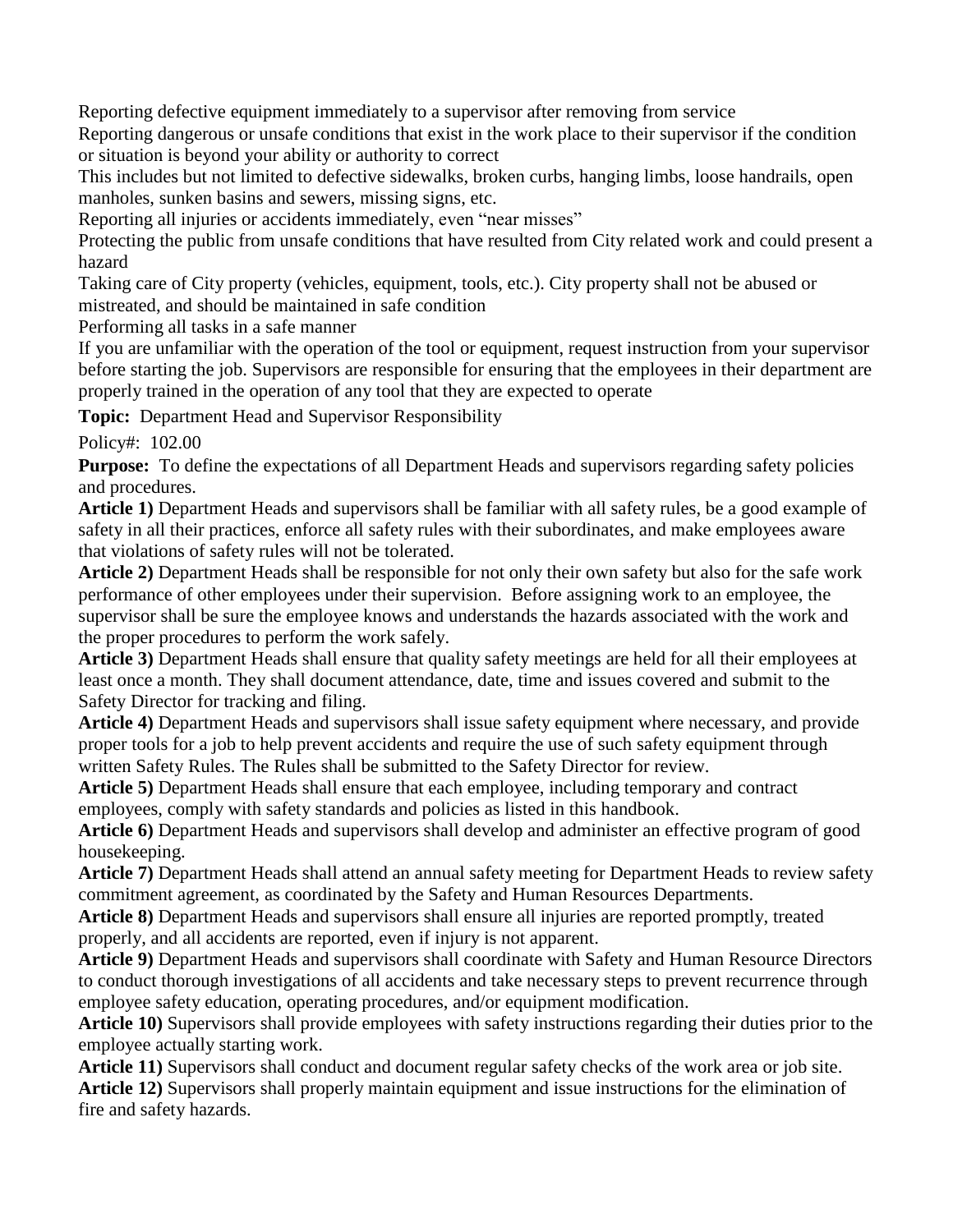Reporting defective equipment immediately to a supervisor after removing from service

Reporting dangerous or unsafe conditions that exist in the work place to their supervisor if the condition or situation is beyond your ability or authority to correct

This includes but not limited to defective sidewalks, broken curbs, hanging limbs, loose handrails, open manholes, sunken basins and sewers, missing signs, etc.

Reporting all injuries or accidents immediately, even "near misses"

Protecting the public from unsafe conditions that have resulted from City related work and could present a hazard

Taking care of City property (vehicles, equipment, tools, etc.). City property shall not be abused or mistreated, and should be maintained in safe condition

Performing all tasks in a safe manner

If you are unfamiliar with the operation of the tool or equipment, request instruction from your supervisor before starting the job. Supervisors are responsible for ensuring that the employees in their department are properly trained in the operation of any tool that they are expected to operate

**Topic:** Department Head and Supervisor Responsibility

Policy#: 102.00

**Purpose:** To define the expectations of all Department Heads and supervisors regarding safety policies and procedures.

**Article 1)** Department Heads and supervisors shall be familiar with all safety rules, be a good example of safety in all their practices, enforce all safety rules with their subordinates, and make employees aware that violations of safety rules will not be tolerated.

**Article 2)** Department Heads shall be responsible for not only their own safety but also for the safe work performance of other employees under their supervision. Before assigning work to an employee, the supervisor shall be sure the employee knows and understands the hazards associated with the work and the proper procedures to perform the work safely.

**Article 3)** Department Heads shall ensure that quality safety meetings are held for all their employees at least once a month. They shall document attendance, date, time and issues covered and submit to the Safety Director for tracking and filing.

**Article 4)** Department Heads and supervisors shall issue safety equipment where necessary, and provide proper tools for a job to help prevent accidents and require the use of such safety equipment through written Safety Rules. The Rules shall be submitted to the Safety Director for review.

**Article 5)** Department Heads shall ensure that each employee, including temporary and contract employees, comply with safety standards and policies as listed in this handbook.

**Article 6)** Department Heads and supervisors shall develop and administer an effective program of good housekeeping.

**Article 7)** Department Heads shall attend an annual safety meeting for Department Heads to review safety commitment agreement, as coordinated by the Safety and Human Resources Departments.

**Article 8)** Department Heads and supervisors shall ensure all injuries are reported promptly, treated properly, and all accidents are reported, even if injury is not apparent.

**Article 9)** Department Heads and supervisors shall coordinate with Safety and Human Resource Directors to conduct thorough investigations of all accidents and take necessary steps to prevent recurrence through employee safety education, operating procedures, and/or equipment modification.

**Article 10)** Supervisors shall provide employees with safety instructions regarding their duties prior to the employee actually starting work.

**Article 11)** Supervisors shall conduct and document regular safety checks of the work area or job site.

**Article 12)** Supervisors shall properly maintain equipment and issue instructions for the elimination of fire and safety hazards.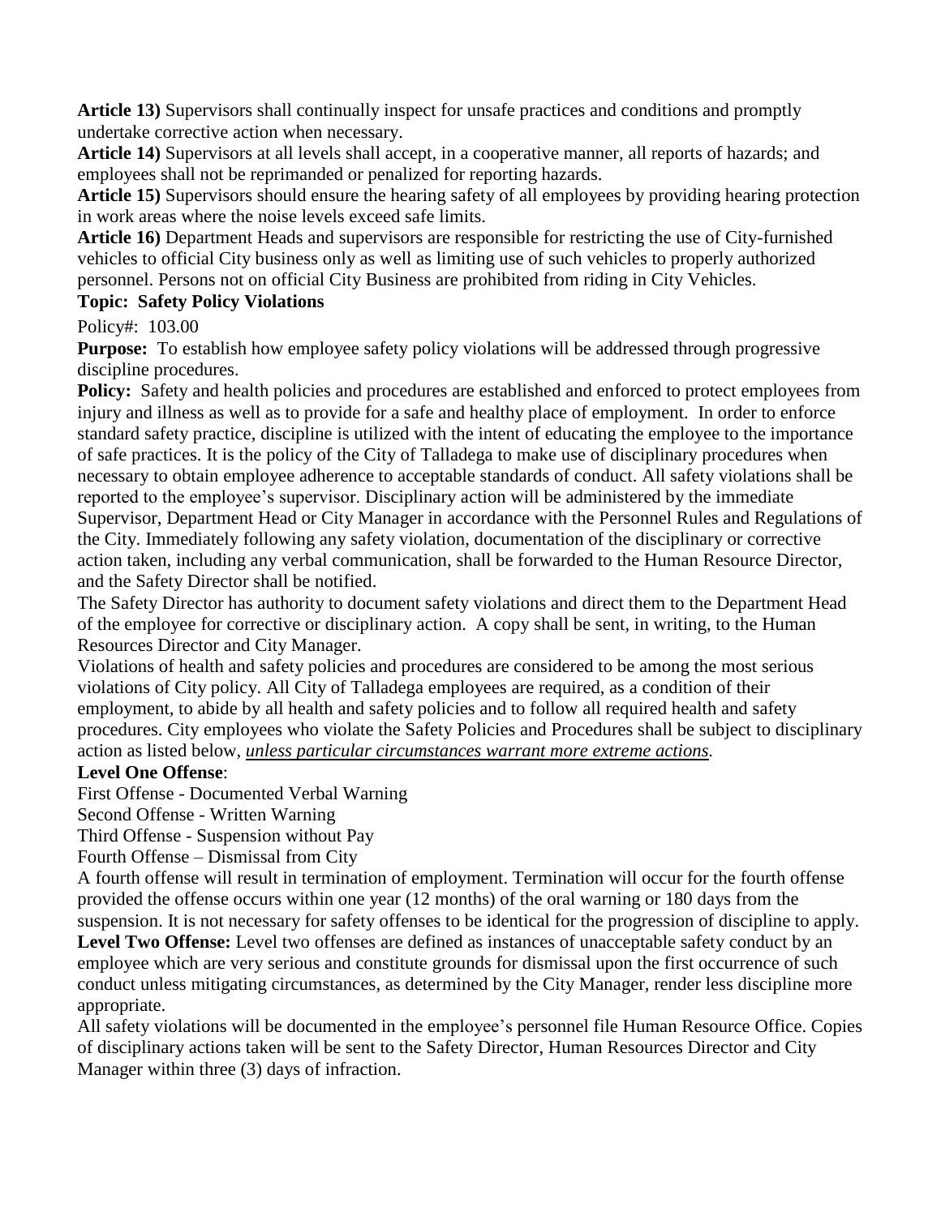**Article 13)** Supervisors shall continually inspect for unsafe practices and conditions and promptly undertake corrective action when necessary.

**Article 14)** Supervisors at all levels shall accept, in a cooperative manner, all reports of hazards; and employees shall not be reprimanded or penalized for reporting hazards.

**Article 15)** Supervisors should ensure the hearing safety of all employees by providing hearing protection in work areas where the noise levels exceed safe limits.

**Article 16)** Department Heads and supervisors are responsible for restricting the use of City-furnished vehicles to official City business only as well as limiting use of such vehicles to properly authorized personnel. Persons not on official City Business are prohibited from riding in City Vehicles.

**Topic: Safety Policy Violations**

Policy#: 103.00

**Purpose:** To establish how employee safety policy violations will be addressed through progressive discipline procedures.

**Policy:** Safety and health policies and procedures are established and enforced to protect employees from injury and illness as well as to provide for a safe and healthy place of employment. In order to enforce standard safety practice, discipline is utilized with the intent of educating the employee to the importance of safe practices. It is the policy of the City of Talladega to make use of disciplinary procedures when necessary to obtain employee adherence to acceptable standards of conduct. All safety violations shall be reported to the employee's supervisor. Disciplinary action will be administered by the immediate Supervisor, Department Head or City Manager in accordance with the Personnel Rules and Regulations of the City. Immediately following any safety violation, documentation of the disciplinary or corrective action taken, including any verbal communication, shall be forwarded to the Human Resource Director, and the Safety Director shall be notified.

The Safety Director has authority to document safety violations and direct them to the Department Head of the employee for corrective or disciplinary action. A copy shall be sent, in writing, to the Human Resources Director and City Manager.

Violations of health and safety policies and procedures are considered to be among the most serious violations of City policy. All City of Talladega employees are required, as a condition of their employment, to abide by all health and safety policies and to follow all required health and safety procedures. City employees who violate the Safety Policies and Procedures shall be subject to disciplinary action as listed below, *unless particular circumstances warrant more extreme actions.*

**Level One Offense**:

First Offense - Documented Verbal Warning

Second Offense - Written Warning

Third Offense - Suspension without Pay

Fourth Offense – Dismissal from City

A fourth offense will result in termination of employment. Termination will occur for the fourth offense provided the offense occurs within one year (12 months) of the oral warning or 180 days from the suspension. It is not necessary for safety offenses to be identical for the progression of discipline to apply.

**Level Two Offense:** Level two offenses are defined as instances of unacceptable safety conduct by an employee which are very serious and constitute grounds for dismissal upon the first occurrence of such conduct unless mitigating circumstances, as determined by the City Manager, render less discipline more appropriate.

All safety violations will be documented in the employee's personnel file Human Resource Office. Copies of disciplinary actions taken will be sent to the Safety Director, Human Resources Director and City Manager within three (3) days of infraction.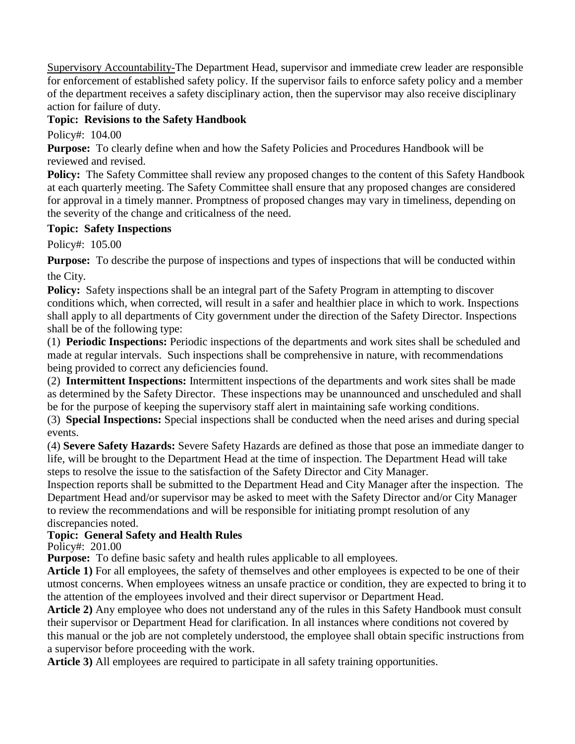Supervisory Accountability-The Department Head, supervisor and immediate crew leader are responsible for enforcement of established safety policy. If the supervisor fails to enforce safety policy and a member of the department receives a safety disciplinary action, then the supervisor may also receive disciplinary action for failure of duty.

**Topic: Revisions to the Safety Handbook**

Policy#: 104.00

**Purpose:** To clearly define when and how the Safety Policies and Procedures Handbook will be reviewed and revised.

**Policy:** The Safety Committee shall review any proposed changes to the content of this Safety Handbook at each quarterly meeting. The Safety Committee shall ensure that any proposed changes are considered for approval in a timely manner. Promptness of proposed changes may vary in timeliness, depending on the severity of the change and criticalness of the need.

**Topic: Safety Inspections**

Policy#: 105.00

**Purpose:** To describe the purpose of inspections and types of inspections that will be conducted within the City.

**Policy:** Safety inspections shall be an integral part of the Safety Program in attempting to discover conditions which, when corrected, will result in a safer and healthier place in which to work. Inspections shall apply to all departments of City government under the direction of the Safety Director. Inspections shall be of the following type:

(1) **Periodic Inspections:** Periodic inspections of the departments and work sites shall be scheduled and made at regular intervals. Such inspections shall be comprehensive in nature, with recommendations being provided to correct any deficiencies found.

(2) **Intermittent Inspections:** Intermittent inspections of the departments and work sites shall be made as determined by the Safety Director. These inspections may be unannounced and unscheduled and shall be for the purpose of keeping the supervisory staff alert in maintaining safe working conditions.

(3) **Special Inspections:** Special inspections shall be conducted when the need arises and during special events.

(4) **Severe Safety Hazards:** Severe Safety Hazards are defined as those that pose an immediate danger to life, will be brought to the Department Head at the time of inspection. The Department Head will take steps to resolve the issue to the satisfaction of the Safety Director and City Manager.

Inspection reports shall be submitted to the Department Head and City Manager after the inspection. The Department Head and/or supervisor may be asked to meet with the Safety Director and/or City Manager to review the recommendations and will be responsible for initiating prompt resolution of any discrepancies noted.

**Topic: General Safety and Health Rules**

Policy#: 201.00

**Purpose:** To define basic safety and health rules applicable to all employees.

**Article 1)** For all employees, the safety of themselves and other employees is expected to be one of their utmost concerns. When employees witness an unsafe practice or condition, they are expected to bring it to the attention of the employees involved and their direct supervisor or Department Head.

**Article 2)** Any employee who does not understand any of the rules in this Safety Handbook must consult their supervisor or Department Head for clarification. In all instances where conditions not covered by this manual or the job are not completely understood, the employee shall obtain specific instructions from a supervisor before proceeding with the work.

**Article 3)** All employees are required to participate in all safety training opportunities.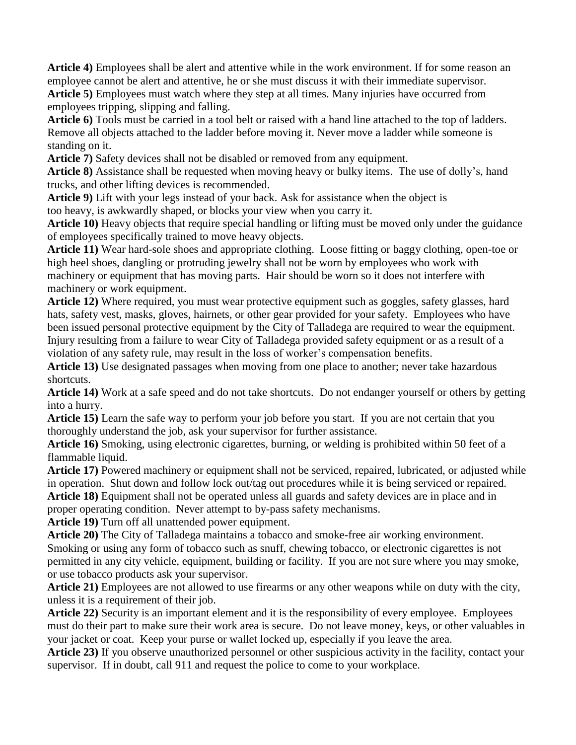**Article 4)** Employees shall be alert and attentive while in the work environment. If for some reason an employee cannot be alert and attentive, he or she must discuss it with their immediate supervisor.

**Article 5)** Employees must watch where they step at all times. Many injuries have occurred from employees tripping, slipping and falling.

**Article 6)** Tools must be carried in a tool belt or raised with a hand line attached to the top of ladders. Remove all objects attached to the ladder before moving it. Never move a ladder while someone is standing on it.

**Article 7)** Safety devices shall not be disabled or removed from any equipment.

**Article 8)** Assistance shall be requested when moving heavy or bulky items. The use of dolly's, hand trucks, and other lifting devices is recommended.

**Article 9)** Lift with your legs instead of your back. Ask for assistance when the object is too heavy, is awkwardly shaped, or blocks your view when you carry it.

**Article 10)** Heavy objects that require special handling or lifting must be moved only under the guidance of employees specifically trained to move heavy objects.

**Article 11)** Wear hard-sole shoes and appropriate clothing. Loose fitting or baggy clothing, open-toe or high heel shoes, dangling or protruding jewelry shall not be worn by employees who work with machinery or equipment that has moving parts. Hair should be worn so it does not interfere with machinery or work equipment.

**Article 12)** Where required, you must wear protective equipment such as goggles, safety glasses, hard hats, safety vest, masks, gloves, hairnets, or other gear provided for your safety. Employees who have been issued personal protective equipment by the City of Talladega are required to wear the equipment. Injury resulting from a failure to wear City of Talladega provided safety equipment or as a result of a violation of any safety rule, may result in the loss of worker's compensation benefits.

**Article 13)** Use designated passages when moving from one place to another; never take hazardous shortcuts.

**Article 14)** Work at a safe speed and do not take shortcuts. Do not endanger yourself or others by getting into a hurry.

**Article 15)** Learn the safe way to perform your job before you start. If you are not certain that you thoroughly understand the job, ask your supervisor for further assistance.

**Article 16)** Smoking, using electronic cigarettes, burning, or welding is prohibited within 50 feet of a flammable liquid.

**Article 17)** Powered machinery or equipment shall not be serviced, repaired, lubricated, or adjusted while in operation. Shut down and follow lock out/tag out procedures while it is being serviced or repaired.

**Article 18)** Equipment shall not be operated unless all guards and safety devices are in place and in proper operating condition. Never attempt to by-pass safety mechanisms.

**Article 19)** Turn off all unattended power equipment.

**Article 20)** The City of Talladega maintains a tobacco and smoke-free air working environment. Smoking or using any form of tobacco such as snuff, chewing tobacco, or electronic cigarettes is not permitted in any city vehicle, equipment, building or facility. If you are not sure where you may smoke, or use tobacco products ask your supervisor.

**Article 21)** Employees are not allowed to use firearms or any other weapons while on duty with the city, unless it is a requirement of their job.

**Article 22)** Security is an important element and it is the responsibility of every employee. Employees must do their part to make sure their work area is secure. Do not leave money, keys, or other valuables in your jacket or coat. Keep your purse or wallet locked up, especially if you leave the area.

**Article 23)** If you observe unauthorized personnel or other suspicious activity in the facility, contact your supervisor. If in doubt, call 911 and request the police to come to your workplace.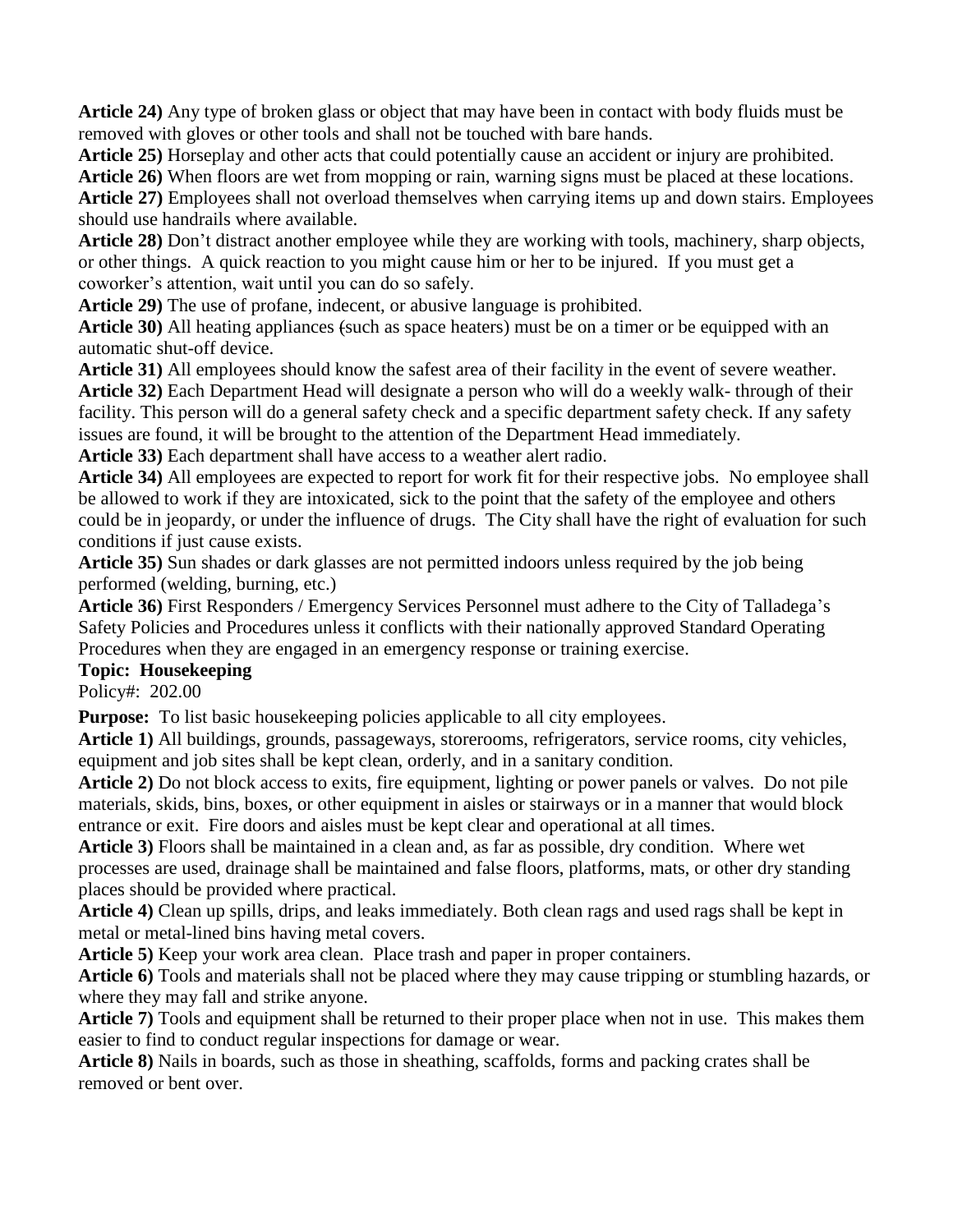**Article 24)** Any type of broken glass or object that may have been in contact with body fluids must be removed with gloves or other tools and shall not be touched with bare hands.

**Article 25)** Horseplay and other acts that could potentially cause an accident or injury are prohibited.

**Article 26)** When floors are wet from mopping or rain, warning signs must be placed at these locations.

**Article 27)** Employees shall not overload themselves when carrying items up and down stairs. Employees should use handrails where available.

**Article 28)** Don't distract another employee while they are working with tools, machinery, sharp objects, or other things. A quick reaction to you might cause him or her to be injured. If you must get a coworker's attention, wait until you can do so safely.

**Article 29)** The use of profane, indecent, or abusive language is prohibited.

**Article 30)** All heating appliances (such as space heaters) must be on a timer or be equipped with an automatic shut-off device.

**Article 31)** All employees should know the safest area of their facility in the event of severe weather.

**Article 32)** Each Department Head will designate a person who will do a weekly walk- through of their facility. This person will do a general safety check and a specific department safety check. If any safety issues are found, it will be brought to the attention of the Department Head immediately.

**Article 33)** Each department shall have access to a weather alert radio.

**Article 34)** All employees are expected to report for work fit for their respective jobs. No employee shall be allowed to work if they are intoxicated, sick to the point that the safety of the employee and others could be in jeopardy, or under the influence of drugs. The City shall have the right of evaluation for such conditions if just cause exists.

**Article 35)** Sun shades or dark glasses are not permitted indoors unless required by the job being performed (welding, burning, etc.)

**Article 36)** First Responders / Emergency Services Personnel must adhere to the City of Talladega's Safety Policies and Procedures unless it conflicts with their nationally approved Standard Operating Procedures when they are engaged in an emergency response or training exercise.

**Topic: Housekeeping**

Policy#: 202.00

**Purpose:** To list basic housekeeping policies applicable to all city employees.

**Article 1)** All buildings, grounds, passageways, storerooms, refrigerators, service rooms, city vehicles, equipment and job sites shall be kept clean, orderly, and in a sanitary condition.

**Article 2)** Do not block access to exits, fire equipment, lighting or power panels or valves. Do not pile materials, skids, bins, boxes, or other equipment in aisles or stairways or in a manner that would block entrance or exit. Fire doors and aisles must be kept clear and operational at all times.

**Article 3)** Floors shall be maintained in a clean and, as far as possible, dry condition. Where wet processes are used, drainage shall be maintained and false floors, platforms, mats, or other dry standing places should be provided where practical.

**Article 4)** Clean up spills, drips, and leaks immediately. Both clean rags and used rags shall be kept in metal or metal-lined bins having metal covers.

**Article 5)** Keep your work area clean. Place trash and paper in proper containers.

**Article 6)** Tools and materials shall not be placed where they may cause tripping or stumbling hazards, or where they may fall and strike anyone.

**Article 7)** Tools and equipment shall be returned to their proper place when not in use. This makes them easier to find to conduct regular inspections for damage or wear.

**Article 8)** Nails in boards, such as those in sheathing, scaffolds, forms and packing crates shall be removed or bent over.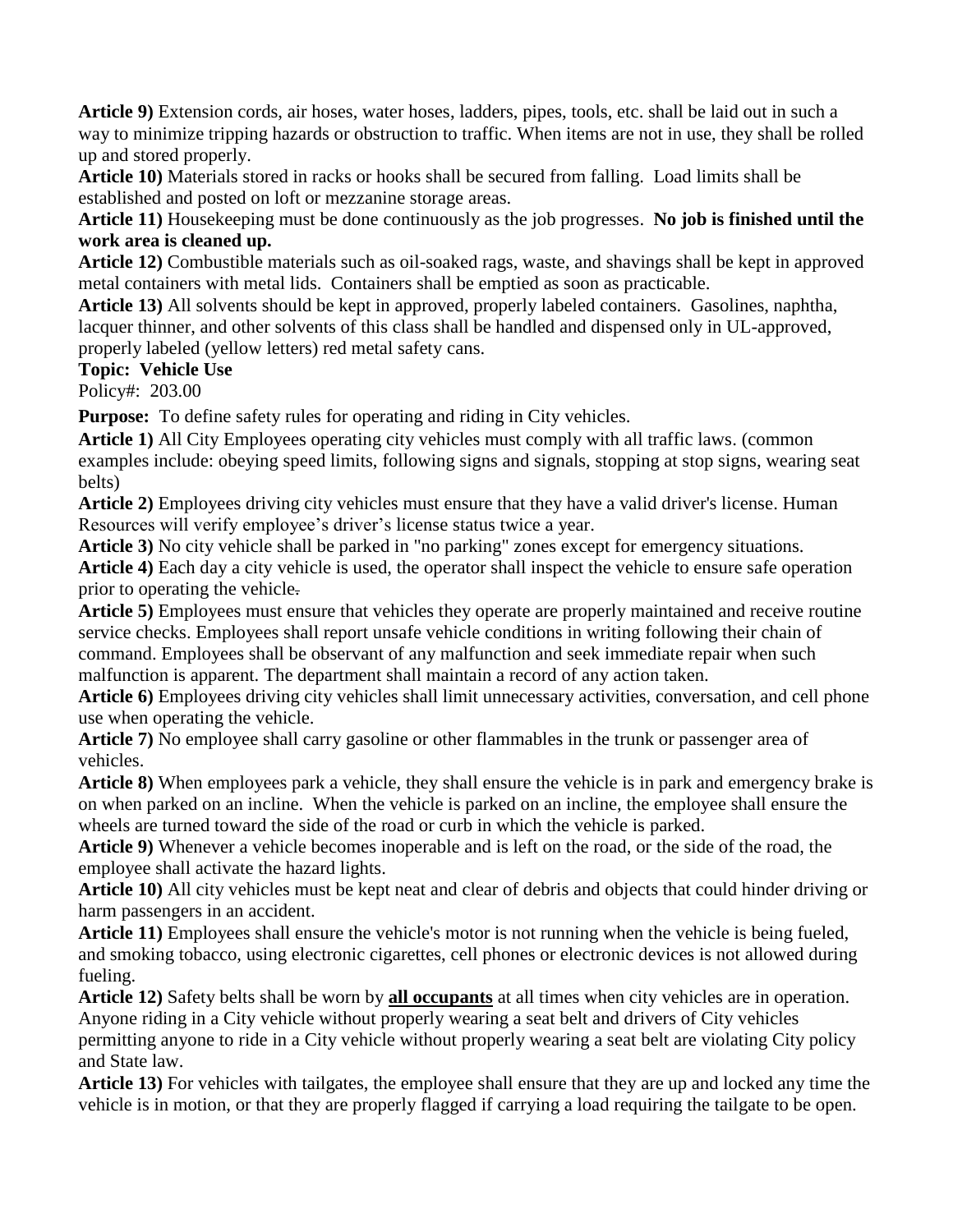**Article 9)** Extension cords, air hoses, water hoses, ladders, pipes, tools, etc. shall be laid out in such a way to minimize tripping hazards or obstruction to traffic. When items are not in use, they shall be rolled up and stored properly.

**Article 10)** Materials stored in racks or hooks shall be secured from falling. Load limits shall be established and posted on loft or mezzanine storage areas.

**Article 11)** Housekeeping must be done continuously as the job progresses. **No job is finished until the work area is cleaned up.**

**Article 12)** Combustible materials such as oil-soaked rags, waste, and shavings shall be kept in approved metal containers with metal lids. Containers shall be emptied as soon as practicable.

**Article 13)** All solvents should be kept in approved, properly labeled containers. Gasolines, naphtha, lacquer thinner, and other solvents of this class shall be handled and dispensed only in UL-approved, properly labeled (yellow letters) red metal safety cans.

**Topic: Vehicle Use**

Policy#: 203.00

**Purpose:** To define safety rules for operating and riding in City vehicles.

**Article 1)** All City Employees operating city vehicles must comply with all traffic laws. (common examples include: obeying speed limits, following signs and signals, stopping at stop signs, wearing seat belts)

**Article 2)** Employees driving city vehicles must ensure that they have a valid driver's license. Human Resources will verify employee's driver's license status twice a year.

**Article 3)** No city vehicle shall be parked in "no parking" zones except for emergency situations.

**Article 4)** Each day a city vehicle is used, the operator shall inspect the vehicle to ensure safe operation prior to operating the vehicle.

**Article 5)** Employees must ensure that vehicles they operate are properly maintained and receive routine service checks. Employees shall report unsafe vehicle conditions in writing following their chain of command. Employees shall be observant of any malfunction and seek immediate repair when such malfunction is apparent. The department shall maintain a record of any action taken.

**Article 6)** Employees driving city vehicles shall limit unnecessary activities, conversation, and cell phone use when operating the vehicle.

**Article 7)** No employee shall carry gasoline or other flammables in the trunk or passenger area of vehicles.

**Article 8)** When employees park a vehicle, they shall ensure the vehicle is in park and emergency brake is on when parked on an incline. When the vehicle is parked on an incline, the employee shall ensure the wheels are turned toward the side of the road or curb in which the vehicle is parked.

**Article 9)** Whenever a vehicle becomes inoperable and is left on the road, or the side of the road, the employee shall activate the hazard lights.

**Article 10)** All city vehicles must be kept neat and clear of debris and objects that could hinder driving or harm passengers in an accident.

**Article 11)** Employees shall ensure the vehicle's motor is not running when the vehicle is being fueled, and smoking tobacco, using electronic cigarettes, cell phones or electronic devices is not allowed during fueling.

**Article 12)** Safety belts shall be worn by <u>**all occupants**</u> at all times when city vehicles are in operation. Anyone riding in a City vehicle without properly wearing a seat belt and drivers of City vehicles permitting anyone to ride in a City vehicle without properly wearing a seat belt are violating City policy and State law.

**Article 13)** For vehicles with tailgates, the employee shall ensure that they are up and locked any time the vehicle is in motion, or that they are properly flagged if carrying a load requiring the tailgate to be open.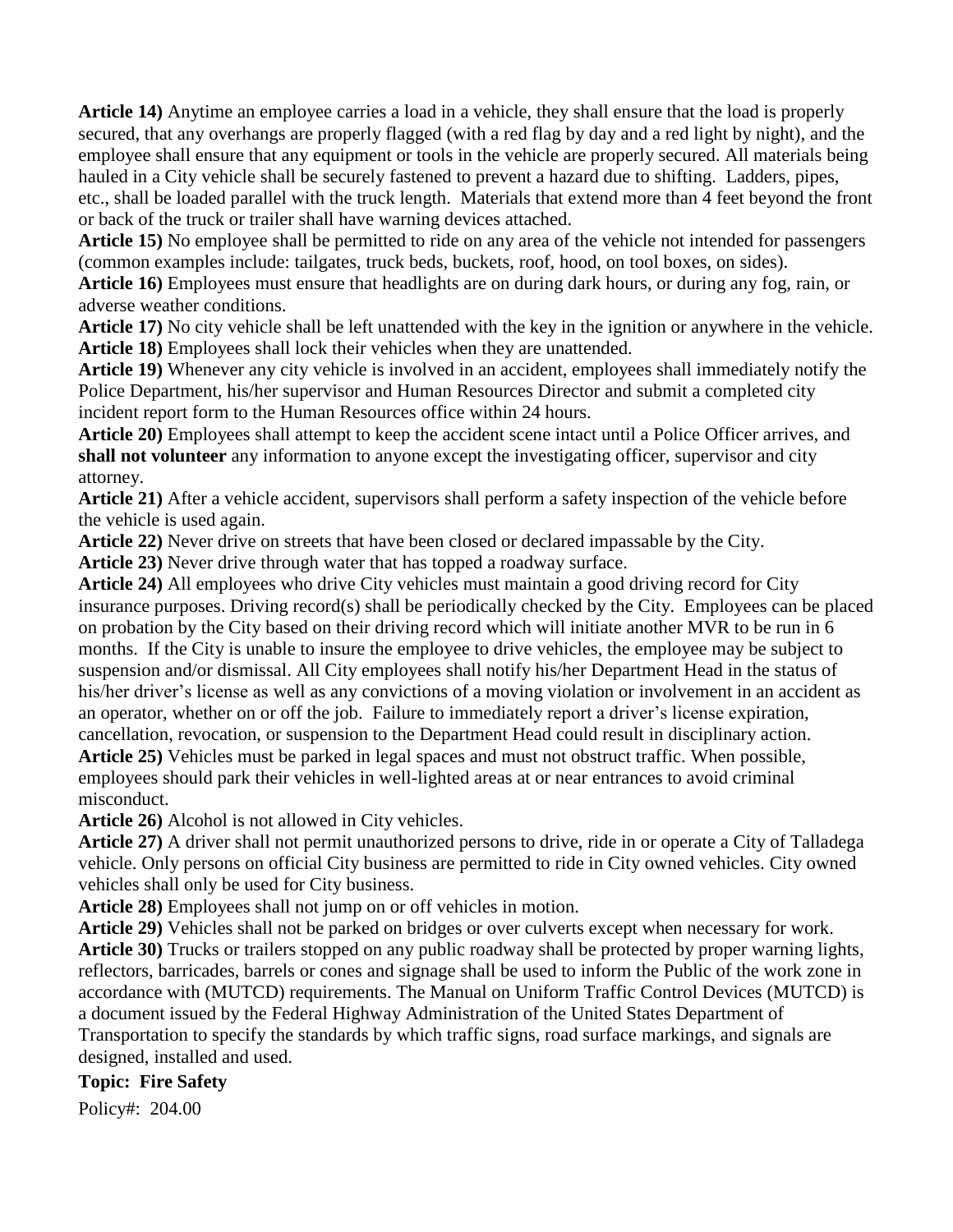**Article 14)** Anytime an employee carries a load in a vehicle, they shall ensure that the load is properly secured, that any overhangs are properly flagged (with a red flag by day and a red light by night), and the employee shall ensure that any equipment or tools in the vehicle are properly secured. All materials being hauled in a City vehicle shall be securely fastened to prevent a hazard due to shifting. Ladders, pipes, etc., shall be loaded parallel with the truck length. Materials that extend more than 4 feet beyond the front or back of the truck or trailer shall have warning devices attached.

**Article 15)** No employee shall be permitted to ride on any area of the vehicle not intended for passengers (common examples include: tailgates, truck beds, buckets, roof, hood, on tool boxes, on sides).

**Article 16)** Employees must ensure that headlights are on during dark hours, or during any fog, rain, or adverse weather conditions.

**Article 17)** No city vehicle shall be left unattended with the key in the ignition or anywhere in the vehicle.

**Article 18)** Employees shall lock their vehicles when they are unattended.

**Article 19)** Whenever any city vehicle is involved in an accident, employees shall immediately notify the Police Department, his/her supervisor and Human Resources Director and submit a completed city incident report form to the Human Resources office within 24 hours.

**Article 20)** Employees shall attempt to keep the accident scene intact until a Police Officer arrives, and **shall not volunteer** any information to anyone except the investigating officer, supervisor and city attorney.

**Article 21)** After a vehicle accident, supervisors shall perform a safety inspection of the vehicle before the vehicle is used again.

**Article 22)** Never drive on streets that have been closed or declared impassable by the City.

**Article 23)** Never drive through water that has topped a roadway surface.

**Article 24)** All employees who drive City vehicles must maintain a good driving record for City insurance purposes. Driving record(s) shall be periodically checked by the City. Employees can be placed on probation by the City based on their driving record which will initiate another MVR to be run in 6 months. If the City is unable to insure the employee to drive vehicles, the employee may be subject to suspension and/or dismissal. All City employees shall notify his/her Department Head in the status of his/her driver's license as well as any convictions of a moving violation or involvement in an accident as an operator, whether on or off the job. Failure to immediately report a driver's license expiration, cancellation, revocation, or suspension to the Department Head could result in disciplinary action.

**Article 25)** Vehicles must be parked in legal spaces and must not obstruct traffic. When possible, employees should park their vehicles in well-lighted areas at or near entrances to avoid criminal misconduct.

**Article 26)** Alcohol is not allowed in City vehicles.

**Article 27)** A driver shall not permit unauthorized persons to drive, ride in or operate a City of Talladega vehicle. Only persons on official City business are permitted to ride in City owned vehicles. City owned vehicles shall only be used for City business.

**Article 28)** Employees shall not jump on or off vehicles in motion.

**Article 29)** Vehicles shall not be parked on bridges or over culverts except when necessary for work.

**Article 30)** Trucks or trailers stopped on any public roadway shall be protected by proper warning lights, reflectors, barricades, barrels or cones and signage shall be used to inform the Public of the work zone in accordance with (MUTCD) requirements. The Manual on Uniform Traffic Control Devices (MUTCD) is a document issued by the Federal Highway Administration of the United States Department of Transportation to specify the standards by which traffic signs, road surface markings, and signals are designed, installed and used.

**Topic: Fire Safety**

Policy#: 204.00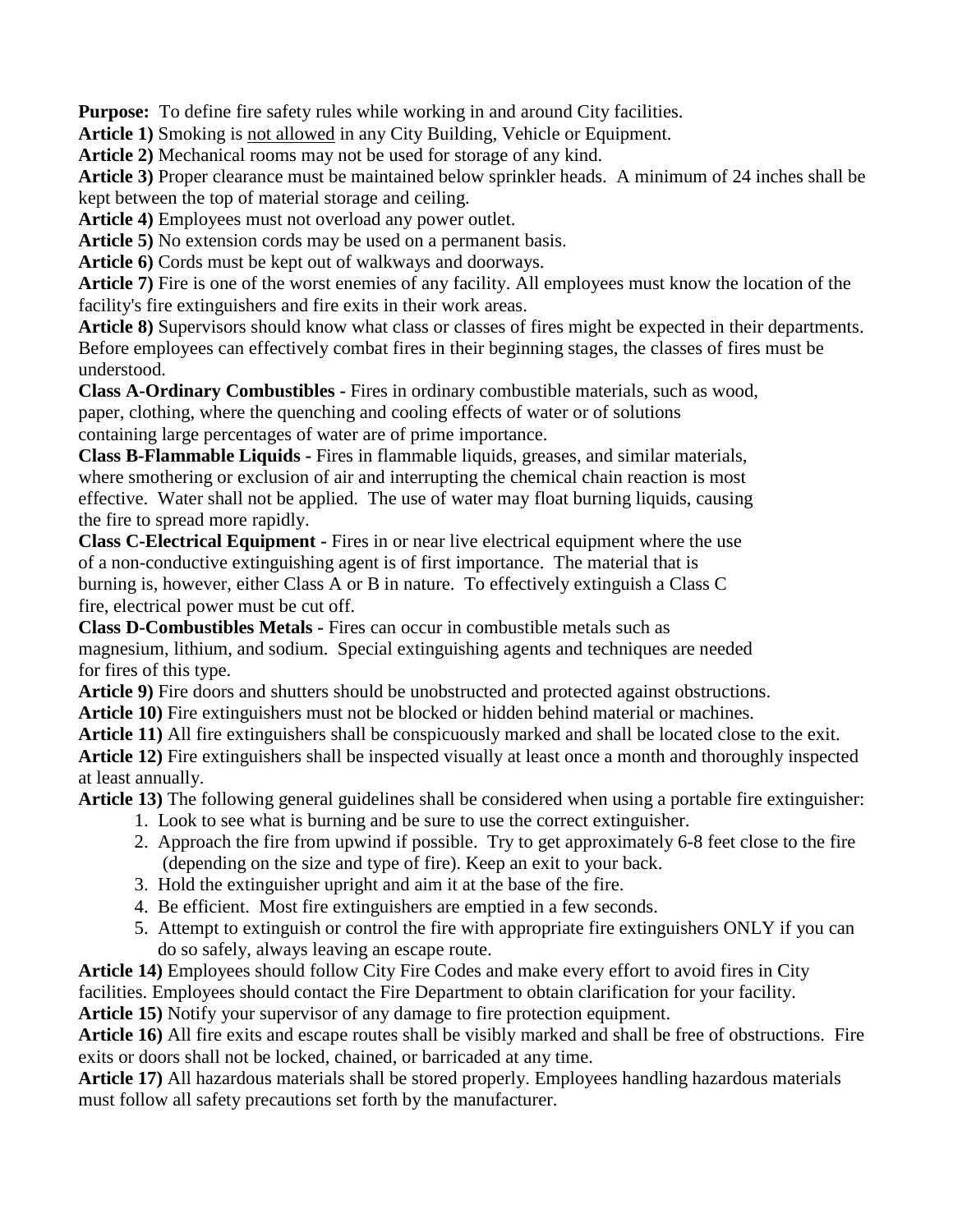**Purpose:** To define fire safety rules while working in and around City facilities.

**Article 1)** Smoking is <u>not allowed</u> in any City Building, Vehicle or Equipment.

**Article 2)** Mechanical rooms may not be used for storage of any kind.

**Article 3)** Proper clearance must be maintained below sprinkler heads. A minimum of 24 inches shall be kept between the top of material storage and ceiling.

**Article 4)** Employees must not overload any power outlet.

**Article 5)** No extension cords may be used on a permanent basis.

**Article 6)** Cords must be kept out of walkways and doorways.

**Article 7)** Fire is one of the worst enemies of any facility. All employees must know the location of the facility's fire extinguishers and fire exits in their work areas.

**Article 8)** Supervisors should know what class or classes of fires might be expected in their departments. Before employees can effectively combat fires in their beginning stages, the classes of fires must be understood.

**Class A-Ordinary Combustibles -** Fires in ordinary combustible materials, such as wood, paper, clothing, where the quenching and cooling effects of water or of solutions containing large percentages of water are of prime importance.

**Class B-Flammable Liquids -** Fires in flammable liquids, greases, and similar materials, where smothering or exclusion of air and interrupting the chemical chain reaction is most effective. Water shall not be applied. The use of water may float burning liquids, causing the fire to spread more rapidly.

**Class C-Electrical Equipment -** Fires in or near live electrical equipment where the use of a non-conductive extinguishing agent is of first importance. The material that is burning is, however, either Class A or B in nature. To effectively extinguish a Class C fire, electrical power must be cut off.

**Class D-Combustibles Metals -** Fires can occur in combustible metals such as magnesium, lithium, and sodium. Special extinguishing agents and techniques are needed for fires of this type.

**Article 9)** Fire doors and shutters should be unobstructed and protected against obstructions.

**Article 10)** Fire extinguishers must not be blocked or hidden behind material or machines.

**Article 11)** All fire extinguishers shall be conspicuously marked and shall be located close to the exit.

**Article 12)** Fire extinguishers shall be inspected visually at least once a month and thoroughly inspected at least annually.

**Article 13)** The following general guidelines shall be considered when using a portable fire extinguisher:

1. Look to see what is burning and be sure to use the correct extinguisher.
2. Approach the fire from upwind if possible. Try to get approximately 6-8 feet close to the fire (depending on the size and type of fire). Keep an exit to your back.
3. Hold the extinguisher upright and aim it at the base of the fire.
4. Be efficient. Most fire extinguishers are emptied in a few seconds.
5. Attempt to extinguish or control the fire with appropriate fire extinguishers ONLY if you can do so safely, always leaving an escape route.

**Article 14)** Employees should follow City Fire Codes and make every effort to avoid fires in City facilities. Employees should contact the Fire Department to obtain clarification for your facility.

**Article 15)** Notify your supervisor of any damage to fire protection equipment.

**Article 16)** All fire exits and escape routes shall be visibly marked and shall be free of obstructions. Fire exits or doors shall not be locked, chained, or barricaded at any time.

**Article 17)** All hazardous materials shall be stored properly. Employees handling hazardous materials must follow all safety precautions set forth by the manufacturer.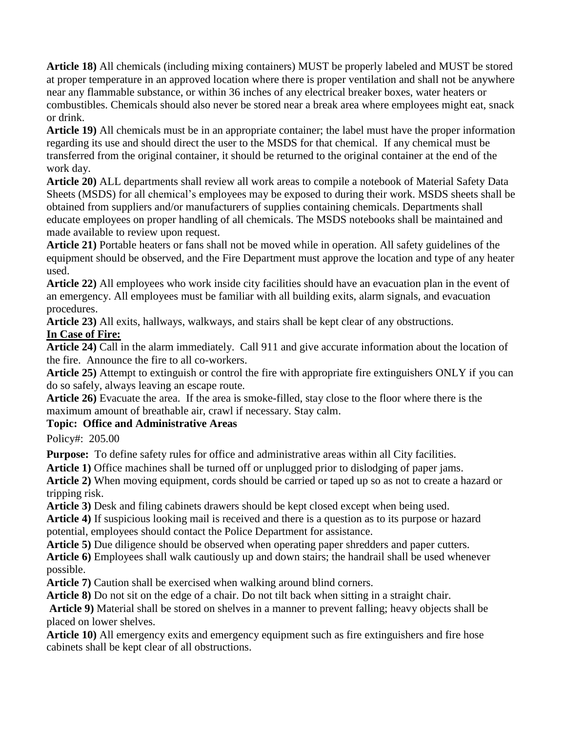**Article 18)** All chemicals (including mixing containers) MUST be properly labeled and MUST be stored at proper temperature in an approved location where there is proper ventilation and shall not be anywhere near any flammable substance, or within 36 inches of any electrical breaker boxes, water heaters or combustibles. Chemicals should also never be stored near a break area where employees might eat, snack or drink.

**Article 19)** All chemicals must be in an appropriate container; the label must have the proper information regarding its use and should direct the user to the MSDS for that chemical. If any chemical must be transferred from the original container, it should be returned to the original container at the end of the work day.

**Article 20)** ALL departments shall review all work areas to compile a notebook of Material Safety Data Sheets (MSDS) for all chemical's employees may be exposed to during their work. MSDS sheets shall be obtained from suppliers and/or manufacturers of supplies containing chemicals. Departments shall educate employees on proper handling of all chemicals. The MSDS notebooks shall be maintained and made available to review upon request.

**Article 21)** Portable heaters or fans shall not be moved while in operation. All safety guidelines of the equipment should be observed, and the Fire Department must approve the location and type of any heater used.

**Article 22)** All employees who work inside city facilities should have an evacuation plan in the event of an emergency. All employees must be familiar with all building exits, alarm signals, and evacuation procedures.

**Article 23)** All exits, hallways, walkways, and stairs shall be kept clear of any obstructions.

**In Case of Fire:**

**Article 24)** Call in the alarm immediately. Call 911 and give accurate information about the location of the fire. Announce the fire to all co-workers.

**Article 25)** Attempt to extinguish or control the fire with appropriate fire extinguishers ONLY if you can do so safely, always leaving an escape route.

**Article 26)** Evacuate the area. If the area is smoke-filled, stay close to the floor where there is the maximum amount of breathable air, crawl if necessary. Stay calm.

**Topic: Office and Administrative Areas**

Policy#: 205.00

**Purpose:** To define safety rules for office and administrative areas within all City facilities.

**Article 1)** Office machines shall be turned off or unplugged prior to dislodging of paper jams.

**Article 2)** When moving equipment, cords should be carried or taped up so as not to create a hazard or tripping risk.

**Article 3)** Desk and filing cabinets drawers should be kept closed except when being used.

**Article 4)** If suspicious looking mail is received and there is a question as to its purpose or hazard potential, employees should contact the Police Department for assistance.

**Article 5)** Due diligence should be observed when operating paper shredders and paper cutters.

**Article 6)** Employees shall walk cautiously up and down stairs; the handrail shall be used whenever possible.

**Article 7)** Caution shall be exercised when walking around blind corners.

**Article 8)** Do not sit on the edge of a chair. Do not tilt back when sitting in a straight chair.

**Article 9)** Material shall be stored on shelves in a manner to prevent falling; heavy objects shall be placed on lower shelves.

**Article 10)** All emergency exits and emergency equipment such as fire extinguishers and fire hose cabinets shall be kept clear of all obstructions.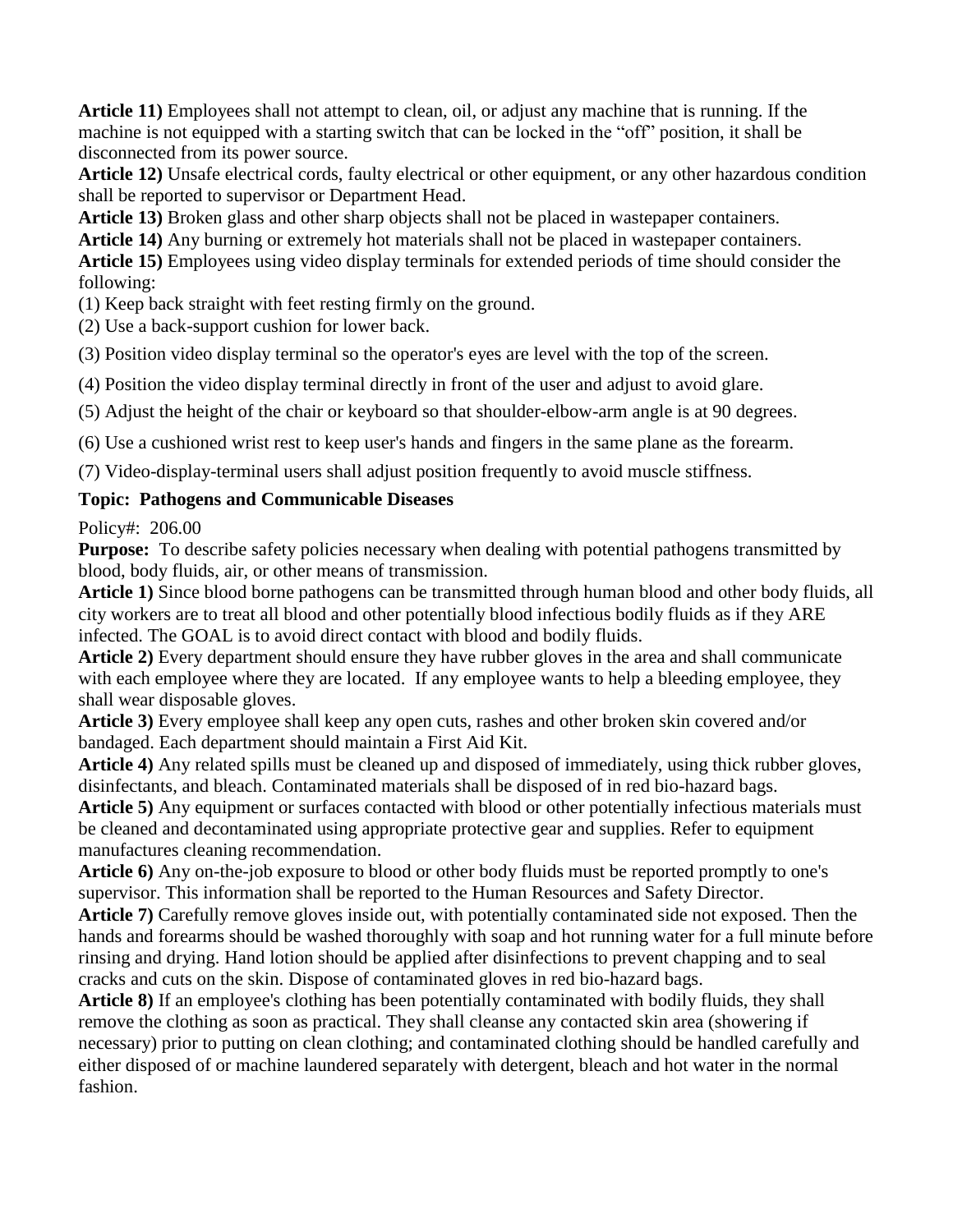**Article 11)** Employees shall not attempt to clean, oil, or adjust any machine that is running. If the machine is not equipped with a starting switch that can be locked in the "off" position, it shall be disconnected from its power source.

**Article 12)** Unsafe electrical cords, faulty electrical or other equipment, or any other hazardous condition shall be reported to supervisor or Department Head.

**Article 13)** Broken glass and other sharp objects shall not be placed in wastepaper containers.

**Article 14)** Any burning or extremely hot materials shall not be placed in wastepaper containers.

**Article 15)** Employees using video display terminals for extended periods of time should consider the following:

(1) Keep back straight with feet resting firmly on the ground.

(2) Use a back-support cushion for lower back.

(3) Position video display terminal so the operator's eyes are level with the top of the screen.

(4) Position the video display terminal directly in front of the user and adjust to avoid glare.

(5) Adjust the height of the chair or keyboard so that shoulder-elbow-arm angle is at 90 degrees.

(6) Use a cushioned wrist rest to keep user's hands and fingers in the same plane as the forearm.

(7) Video-display-terminal users shall adjust position frequently to avoid muscle stiffness.

**Topic: Pathogens and Communicable Diseases**

Policy#: 206.00

**Purpose:** To describe safety policies necessary when dealing with potential pathogens transmitted by blood, body fluids, air, or other means of transmission.

**Article 1)** Since blood borne pathogens can be transmitted through human blood and other body fluids, all city workers are to treat all blood and other potentially blood infectious bodily fluids as if they ARE infected. The GOAL is to avoid direct contact with blood and bodily fluids.

**Article 2)** Every department should ensure they have rubber gloves in the area and shall communicate with each employee where they are located. If any employee wants to help a bleeding employee, they shall wear disposable gloves.

**Article 3)** Every employee shall keep any open cuts, rashes and other broken skin covered and/or bandaged. Each department should maintain a First Aid Kit.

**Article 4)** Any related spills must be cleaned up and disposed of immediately, using thick rubber gloves, disinfectants, and bleach. Contaminated materials shall be disposed of in red bio-hazard bags.

**Article 5)** Any equipment or surfaces contacted with blood or other potentially infectious materials must be cleaned and decontaminated using appropriate protective gear and supplies. Refer to equipment manufactures cleaning recommendation.

**Article 6)** Any on-the-job exposure to blood or other body fluids must be reported promptly to one's supervisor. This information shall be reported to the Human Resources and Safety Director.

**Article 7)** Carefully remove gloves inside out, with potentially contaminated side not exposed. Then the hands and forearms should be washed thoroughly with soap and hot running water for a full minute before rinsing and drying. Hand lotion should be applied after disinfections to prevent chapping and to seal cracks and cuts on the skin. Dispose of contaminated gloves in red bio-hazard bags.

**Article 8)** If an employee's clothing has been potentially contaminated with bodily fluids, they shall remove the clothing as soon as practical. They shall cleanse any contacted skin area (showering if necessary) prior to putting on clean clothing; and contaminated clothing should be handled carefully and either disposed of or machine laundered separately with detergent, bleach and hot water in the normal fashion.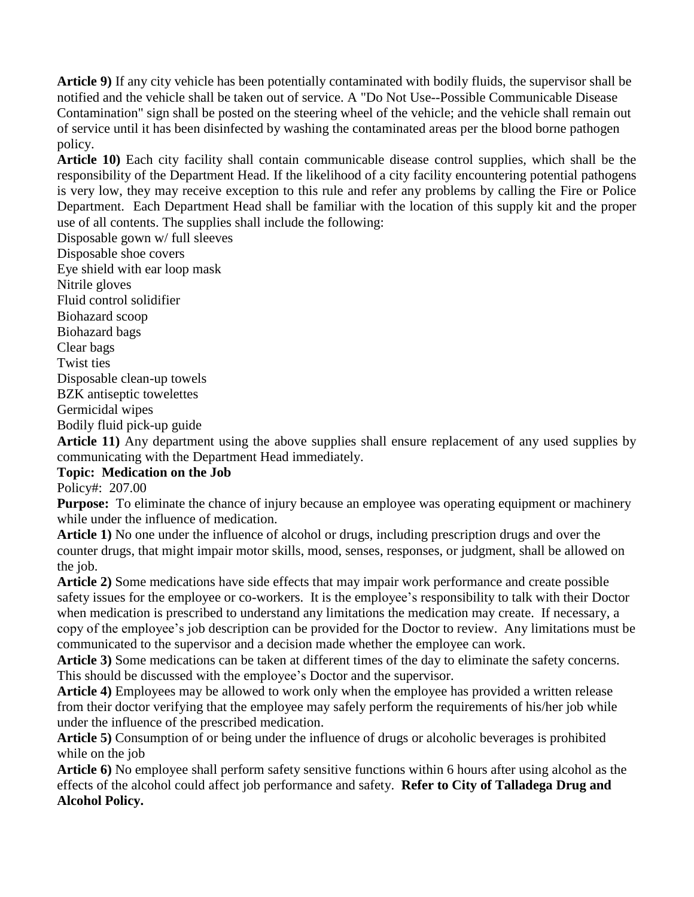**Article 9)** If any city vehicle has been potentially contaminated with bodily fluids, the supervisor shall be notified and the vehicle shall be taken out of service. A "Do Not Use--Possible Communicable Disease Contamination" sign shall be posted on the steering wheel of the vehicle; and the vehicle shall remain out of service until it has been disinfected by washing the contaminated areas per the blood borne pathogen policy.

**Article 10)** Each city facility shall contain communicable disease control supplies, which shall be the responsibility of the Department Head. If the likelihood of a city facility encountering potential pathogens is very low, they may receive exception to this rule and refer any problems by calling the Fire or Police Department. Each Department Head shall be familiar with the location of this supply kit and the proper use of all contents. The supplies shall include the following:

Disposable gown w/ full sleeves
Disposable shoe covers
Eye shield with ear loop mask
Nitrile gloves
Fluid control solidifier
Biohazard scoop
Biohazard bags
Clear bags
Twist ties
Disposable clean-up towels
BZK antiseptic towelettes
Germicidal wipes
Bodily fluid pick-up guide

**Article 11)** Any department using the above supplies shall ensure replacement of any used supplies by communicating with the Department Head immediately.

**Topic: Medication on the Job**

Policy#: 207.00

**Purpose:** To eliminate the chance of injury because an employee was operating equipment or machinery while under the influence of medication.

**Article 1)** No one under the influence of alcohol or drugs, including prescription drugs and over the counter drugs, that might impair motor skills, mood, senses, responses, or judgment, shall be allowed on the job.

**Article 2)** Some medications have side effects that may impair work performance and create possible safety issues for the employee or co-workers. It is the employee's responsibility to talk with their Doctor when medication is prescribed to understand any limitations the medication may create. If necessary, a copy of the employee's job description can be provided for the Doctor to review. Any limitations must be communicated to the supervisor and a decision made whether the employee can work.

**Article 3)** Some medications can be taken at different times of the day to eliminate the safety concerns. This should be discussed with the employee's Doctor and the supervisor.

**Article 4)** Employees may be allowed to work only when the employee has provided a written release from their doctor verifying that the employee may safely perform the requirements of his/her job while under the influence of the prescribed medication.

**Article 5)** Consumption of or being under the influence of drugs or alcoholic beverages is prohibited while on the job

**Article 6)** No employee shall perform safety sensitive functions within 6 hours after using alcohol as the effects of the alcohol could affect job performance and safety. **Refer to City of Talladega Drug and Alcohol Policy.**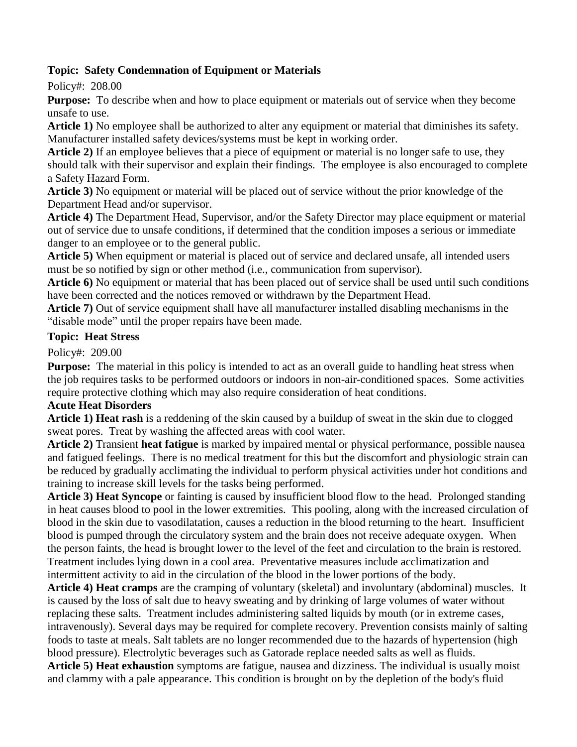**Topic: Safety Condemnation of Equipment or Materials**

Policy#: 208.00

**Purpose:** To describe when and how to place equipment or materials out of service when they become unsafe to use.

**Article 1)** No employee shall be authorized to alter any equipment or material that diminishes its safety. Manufacturer installed safety devices/systems must be kept in working order.

**Article 2)** If an employee believes that a piece of equipment or material is no longer safe to use, they should talk with their supervisor and explain their findings. The employee is also encouraged to complete a Safety Hazard Form.

**Article 3)** No equipment or material will be placed out of service without the prior knowledge of the Department Head and/or supervisor.

**Article 4)** The Department Head, Supervisor, and/or the Safety Director may place equipment or material out of service due to unsafe conditions, if determined that the condition imposes a serious or immediate danger to an employee or to the general public.

**Article 5)** When equipment or material is placed out of service and declared unsafe, all intended users must be so notified by sign or other method (i.e., communication from supervisor).

**Article 6)** No equipment or material that has been placed out of service shall be used until such conditions have been corrected and the notices removed or withdrawn by the Department Head.

**Article 7)** Out of service equipment shall have all manufacturer installed disabling mechanisms in the "disable mode" until the proper repairs have been made.

**Topic: Heat Stress**

Policy#: 209.00

**Purpose:** The material in this policy is intended to act as an overall guide to handling heat stress when the job requires tasks to be performed outdoors or indoors in non-air-conditioned spaces. Some activities require protective clothing which may also require consideration of heat conditions.

**Acute Heat Disorders**

**Article 1) Heat rash** is a reddening of the skin caused by a buildup of sweat in the skin due to clogged sweat pores. Treat by washing the affected areas with cool water.

**Article 2)** Transient **heat fatigue** is marked by impaired mental or physical performance, possible nausea and fatigued feelings. There is no medical treatment for this but the discomfort and physiologic strain can be reduced by gradually acclimating the individual to perform physical activities under hot conditions and training to increase skill levels for the tasks being performed.

**Article 3) Heat Syncope** or fainting is caused by insufficient blood flow to the head. Prolonged standing in heat causes blood to pool in the lower extremities. This pooling, along with the increased circulation of blood in the skin due to vasodilatation, causes a reduction in the blood returning to the heart. Insufficient blood is pumped through the circulatory system and the brain does not receive adequate oxygen. When the person faints, the head is brought lower to the level of the feet and circulation to the brain is restored. Treatment includes lying down in a cool area. Preventative measures include acclimatization and intermittent activity to aid in the circulation of the blood in the lower portions of the body.

**Article 4) Heat cramps** are the cramping of voluntary (skeletal) and involuntary (abdominal) muscles. It is caused by the loss of salt due to heavy sweating and by drinking of large volumes of water without replacing these salts. Treatment includes administering salted liquids by mouth (or in extreme cases, intravenously). Several days may be required for complete recovery. Prevention consists mainly of salting foods to taste at meals. Salt tablets are no longer recommended due to the hazards of hypertension (high blood pressure). Electrolytic beverages such as Gatorade replace needed salts as well as fluids.

**Article 5) Heat exhaustion** symptoms are fatigue, nausea and dizziness. The individual is usually moist and clammy with a pale appearance. This condition is brought on by the depletion of the body's fluid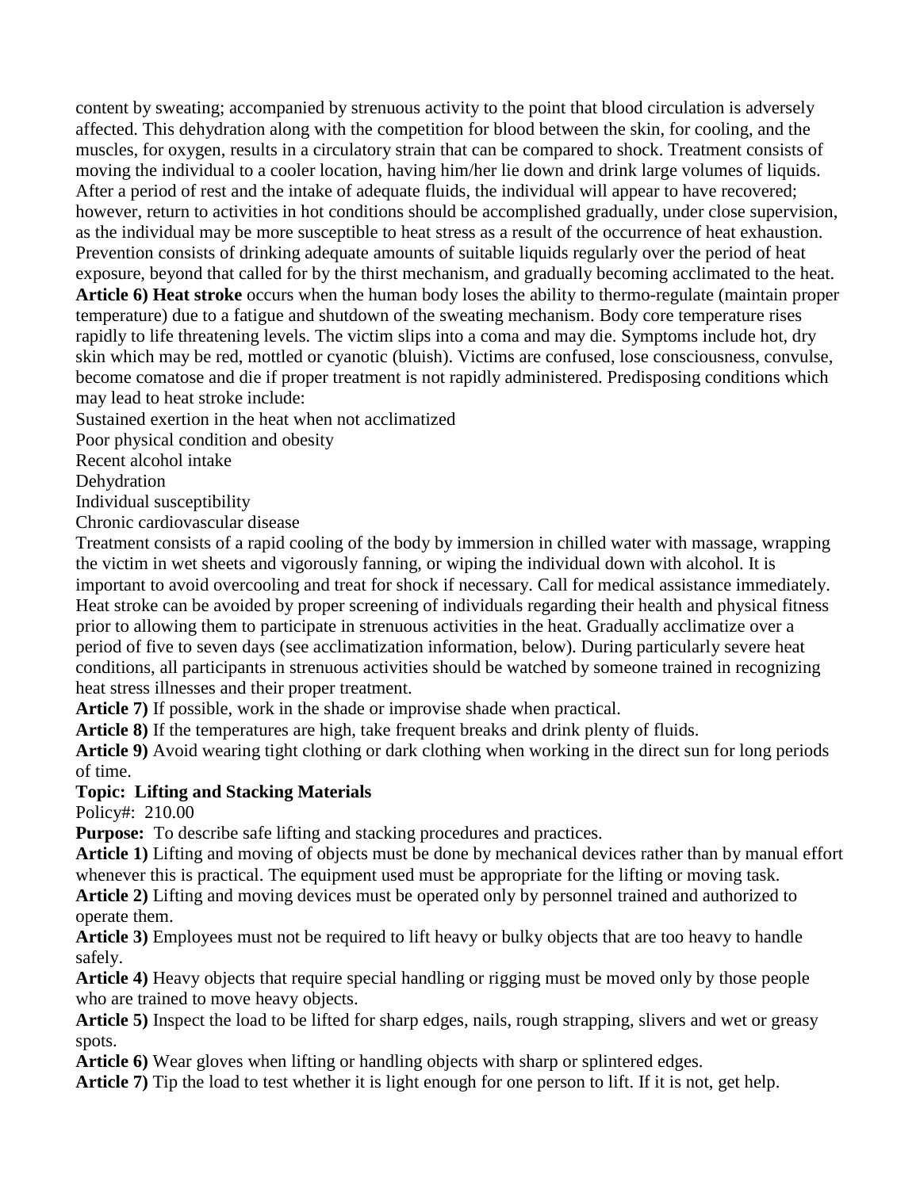content by sweating; accompanied by strenuous activity to the point that blood circulation is adversely affected. This dehydration along with the competition for blood between the skin, for cooling, and the muscles, for oxygen, results in a circulatory strain that can be compared to shock. Treatment consists of moving the individual to a cooler location, having him/her lie down and drink large volumes of liquids. After a period of rest and the intake of adequate fluids, the individual will appear to have recovered; however, return to activities in hot conditions should be accomplished gradually, under close supervision, as the individual may be more susceptible to heat stress as a result of the occurrence of heat exhaustion. Prevention consists of drinking adequate amounts of suitable liquids regularly over the period of heat exposure, beyond that called for by the thirst mechanism, and gradually becoming acclimated to the heat.

**Article 6) Heat stroke** occurs when the human body loses the ability to thermo-regulate (maintain proper temperature) due to a fatigue and shutdown of the sweating mechanism. Body core temperature rises rapidly to life threatening levels. The victim slips into a coma and may die. Symptoms include hot, dry skin which may be red, mottled or cyanotic (bluish). Victims are confused, lose consciousness, convulse, become comatose and die if proper treatment is not rapidly administered. Predisposing conditions which may lead to heat stroke include:

Sustained exertion in the heat when not acclimatized
Poor physical condition and obesity
Recent alcohol intake
Dehydration
Individual susceptibility
Chronic cardiovascular disease

Treatment consists of a rapid cooling of the body by immersion in chilled water with massage, wrapping the victim in wet sheets and vigorously fanning, or wiping the individual down with alcohol. It is important to avoid overcooling and treat for shock if necessary. Call for medical assistance immediately. Heat stroke can be avoided by proper screening of individuals regarding their health and physical fitness prior to allowing them to participate in strenuous activities in the heat. Gradually acclimatize over a period of five to seven days (see acclimatization information, below). During particularly severe heat conditions, all participants in strenuous activities should be watched by someone trained in recognizing heat stress illnesses and their proper treatment.

**Article 7)** If possible, work in the shade or improvise shade when practical.

**Article 8)** If the temperatures are high, take frequent breaks and drink plenty of fluids.

**Article 9)** Avoid wearing tight clothing or dark clothing when working in the direct sun for long periods of time.

**Topic: Lifting and Stacking Materials**

Policy#: 210.00

**Purpose:** To describe safe lifting and stacking procedures and practices.

**Article 1)** Lifting and moving of objects must be done by mechanical devices rather than by manual effort whenever this is practical. The equipment used must be appropriate for the lifting or moving task.

**Article 2)** Lifting and moving devices must be operated only by personnel trained and authorized to operate them.

**Article 3)** Employees must not be required to lift heavy or bulky objects that are too heavy to handle safely.

**Article 4)** Heavy objects that require special handling or rigging must be moved only by those people who are trained to move heavy objects.

**Article 5)** Inspect the load to be lifted for sharp edges, nails, rough strapping, slivers and wet or greasy spots.

**Article 6)** Wear gloves when lifting or handling objects with sharp or splintered edges.

**Article 7)** Tip the load to test whether it is light enough for one person to lift. If it is not, get help.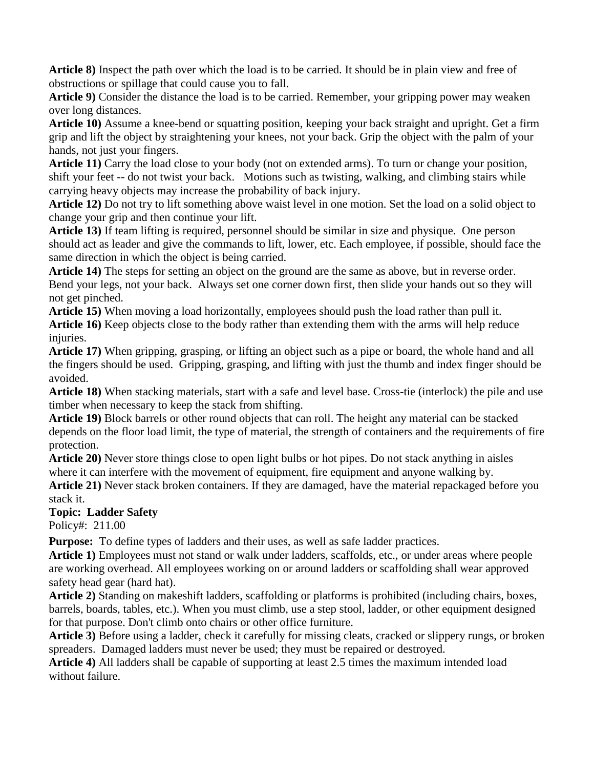**Article 8)** Inspect the path over which the load is to be carried. It should be in plain view and free of obstructions or spillage that could cause you to fall.

**Article 9)** Consider the distance the load is to be carried. Remember, your gripping power may weaken over long distances.

**Article 10)** Assume a knee-bend or squatting position, keeping your back straight and upright. Get a firm grip and lift the object by straightening your knees, not your back. Grip the object with the palm of your hands, not just your fingers.

**Article 11)** Carry the load close to your body (not on extended arms). To turn or change your position, shift your feet -- do not twist your back. Motions such as twisting, walking, and climbing stairs while carrying heavy objects may increase the probability of back injury.

**Article 12)** Do not try to lift something above waist level in one motion. Set the load on a solid object to change your grip and then continue your lift.

**Article 13)** If team lifting is required, personnel should be similar in size and physique. One person should act as leader and give the commands to lift, lower, etc. Each employee, if possible, should face the same direction in which the object is being carried.

**Article 14)** The steps for setting an object on the ground are the same as above, but in reverse order. Bend your legs, not your back. Always set one corner down first, then slide your hands out so they will not get pinched.

**Article 15)** When moving a load horizontally, employees should push the load rather than pull it.

**Article 16)** Keep objects close to the body rather than extending them with the arms will help reduce injuries.

**Article 17)** When gripping, grasping, or lifting an object such as a pipe or board, the whole hand and all the fingers should be used. Gripping, grasping, and lifting with just the thumb and index finger should be avoided.

**Article 18)** When stacking materials, start with a safe and level base. Cross-tie (interlock) the pile and use timber when necessary to keep the stack from shifting.

**Article 19)** Block barrels or other round objects that can roll. The height any material can be stacked depends on the floor load limit, the type of material, the strength of containers and the requirements of fire protection.

**Article 20)** Never store things close to open light bulbs or hot pipes. Do not stack anything in aisles where it can interfere with the movement of equipment, fire equipment and anyone walking by.

**Article 21)** Never stack broken containers. If they are damaged, have the material repackaged before you stack it.

**Topic: Ladder Safety**

Policy#: 211.00

**Purpose:** To define types of ladders and their uses, as well as safe ladder practices.

**Article 1)** Employees must not stand or walk under ladders, scaffolds, etc., or under areas where people are working overhead. All employees working on or around ladders or scaffolding shall wear approved safety head gear (hard hat).

**Article 2)** Standing on makeshift ladders, scaffolding or platforms is prohibited (including chairs, boxes, barrels, boards, tables, etc.). When you must climb, use a step stool, ladder, or other equipment designed for that purpose. Don't climb onto chairs or other office furniture.

**Article 3)** Before using a ladder, check it carefully for missing cleats, cracked or slippery rungs, or broken spreaders. Damaged ladders must never be used; they must be repaired or destroyed.

**Article 4)** All ladders shall be capable of supporting at least 2.5 times the maximum intended load without failure.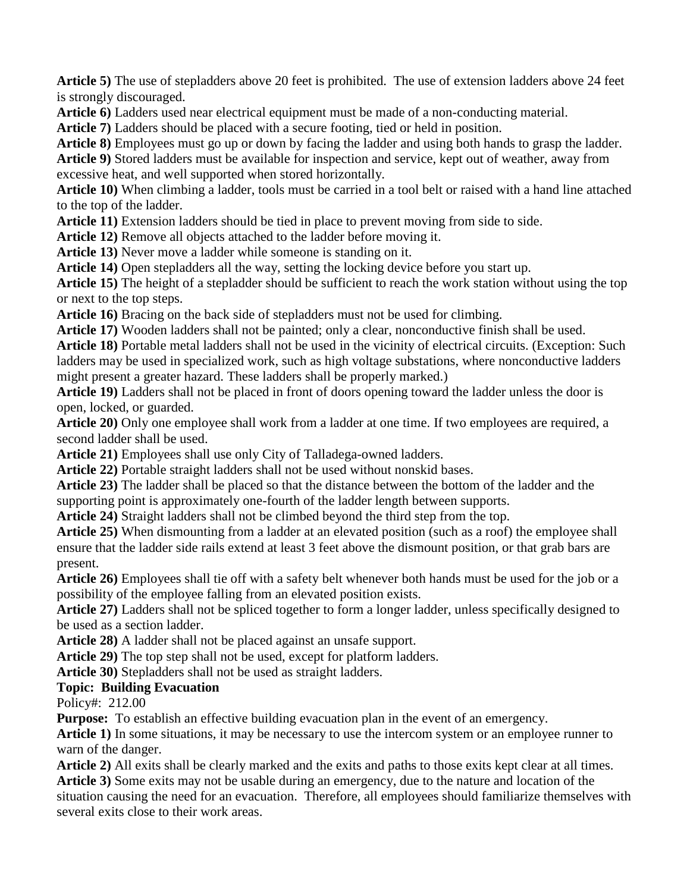**Article 5)** The use of stepladders above 20 feet is prohibited. The use of extension ladders above 24 feet is strongly discouraged.

**Article 6)** Ladders used near electrical equipment must be made of a non-conducting material.

**Article 7)** Ladders should be placed with a secure footing, tied or held in position.

**Article 8)** Employees must go up or down by facing the ladder and using both hands to grasp the ladder.

**Article 9)** Stored ladders must be available for inspection and service, kept out of weather, away from excessive heat, and well supported when stored horizontally.

**Article 10)** When climbing a ladder, tools must be carried in a tool belt or raised with a hand line attached to the top of the ladder.

**Article 11)** Extension ladders should be tied in place to prevent moving from side to side.

**Article 12)** Remove all objects attached to the ladder before moving it.

**Article 13)** Never move a ladder while someone is standing on it.

**Article 14)** Open stepladders all the way, setting the locking device before you start up.

**Article 15)** The height of a stepladder should be sufficient to reach the work station without using the top or next to the top steps.

**Article 16)** Bracing on the back side of stepladders must not be used for climbing.

**Article 17)** Wooden ladders shall not be painted; only a clear, nonconductive finish shall be used.

**Article 18)** Portable metal ladders shall not be used in the vicinity of electrical circuits. (Exception: Such ladders may be used in specialized work, such as high voltage substations, where nonconductive ladders might present a greater hazard. These ladders shall be properly marked.)

**Article 19)** Ladders shall not be placed in front of doors opening toward the ladder unless the door is open, locked, or guarded.

**Article 20)** Only one employee shall work from a ladder at one time. If two employees are required, a second ladder shall be used.

**Article 21)** Employees shall use only City of Talladega-owned ladders.

**Article 22)** Portable straight ladders shall not be used without nonskid bases.

**Article 23)** The ladder shall be placed so that the distance between the bottom of the ladder and the supporting point is approximately one-fourth of the ladder length between supports.

**Article 24)** Straight ladders shall not be climbed beyond the third step from the top.

**Article 25)** When dismounting from a ladder at an elevated position (such as a roof) the employee shall ensure that the ladder side rails extend at least 3 feet above the dismount position, or that grab bars are present.

**Article 26)** Employees shall tie off with a safety belt whenever both hands must be used for the job or a possibility of the employee falling from an elevated position exists.

**Article 27)** Ladders shall not be spliced together to form a longer ladder, unless specifically designed to be used as a section ladder.

**Article 28)** A ladder shall not be placed against an unsafe support.

**Article 29)** The top step shall not be used, except for platform ladders.

**Article 30)** Stepladders shall not be used as straight ladders.

**Topic: Building Evacuation**

Policy#: 212.00

**Purpose:** To establish an effective building evacuation plan in the event of an emergency.

**Article 1)** In some situations, it may be necessary to use the intercom system or an employee runner to warn of the danger.

**Article 2)** All exits shall be clearly marked and the exits and paths to those exits kept clear at all times.

**Article 3)** Some exits may not be usable during an emergency, due to the nature and location of the situation causing the need for an evacuation. Therefore, all employees should familiarize themselves with several exits close to their work areas.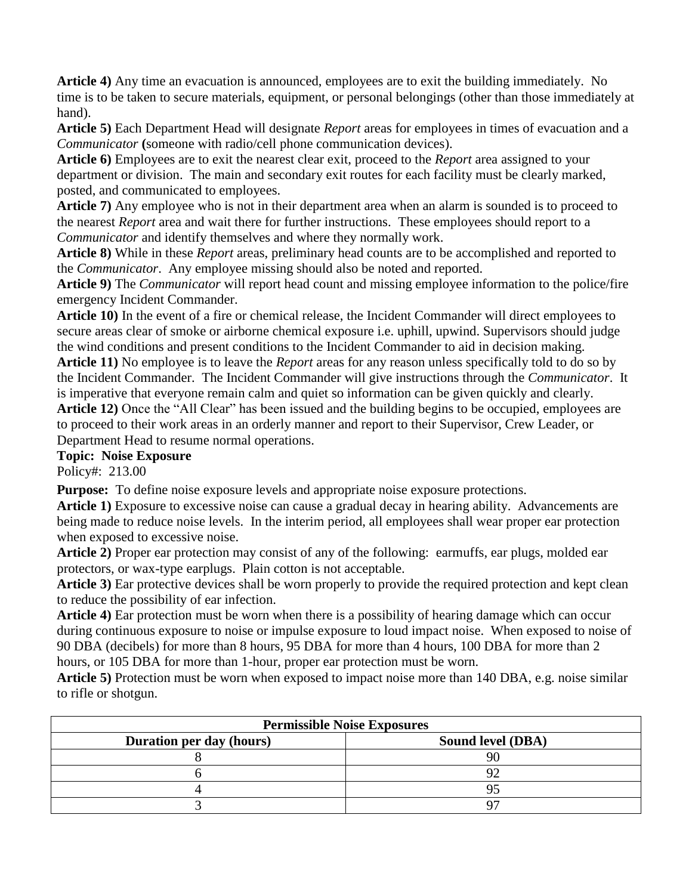**Article 4)** Any time an evacuation is announced, employees are to exit the building immediately. No time is to be taken to secure materials, equipment, or personal belongings (other than those immediately at hand).

**Article 5)** Each Department Head will designate *Report* areas for employees in times of evacuation and a *Communicator* **(**someone with radio/cell phone communication devices).

**Article 6)** Employees are to exit the nearest clear exit, proceed to the *Report* area assigned to your department or division. The main and secondary exit routes for each facility must be clearly marked, posted, and communicated to employees.

**Article 7)** Any employee who is not in their department area when an alarm is sounded is to proceed to the nearest *Report* area and wait there for further instructions. These employees should report to a *Communicator* and identify themselves and where they normally work.

**Article 8)** While in these *Report* areas, preliminary head counts are to be accomplished and reported to the *Communicator*. Any employee missing should also be noted and reported.

**Article 9)** The *Communicator* will report head count and missing employee information to the police/fire emergency Incident Commander.

**Article 10)** In the event of a fire or chemical release, the Incident Commander will direct employees to secure areas clear of smoke or airborne chemical exposure i.e. uphill, upwind. Supervisors should judge the wind conditions and present conditions to the Incident Commander to aid in decision making.

**Article 11)** No employee is to leave the *Report* areas for any reason unless specifically told to do so by the Incident Commander. The Incident Commander will give instructions through the *Communicator*. It is imperative that everyone remain calm and quiet so information can be given quickly and clearly.

**Article 12)** Once the "All Clear" has been issued and the building begins to be occupied, employees are to proceed to their work areas in an orderly manner and report to their Supervisor, Crew Leader, or Department Head to resume normal operations.

**Topic: Noise Exposure**

Policy#: 213.00

**Purpose:** To define noise exposure levels and appropriate noise exposure protections.

**Article 1)** Exposure to excessive noise can cause a gradual decay in hearing ability. Advancements are being made to reduce noise levels. In the interim period, all employees shall wear proper ear protection when exposed to excessive noise.

**Article 2)** Proper ear protection may consist of any of the following: earmuffs, ear plugs, molded ear protectors, or wax-type earplugs. Plain cotton is not acceptable.

**Article 3)** Ear protective devices shall be worn properly to provide the required protection and kept clean to reduce the possibility of ear infection.

**Article 4)** Ear protection must be worn when there is a possibility of hearing damage which can occur during continuous exposure to noise or impulse exposure to loud impact noise. When exposed to noise of 90 DBA (decibels) for more than 8 hours, 95 DBA for more than 4 hours, 100 DBA for more than 2 hours, or 105 DBA for more than 1-hour, proper ear protection must be worn.

**Article 5)** Protection must be worn when exposed to impact noise more than 140 DBA, e.g. noise similar to rifle or shotgun.

| **Permissible Noise Exposures** | |
|---|---|
| **Duration per day (hours)** | **Sound level (DBA)** |
| 8 | 90 |
| 6 | 92 |
| 4 | 95 |
| 3 | 97 |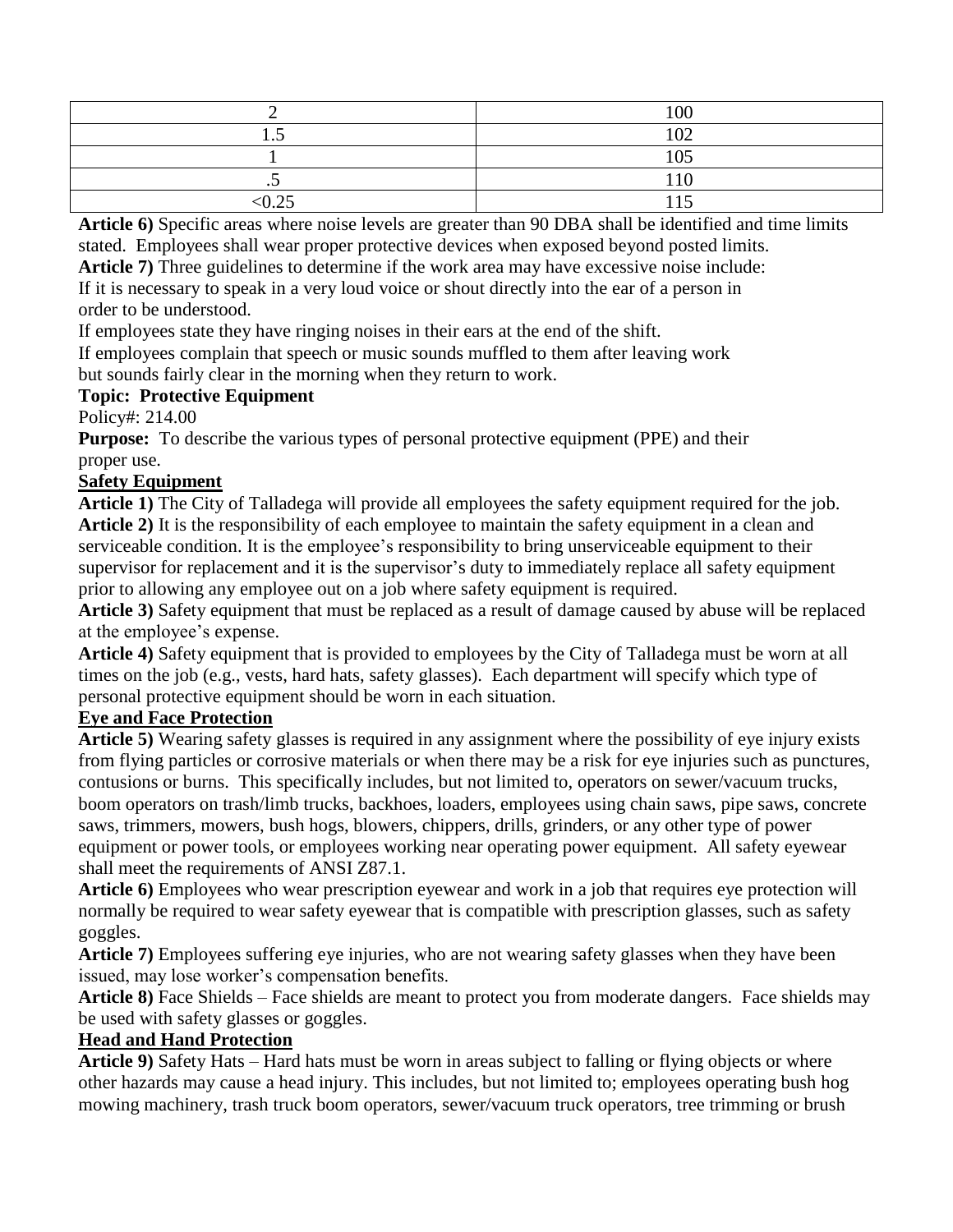| | |
|---|---|
| 2 | 100 |
| 1.5 | 102 |
| 1 | 105 |
| .5 | 110 |
| <0.25 | 115 |

**Article 6)** Specific areas where noise levels are greater than 90 DBA shall be identified and time limits stated. Employees shall wear proper protective devices when exposed beyond posted limits.

**Article 7)** Three guidelines to determine if the work area may have excessive noise include:

If it is necessary to speak in a very loud voice or shout directly into the ear of a person in order to be understood.

If employees state they have ringing noises in their ears at the end of the shift.

If employees complain that speech or music sounds muffled to them after leaving work but sounds fairly clear in the morning when they return to work.

**Topic: Protective Equipment**

Policy#: 214.00

**Purpose:** To describe the various types of personal protective equipment (PPE) and their proper use.

## Safety Equipment

**Article 1)** The City of Talladega will provide all employees the safety equipment required for the job.

**Article 2)** It is the responsibility of each employee to maintain the safety equipment in a clean and serviceable condition. It is the employee's responsibility to bring unserviceable equipment to their supervisor for replacement and it is the supervisor's duty to immediately replace all safety equipment prior to allowing any employee out on a job where safety equipment is required.

**Article 3)** Safety equipment that must be replaced as a result of damage caused by abuse will be replaced at the employee's expense.

**Article 4)** Safety equipment that is provided to employees by the City of Talladega must be worn at all times on the job (e.g., vests, hard hats, safety glasses). Each department will specify which type of personal protective equipment should be worn in each situation.

## Eye and Face Protection

**Article 5)** Wearing safety glasses is required in any assignment where the possibility of eye injury exists from flying particles or corrosive materials or when there may be a risk for eye injuries such as punctures, contusions or burns. This specifically includes, but not limited to, operators on sewer/vacuum trucks, boom operators on trash/limb trucks, backhoes, loaders, employees using chain saws, pipe saws, concrete saws, trimmers, mowers, bush hogs, blowers, chippers, drills, grinders, or any other type of power equipment or power tools, or employees working near operating power equipment. All safety eyewear shall meet the requirements of ANSI Z87.1.

**Article 6)** Employees who wear prescription eyewear and work in a job that requires eye protection will normally be required to wear safety eyewear that is compatible with prescription glasses, such as safety goggles.

**Article 7)** Employees suffering eye injuries, who are not wearing safety glasses when they have been issued, may lose worker's compensation benefits.

**Article 8)** Face Shields – Face shields are meant to protect you from moderate dangers. Face shields may be used with safety glasses or goggles.

## Head and Hand Protection

**Article 9)** Safety Hats – Hard hats must be worn in areas subject to falling or flying objects or where other hazards may cause a head injury. This includes, but not limited to; employees operating bush hog mowing machinery, trash truck boom operators, sewer/vacuum truck operators, tree trimming or brush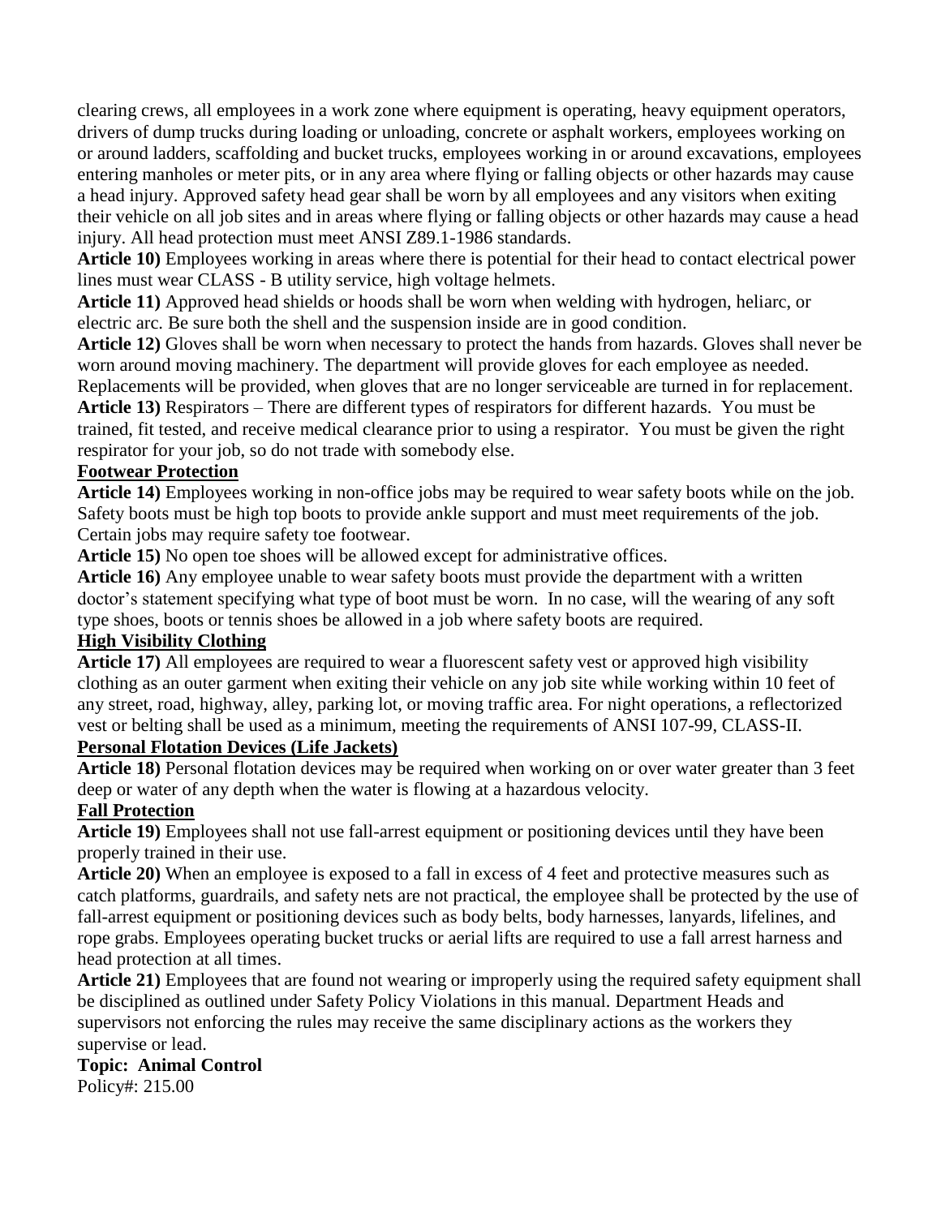clearing crews, all employees in a work zone where equipment is operating, heavy equipment operators, drivers of dump trucks during loading or unloading, concrete or asphalt workers, employees working on or around ladders, scaffolding and bucket trucks, employees working in or around excavations, employees entering manholes or meter pits, or in any area where flying or falling objects or other hazards may cause a head injury. Approved safety head gear shall be worn by all employees and any visitors when exiting their vehicle on all job sites and in areas where flying or falling objects or other hazards may cause a head injury. All head protection must meet ANSI Z89.1-1986 standards.

**Article 10)** Employees working in areas where there is potential for their head to contact electrical power lines must wear CLASS - B utility service, high voltage helmets.

**Article 11)** Approved head shields or hoods shall be worn when welding with hydrogen, heliarc, or electric arc. Be sure both the shell and the suspension inside are in good condition.

**Article 12)** Gloves shall be worn when necessary to protect the hands from hazards. Gloves shall never be worn around moving machinery. The department will provide gloves for each employee as needed. Replacements will be provided, when gloves that are no longer serviceable are turned in for replacement.

**Article 13)** Respirators – There are different types of respirators for different hazards. You must be trained, fit tested, and receive medical clearance prior to using a respirator. You must be given the right respirator for your job, so do not trade with somebody else.

**<u>Footwear Protection</u>**

**Article 14)** Employees working in non-office jobs may be required to wear safety boots while on the job. Safety boots must be high top boots to provide ankle support and must meet requirements of the job. Certain jobs may require safety toe footwear.

**Article 15)** No open toe shoes will be allowed except for administrative offices.

**Article 16)** Any employee unable to wear safety boots must provide the department with a written doctor's statement specifying what type of boot must be worn. In no case, will the wearing of any soft type shoes, boots or tennis shoes be allowed in a job where safety boots are required.

**<u>High Visibility Clothing</u>**

**Article 17)** All employees are required to wear a fluorescent safety vest or approved high visibility clothing as an outer garment when exiting their vehicle on any job site while working within 10 feet of any street, road, highway, alley, parking lot, or moving traffic area. For night operations, a reflectorized vest or belting shall be used as a minimum, meeting the requirements of ANSI 107-99, CLASS-II.

**<u>Personal Flotation Devices (Life Jackets)</u>**

**Article 18)** Personal flotation devices may be required when working on or over water greater than 3 feet deep or water of any depth when the water is flowing at a hazardous velocity.

**<u>Fall Protection</u>**

**Article 19)** Employees shall not use fall-arrest equipment or positioning devices until they have been properly trained in their use.

**Article 20)** When an employee is exposed to a fall in excess of 4 feet and protective measures such as catch platforms, guardrails, and safety nets are not practical, the employee shall be protected by the use of fall-arrest equipment or positioning devices such as body belts, body harnesses, lanyards, lifelines, and rope grabs. Employees operating bucket trucks or aerial lifts are required to use a fall arrest harness and head protection at all times.

**Article 21)** Employees that are found not wearing or improperly using the required safety equipment shall be disciplined as outlined under Safety Policy Violations in this manual. Department Heads and supervisors not enforcing the rules may receive the same disciplinary actions as the workers they supervise or lead.

**Topic: Animal Control**

Policy#: 215.00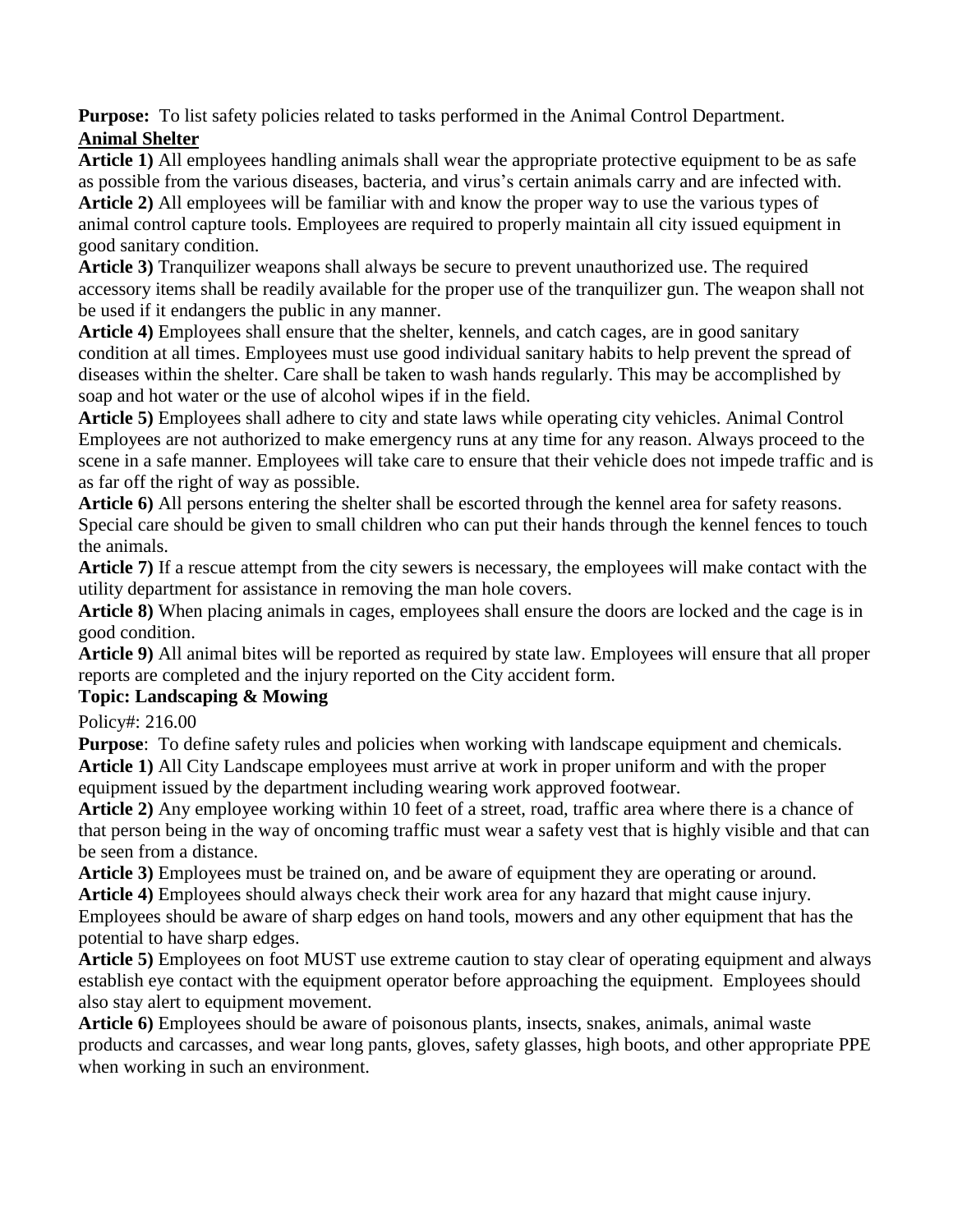**Purpose:** To list safety policies related to tasks performed in the Animal Control Department.

**Animal Shelter**

**Article 1)** All employees handling animals shall wear the appropriate protective equipment to be as safe as possible from the various diseases, bacteria, and virus's certain animals carry and are infected with.

**Article 2)** All employees will be familiar with and know the proper way to use the various types of animal control capture tools. Employees are required to properly maintain all city issued equipment in good sanitary condition.

**Article 3)** Tranquilizer weapons shall always be secure to prevent unauthorized use. The required accessory items shall be readily available for the proper use of the tranquilizer gun. The weapon shall not be used if it endangers the public in any manner.

**Article 4)** Employees shall ensure that the shelter, kennels, and catch cages, are in good sanitary condition at all times. Employees must use good individual sanitary habits to help prevent the spread of diseases within the shelter. Care shall be taken to wash hands regularly. This may be accomplished by soap and hot water or the use of alcohol wipes if in the field.

**Article 5)** Employees shall adhere to city and state laws while operating city vehicles. Animal Control Employees are not authorized to make emergency runs at any time for any reason. Always proceed to the scene in a safe manner. Employees will take care to ensure that their vehicle does not impede traffic and is as far off the right of way as possible.

**Article 6)** All persons entering the shelter shall be escorted through the kennel area for safety reasons. Special care should be given to small children who can put their hands through the kennel fences to touch the animals.

**Article 7)** If a rescue attempt from the city sewers is necessary, the employees will make contact with the utility department for assistance in removing the man hole covers.

**Article 8)** When placing animals in cages, employees shall ensure the doors are locked and the cage is in good condition.

**Article 9)** All animal bites will be reported as required by state law. Employees will ensure that all proper reports are completed and the injury reported on the City accident form.

**Topic: Landscaping & Mowing**

Policy#: 216.00

**Purpose**: To define safety rules and policies when working with landscape equipment and chemicals.

**Article 1)** All City Landscape employees must arrive at work in proper uniform and with the proper equipment issued by the department including wearing work approved footwear.

**Article 2)** Any employee working within 10 feet of a street, road, traffic area where there is a chance of that person being in the way of oncoming traffic must wear a safety vest that is highly visible and that can be seen from a distance.

**Article 3)** Employees must be trained on, and be aware of equipment they are operating or around.

**Article 4)** Employees should always check their work area for any hazard that might cause injury. Employees should be aware of sharp edges on hand tools, mowers and any other equipment that has the potential to have sharp edges.

**Article 5)** Employees on foot MUST use extreme caution to stay clear of operating equipment and always establish eye contact with the equipment operator before approaching the equipment. Employees should also stay alert to equipment movement.

**Article 6)** Employees should be aware of poisonous plants, insects, snakes, animals, animal waste products and carcasses, and wear long pants, gloves, safety glasses, high boots, and other appropriate PPE when working in such an environment.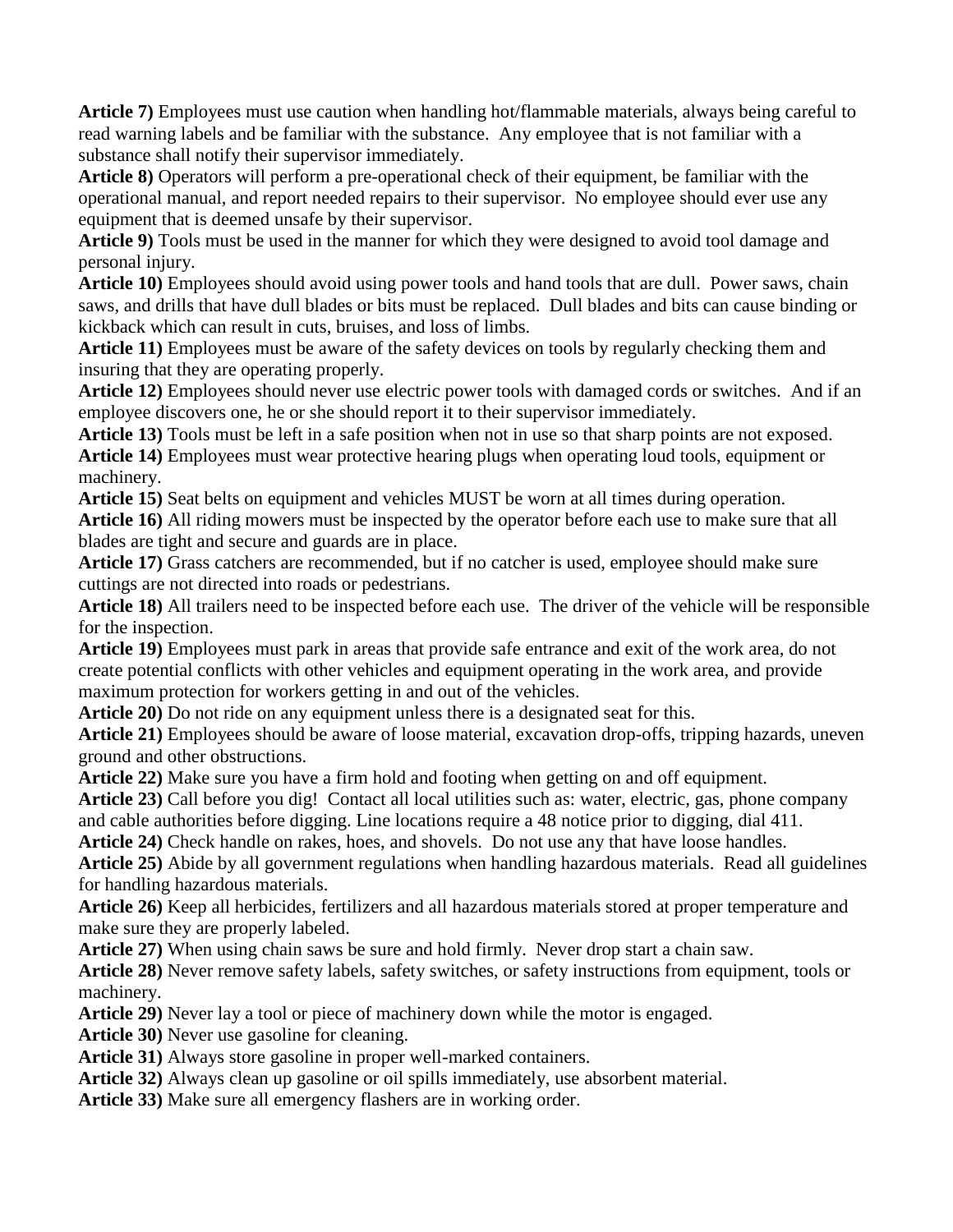**Article 7)** Employees must use caution when handling hot/flammable materials, always being careful to read warning labels and be familiar with the substance. Any employee that is not familiar with a substance shall notify their supervisor immediately.

**Article 8)** Operators will perform a pre-operational check of their equipment, be familiar with the operational manual, and report needed repairs to their supervisor. No employee should ever use any equipment that is deemed unsafe by their supervisor.

**Article 9)** Tools must be used in the manner for which they were designed to avoid tool damage and personal injury.

**Article 10)** Employees should avoid using power tools and hand tools that are dull. Power saws, chain saws, and drills that have dull blades or bits must be replaced. Dull blades and bits can cause binding or kickback which can result in cuts, bruises, and loss of limbs.

**Article 11)** Employees must be aware of the safety devices on tools by regularly checking them and insuring that they are operating properly.

**Article 12)** Employees should never use electric power tools with damaged cords or switches. And if an employee discovers one, he or she should report it to their supervisor immediately.

**Article 13)** Tools must be left in a safe position when not in use so that sharp points are not exposed.

**Article 14)** Employees must wear protective hearing plugs when operating loud tools, equipment or machinery.

**Article 15)** Seat belts on equipment and vehicles MUST be worn at all times during operation.

**Article 16)** All riding mowers must be inspected by the operator before each use to make sure that all blades are tight and secure and guards are in place.

**Article 17)** Grass catchers are recommended, but if no catcher is used, employee should make sure cuttings are not directed into roads or pedestrians.

**Article 18)** All trailers need to be inspected before each use. The driver of the vehicle will be responsible for the inspection.

**Article 19)** Employees must park in areas that provide safe entrance and exit of the work area, do not create potential conflicts with other vehicles and equipment operating in the work area, and provide maximum protection for workers getting in and out of the vehicles.

**Article 20)** Do not ride on any equipment unless there is a designated seat for this.

**Article 21)** Employees should be aware of loose material, excavation drop-offs, tripping hazards, uneven ground and other obstructions.

**Article 22)** Make sure you have a firm hold and footing when getting on and off equipment.

**Article 23)** Call before you dig! Contact all local utilities such as: water, electric, gas, phone company and cable authorities before digging. Line locations require a 48 notice prior to digging, dial 411.

**Article 24)** Check handle on rakes, hoes, and shovels. Do not use any that have loose handles.

**Article 25)** Abide by all government regulations when handling hazardous materials. Read all guidelines for handling hazardous materials.

**Article 26)** Keep all herbicides, fertilizers and all hazardous materials stored at proper temperature and make sure they are properly labeled.

**Article 27)** When using chain saws be sure and hold firmly. Never drop start a chain saw.

**Article 28)** Never remove safety labels, safety switches, or safety instructions from equipment, tools or machinery.

**Article 29)** Never lay a tool or piece of machinery down while the motor is engaged.

**Article 30)** Never use gasoline for cleaning.

**Article 31)** Always store gasoline in proper well-marked containers.

**Article 32)** Always clean up gasoline or oil spills immediately, use absorbent material.

**Article 33)** Make sure all emergency flashers are in working order.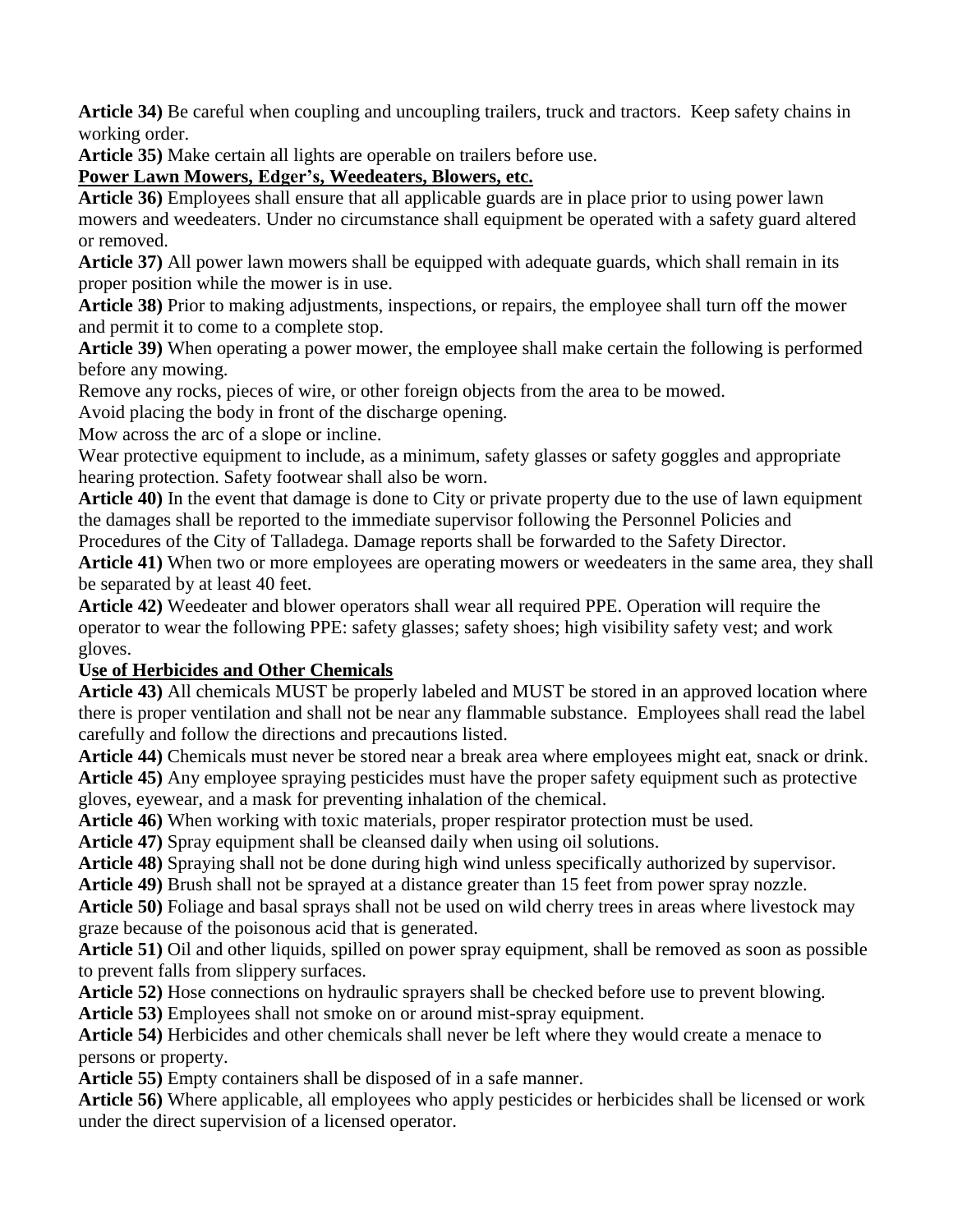**Article 34)** Be careful when coupling and uncoupling trailers, truck and tractors. Keep safety chains in working order.

**Article 35)** Make certain all lights are operable on trailers before use.

**Power Lawn Mowers, Edger's, Weedeaters, Blowers, etc.**

**Article 36)** Employees shall ensure that all applicable guards are in place prior to using power lawn mowers and weedeaters. Under no circumstance shall equipment be operated with a safety guard altered or removed.

**Article 37)** All power lawn mowers shall be equipped with adequate guards, which shall remain in its proper position while the mower is in use.

**Article 38)** Prior to making adjustments, inspections, or repairs, the employee shall turn off the mower and permit it to come to a complete stop.

**Article 39)** When operating a power mower, the employee shall make certain the following is performed before any mowing.

Remove any rocks, pieces of wire, or other foreign objects from the area to be mowed.

Avoid placing the body in front of the discharge opening.

Mow across the arc of a slope or incline.

Wear protective equipment to include, as a minimum, safety glasses or safety goggles and appropriate hearing protection. Safety footwear shall also be worn.

**Article 40)** In the event that damage is done to City or private property due to the use of lawn equipment the damages shall be reported to the immediate supervisor following the Personnel Policies and Procedures of the City of Talladega. Damage reports shall be forwarded to the Safety Director.

**Article 41)** When two or more employees are operating mowers or weedeaters in the same area, they shall be separated by at least 40 feet.

**Article 42)** Weedeater and blower operators shall wear all required PPE. Operation will require the operator to wear the following PPE: safety glasses; safety shoes; high visibility safety vest; and work gloves.

**Use of Herbicides and Other Chemicals**

**Article 43)** All chemicals MUST be properly labeled and MUST be stored in an approved location where there is proper ventilation and shall not be near any flammable substance. Employees shall read the label carefully and follow the directions and precautions listed.

**Article 44)** Chemicals must never be stored near a break area where employees might eat, snack or drink.

**Article 45)** Any employee spraying pesticides must have the proper safety equipment such as protective gloves, eyewear, and a mask for preventing inhalation of the chemical.

**Article 46)** When working with toxic materials, proper respirator protection must be used.

**Article 47)** Spray equipment shall be cleansed daily when using oil solutions.

**Article 48)** Spraying shall not be done during high wind unless specifically authorized by supervisor.

**Article 49)** Brush shall not be sprayed at a distance greater than 15 feet from power spray nozzle.

**Article 50)** Foliage and basal sprays shall not be used on wild cherry trees in areas where livestock may graze because of the poisonous acid that is generated.

**Article 51)** Oil and other liquids, spilled on power spray equipment, shall be removed as soon as possible to prevent falls from slippery surfaces.

**Article 52)** Hose connections on hydraulic sprayers shall be checked before use to prevent blowing.

**Article 53)** Employees shall not smoke on or around mist-spray equipment.

**Article 54)** Herbicides and other chemicals shall never be left where they would create a menace to persons or property.

**Article 55)** Empty containers shall be disposed of in a safe manner.

**Article 56)** Where applicable, all employees who apply pesticides or herbicides shall be licensed or work under the direct supervision of a licensed operator.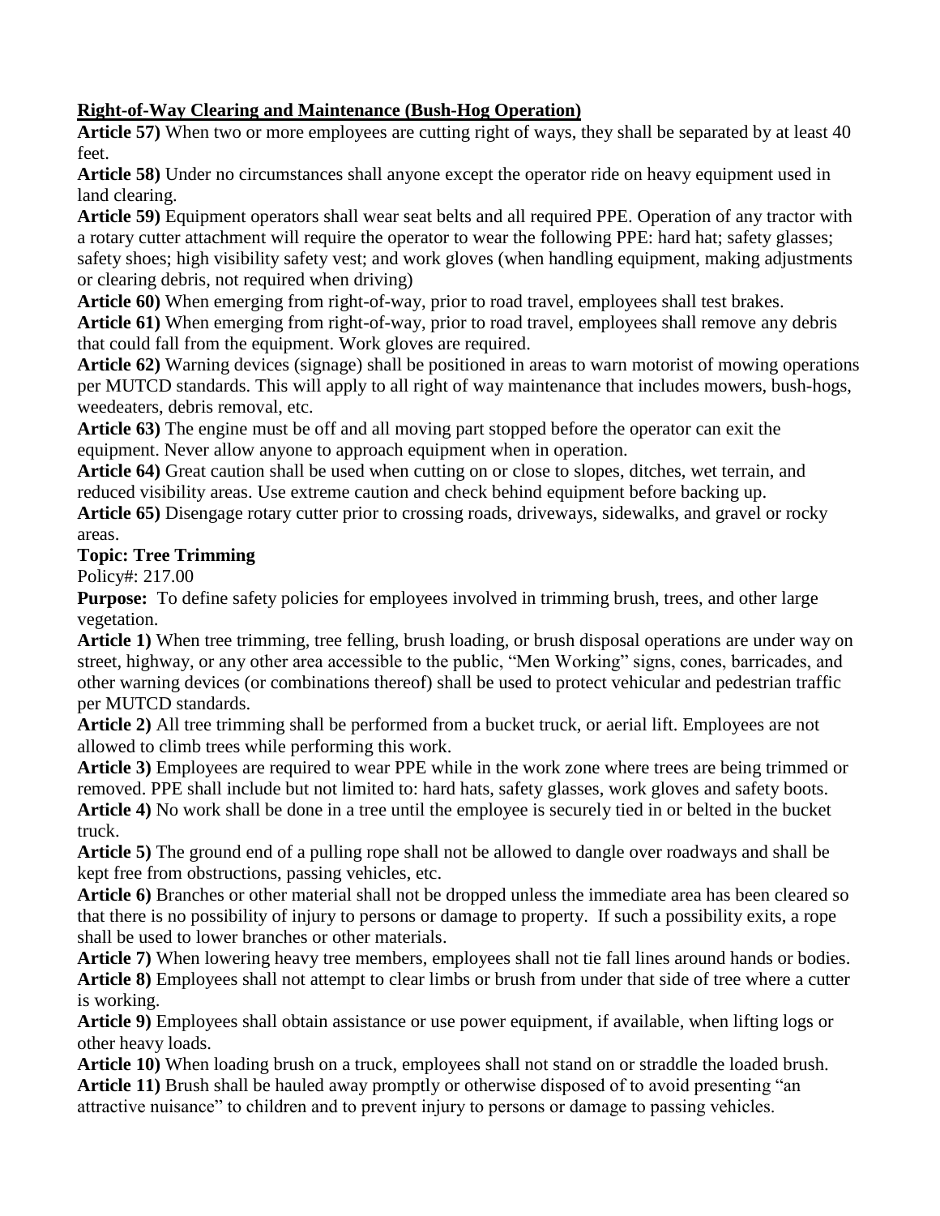**Right-of-Way Clearing and Maintenance (Bush-Hog Operation)**

**Article 57)** When two or more employees are cutting right of ways, they shall be separated by at least 40 feet.

**Article 58)** Under no circumstances shall anyone except the operator ride on heavy equipment used in land clearing.

**Article 59)** Equipment operators shall wear seat belts and all required PPE. Operation of any tractor with a rotary cutter attachment will require the operator to wear the following PPE: hard hat; safety glasses; safety shoes; high visibility safety vest; and work gloves (when handling equipment, making adjustments or clearing debris, not required when driving)

**Article 60)** When emerging from right-of-way, prior to road travel, employees shall test brakes.

**Article 61)** When emerging from right-of-way, prior to road travel, employees shall remove any debris that could fall from the equipment. Work gloves are required.

**Article 62)** Warning devices (signage) shall be positioned in areas to warn motorist of mowing operations per MUTCD standards. This will apply to all right of way maintenance that includes mowers, bush-hogs, weedeaters, debris removal, etc.

**Article 63)** The engine must be off and all moving part stopped before the operator can exit the equipment. Never allow anyone to approach equipment when in operation.

**Article 64)** Great caution shall be used when cutting on or close to slopes, ditches, wet terrain, and reduced visibility areas. Use extreme caution and check behind equipment before backing up.

**Article 65)** Disengage rotary cutter prior to crossing roads, driveways, sidewalks, and gravel or rocky areas.

**Topic: Tree Trimming**

Policy#: 217.00

**Purpose:** To define safety policies for employees involved in trimming brush, trees, and other large vegetation.

**Article 1)** When tree trimming, tree felling, brush loading, or brush disposal operations are under way on street, highway, or any other area accessible to the public, "Men Working" signs, cones, barricades, and other warning devices (or combinations thereof) shall be used to protect vehicular and pedestrian traffic per MUTCD standards.

**Article 2)** All tree trimming shall be performed from a bucket truck, or aerial lift. Employees are not allowed to climb trees while performing this work.

**Article 3)** Employees are required to wear PPE while in the work zone where trees are being trimmed or removed. PPE shall include but not limited to: hard hats, safety glasses, work gloves and safety boots.

**Article 4)** No work shall be done in a tree until the employee is securely tied in or belted in the bucket truck.

**Article 5)** The ground end of a pulling rope shall not be allowed to dangle over roadways and shall be kept free from obstructions, passing vehicles, etc.

**Article 6)** Branches or other material shall not be dropped unless the immediate area has been cleared so that there is no possibility of injury to persons or damage to property. If such a possibility exits, a rope shall be used to lower branches or other materials.

**Article 7)** When lowering heavy tree members, employees shall not tie fall lines around hands or bodies.

**Article 8)** Employees shall not attempt to clear limbs or brush from under that side of tree where a cutter is working.

**Article 9)** Employees shall obtain assistance or use power equipment, if available, when lifting logs or other heavy loads.

**Article 10)** When loading brush on a truck, employees shall not stand on or straddle the loaded brush.

**Article 11)** Brush shall be hauled away promptly or otherwise disposed of to avoid presenting "an attractive nuisance" to children and to prevent injury to persons or damage to passing vehicles.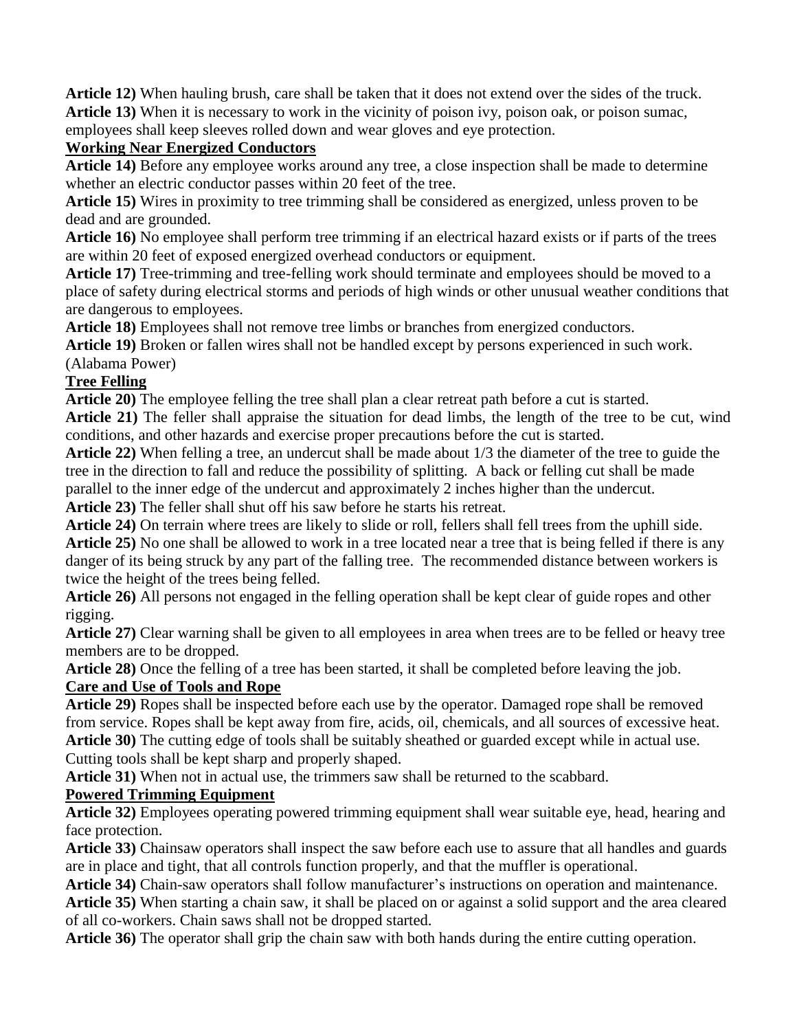**Article 12)** When hauling brush, care shall be taken that it does not extend over the sides of the truck.

**Article 13)** When it is necessary to work in the vicinity of poison ivy, poison oak, or poison sumac, employees shall keep sleeves rolled down and wear gloves and eye protection.

**Working Near Energized Conductors**

**Article 14)** Before any employee works around any tree, a close inspection shall be made to determine whether an electric conductor passes within 20 feet of the tree.

**Article 15)** Wires in proximity to tree trimming shall be considered as energized, unless proven to be dead and are grounded.

**Article 16)** No employee shall perform tree trimming if an electrical hazard exists or if parts of the trees are within 20 feet of exposed energized overhead conductors or equipment.

**Article 17)** Tree-trimming and tree-felling work should terminate and employees should be moved to a place of safety during electrical storms and periods of high winds or other unusual weather conditions that are dangerous to employees.

**Article 18)** Employees shall not remove tree limbs or branches from energized conductors.

**Article 19)** Broken or fallen wires shall not be handled except by persons experienced in such work. (Alabama Power)

**Tree Felling**

**Article 20)** The employee felling the tree shall plan a clear retreat path before a cut is started.

**Article 21)** The feller shall appraise the situation for dead limbs, the length of the tree to be cut, wind conditions, and other hazards and exercise proper precautions before the cut is started.

**Article 22)** When felling a tree, an undercut shall be made about 1/3 the diameter of the tree to guide the tree in the direction to fall and reduce the possibility of splitting. A back or felling cut shall be made parallel to the inner edge of the undercut and approximately 2 inches higher than the undercut.

**Article 23)** The feller shall shut off his saw before he starts his retreat.

**Article 24)** On terrain where trees are likely to slide or roll, fellers shall fell trees from the uphill side.

**Article 25)** No one shall be allowed to work in a tree located near a tree that is being felled if there is any danger of its being struck by any part of the falling tree. The recommended distance between workers is twice the height of the trees being felled.

**Article 26)** All persons not engaged in the felling operation shall be kept clear of guide ropes and other rigging.

**Article 27)** Clear warning shall be given to all employees in area when trees are to be felled or heavy tree members are to be dropped.

**Article 28)** Once the felling of a tree has been started, it shall be completed before leaving the job.

**Care and Use of Tools and Rope**

**Article 29)** Ropes shall be inspected before each use by the operator. Damaged rope shall be removed from service. Ropes shall be kept away from fire, acids, oil, chemicals, and all sources of excessive heat.

**Article 30)** The cutting edge of tools shall be suitably sheathed or guarded except while in actual use. Cutting tools shall be kept sharp and properly shaped.

**Article 31)** When not in actual use, the trimmers saw shall be returned to the scabbard.

**Powered Trimming Equipment**

**Article 32)** Employees operating powered trimming equipment shall wear suitable eye, head, hearing and face protection.

**Article 33)** Chainsaw operators shall inspect the saw before each use to assure that all handles and guards are in place and tight, that all controls function properly, and that the muffler is operational.

**Article 34)** Chain-saw operators shall follow manufacturer's instructions on operation and maintenance.

**Article 35)** When starting a chain saw, it shall be placed on or against a solid support and the area cleared of all co-workers. Chain saws shall not be dropped started.

**Article 36)** The operator shall grip the chain saw with both hands during the entire cutting operation.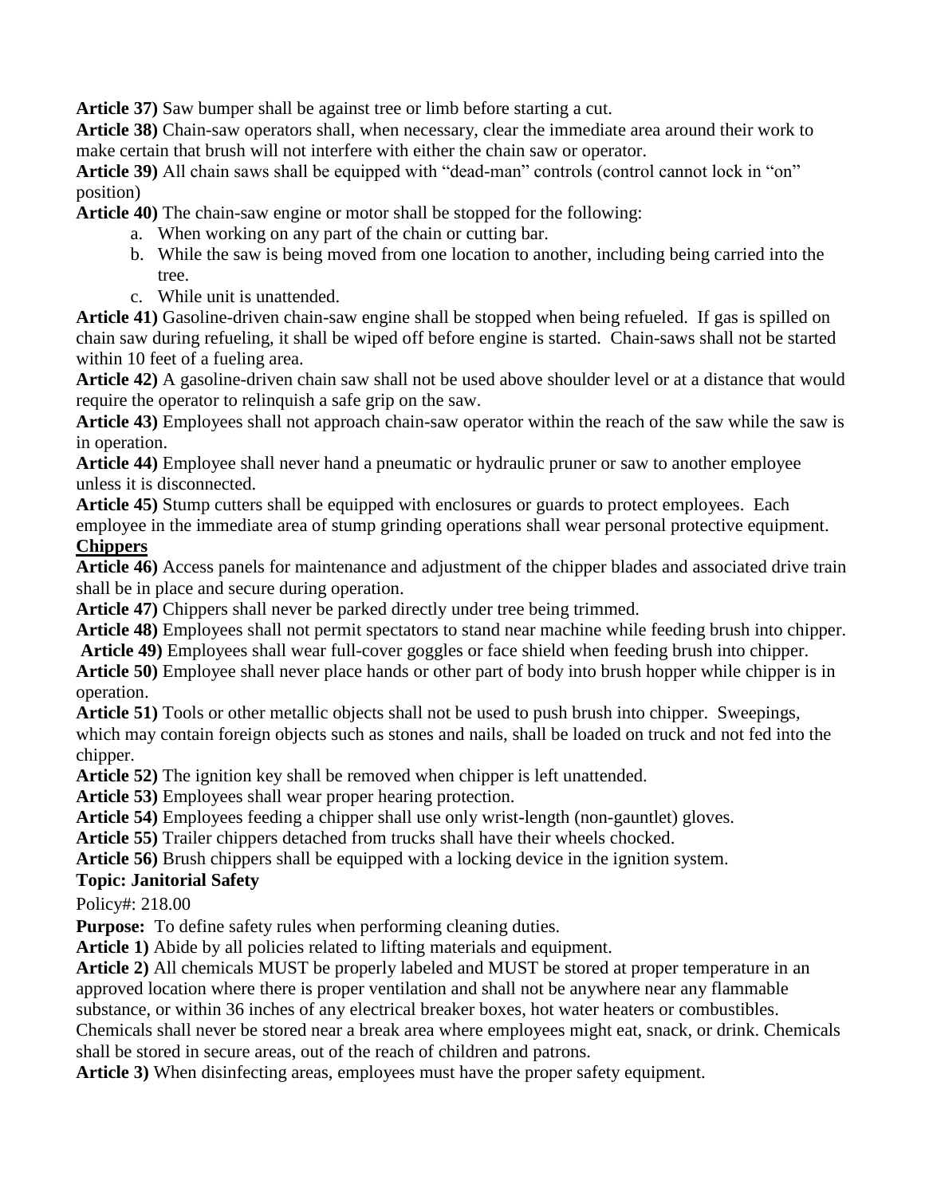**Article 37)** Saw bumper shall be against tree or limb before starting a cut.

**Article 38)** Chain-saw operators shall, when necessary, clear the immediate area around their work to make certain that brush will not interfere with either the chain saw or operator.

**Article 39)** All chain saws shall be equipped with "dead-man" controls (control cannot lock in "on" position)

**Article 40)** The chain-saw engine or motor shall be stopped for the following:

a. When working on any part of the chain or cutting bar.
b. While the saw is being moved from one location to another, including being carried into the tree.
c. While unit is unattended.

**Article 41)** Gasoline-driven chain-saw engine shall be stopped when being refueled. If gas is spilled on chain saw during refueling, it shall be wiped off before engine is started. Chain-saws shall not be started within 10 feet of a fueling area.

**Article 42)** A gasoline-driven chain saw shall not be used above shoulder level or at a distance that would require the operator to relinquish a safe grip on the saw.

**Article 43)** Employees shall not approach chain-saw operator within the reach of the saw while the saw is in operation.

**Article 44)** Employee shall never hand a pneumatic or hydraulic pruner or saw to another employee unless it is disconnected.

**Article 45)** Stump cutters shall be equipped with enclosures or guards to protect employees. Each employee in the immediate area of stump grinding operations shall wear personal protective equipment.

**Chippers**

**Article 46)** Access panels for maintenance and adjustment of the chipper blades and associated drive train shall be in place and secure during operation.

**Article 47)** Chippers shall never be parked directly under tree being trimmed.

**Article 48)** Employees shall not permit spectators to stand near machine while feeding brush into chipper.

**Article 49)** Employees shall wear full-cover goggles or face shield when feeding brush into chipper.

**Article 50)** Employee shall never place hands or other part of body into brush hopper while chipper is in operation.

**Article 51)** Tools or other metallic objects shall not be used to push brush into chipper. Sweepings, which may contain foreign objects such as stones and nails, shall be loaded on truck and not fed into the chipper.

**Article 52)** The ignition key shall be removed when chipper is left unattended.

**Article 53)** Employees shall wear proper hearing protection.

**Article 54)** Employees feeding a chipper shall use only wrist-length (non-gauntlet) gloves.

**Article 55)** Trailer chippers detached from trucks shall have their wheels chocked.

**Article 56)** Brush chippers shall be equipped with a locking device in the ignition system.

**Topic: Janitorial Safety**

Policy#: 218.00

**Purpose:** To define safety rules when performing cleaning duties.

**Article 1)** Abide by all policies related to lifting materials and equipment.

**Article 2)** All chemicals MUST be properly labeled and MUST be stored at proper temperature in an approved location where there is proper ventilation and shall not be anywhere near any flammable substance, or within 36 inches of any electrical breaker boxes, hot water heaters or combustibles. Chemicals shall never be stored near a break area where employees might eat, snack, or drink. Chemicals shall be stored in secure areas, out of the reach of children and patrons.

**Article 3)** When disinfecting areas, employees must have the proper safety equipment.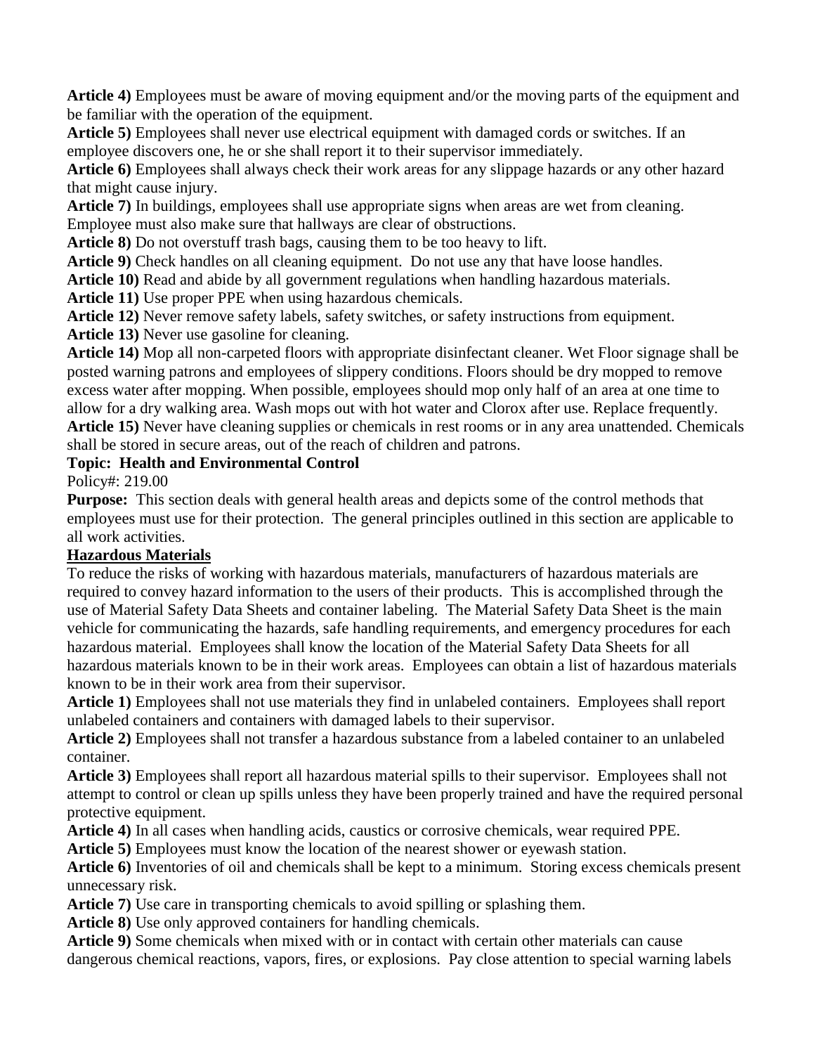**Article 4)** Employees must be aware of moving equipment and/or the moving parts of the equipment and be familiar with the operation of the equipment.

**Article 5)** Employees shall never use electrical equipment with damaged cords or switches. If an employee discovers one, he or she shall report it to their supervisor immediately.

**Article 6)** Employees shall always check their work areas for any slippage hazards or any other hazard that might cause injury.

**Article 7)** In buildings, employees shall use appropriate signs when areas are wet from cleaning. Employee must also make sure that hallways are clear of obstructions.

**Article 8)** Do not overstuff trash bags, causing them to be too heavy to lift.

**Article 9)** Check handles on all cleaning equipment. Do not use any that have loose handles.

**Article 10)** Read and abide by all government regulations when handling hazardous materials.

**Article 11)** Use proper PPE when using hazardous chemicals.

**Article 12)** Never remove safety labels, safety switches, or safety instructions from equipment.

**Article 13)** Never use gasoline for cleaning.

**Article 14)** Mop all non-carpeted floors with appropriate disinfectant cleaner. Wet Floor signage shall be posted warning patrons and employees of slippery conditions. Floors should be dry mopped to remove excess water after mopping. When possible, employees should mop only half of an area at one time to allow for a dry walking area. Wash mops out with hot water and Clorox after use. Replace frequently.

**Article 15)** Never have cleaning supplies or chemicals in rest rooms or in any area unattended. Chemicals shall be stored in secure areas, out of the reach of children and patrons.

**Topic: Health and Environmental Control**

Policy#: 219.00

**Purpose:** This section deals with general health areas and depicts some of the control methods that employees must use for their protection. The general principles outlined in this section are applicable to all work activities.

**Hazardous Materials**

To reduce the risks of working with hazardous materials, manufacturers of hazardous materials are required to convey hazard information to the users of their products. This is accomplished through the use of Material Safety Data Sheets and container labeling. The Material Safety Data Sheet is the main vehicle for communicating the hazards, safe handling requirements, and emergency procedures for each hazardous material. Employees shall know the location of the Material Safety Data Sheets for all hazardous materials known to be in their work areas. Employees can obtain a list of hazardous materials known to be in their work area from their supervisor.

**Article 1)** Employees shall not use materials they find in unlabeled containers. Employees shall report unlabeled containers and containers with damaged labels to their supervisor.

**Article 2)** Employees shall not transfer a hazardous substance from a labeled container to an unlabeled container.

**Article 3)** Employees shall report all hazardous material spills to their supervisor. Employees shall not attempt to control or clean up spills unless they have been properly trained and have the required personal protective equipment.

**Article 4)** In all cases when handling acids, caustics or corrosive chemicals, wear required PPE.

**Article 5)** Employees must know the location of the nearest shower or eyewash station.

**Article 6)** Inventories of oil and chemicals shall be kept to a minimum. Storing excess chemicals present unnecessary risk.

**Article 7)** Use care in transporting chemicals to avoid spilling or splashing them.

**Article 8)** Use only approved containers for handling chemicals.

**Article 9)** Some chemicals when mixed with or in contact with certain other materials can cause dangerous chemical reactions, vapors, fires, or explosions. Pay close attention to special warning labels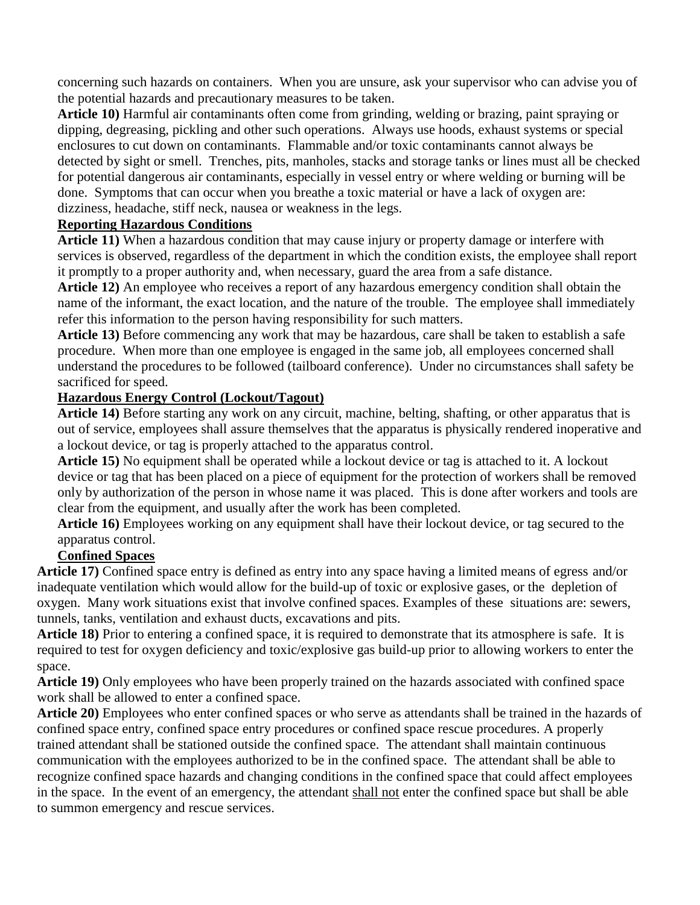concerning such hazards on containers. When you are unsure, ask your supervisor who can advise you of the potential hazards and precautionary measures to be taken.

**Article 10)** Harmful air contaminants often come from grinding, welding or brazing, paint spraying or dipping, degreasing, pickling and other such operations. Always use hoods, exhaust systems or special enclosures to cut down on contaminants. Flammable and/or toxic contaminants cannot always be detected by sight or smell. Trenches, pits, manholes, stacks and storage tanks or lines must all be checked for potential dangerous air contaminants, especially in vessel entry or where welding or burning will be done. Symptoms that can occur when you breathe a toxic material or have a lack of oxygen are: dizziness, headache, stiff neck, nausea or weakness in the legs.

**Reporting Hazardous Conditions**

**Article 11)** When a hazardous condition that may cause injury or property damage or interfere with services is observed, regardless of the department in which the condition exists, the employee shall report it promptly to a proper authority and, when necessary, guard the area from a safe distance.

**Article 12)** An employee who receives a report of any hazardous emergency condition shall obtain the name of the informant, the exact location, and the nature of the trouble. The employee shall immediately refer this information to the person having responsibility for such matters.

**Article 13)** Before commencing any work that may be hazardous, care shall be taken to establish a safe procedure. When more than one employee is engaged in the same job, all employees concerned shall understand the procedures to be followed (tailboard conference). Under no circumstances shall safety be sacrificed for speed.

**Hazardous Energy Control (Lockout/Tagout)**

**Article 14)** Before starting any work on any circuit, machine, belting, shafting, or other apparatus that is out of service, employees shall assure themselves that the apparatus is physically rendered inoperative and a lockout device, or tag is properly attached to the apparatus control.

**Article 15)** No equipment shall be operated while a lockout device or tag is attached to it. A lockout device or tag that has been placed on a piece of equipment for the protection of workers shall be removed only by authorization of the person in whose name it was placed. This is done after workers and tools are clear from the equipment, and usually after the work has been completed.

**Article 16)** Employees working on any equipment shall have their lockout device, or tag secured to the apparatus control.

**Confined Spaces**

**Article 17)** Confined space entry is defined as entry into any space having a limited means of egress and/or inadequate ventilation which would allow for the build-up of toxic or explosive gases, or the depletion of oxygen. Many work situations exist that involve confined spaces. Examples of these situations are: sewers, tunnels, tanks, ventilation and exhaust ducts, excavations and pits.

**Article 18)** Prior to entering a confined space, it is required to demonstrate that its atmosphere is safe. It is required to test for oxygen deficiency and toxic/explosive gas build-up prior to allowing workers to enter the space.

**Article 19)** Only employees who have been properly trained on the hazards associated with confined space work shall be allowed to enter a confined space.

**Article 20)** Employees who enter confined spaces or who serve as attendants shall be trained in the hazards of confined space entry, confined space entry procedures or confined space rescue procedures. A properly trained attendant shall be stationed outside the confined space. The attendant shall maintain continuous communication with the employees authorized to be in the confined space. The attendant shall be able to recognize confined space hazards and changing conditions in the confined space that could affect employees in the space. In the event of an emergency, the attendant shall not enter the confined space but shall be able to summon emergency and rescue services.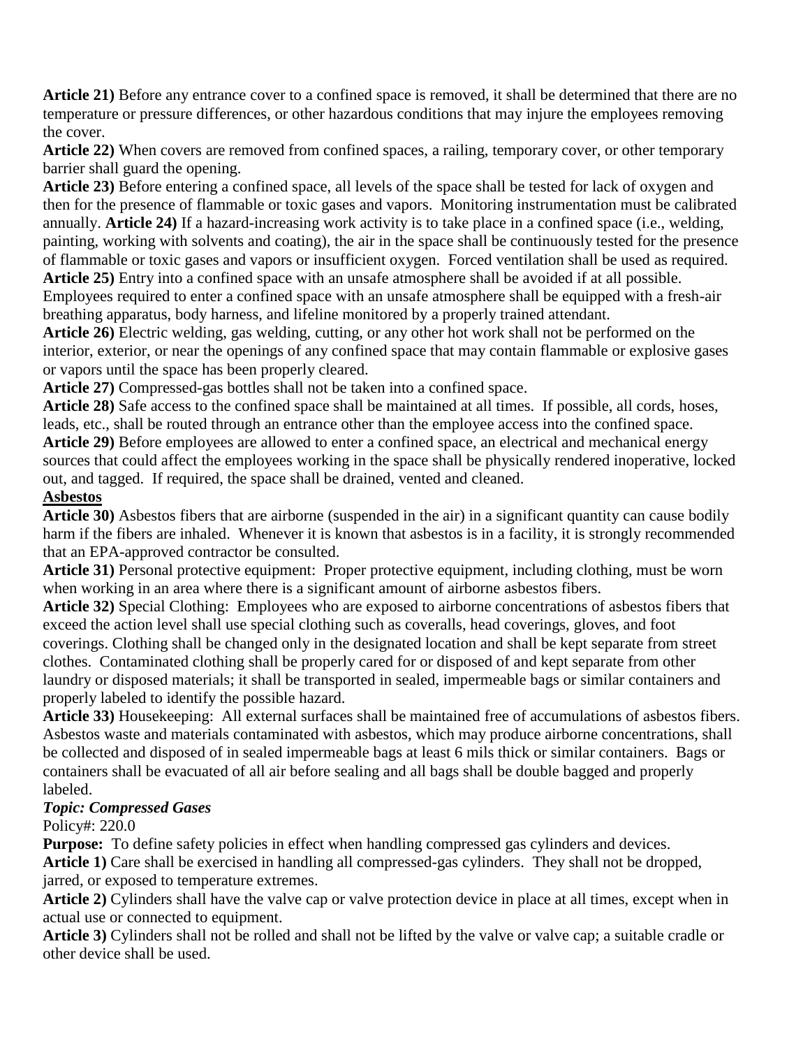**Article 21)** Before any entrance cover to a confined space is removed, it shall be determined that there are no temperature or pressure differences, or other hazardous conditions that may injure the employees removing the cover.

**Article 22)** When covers are removed from confined spaces, a railing, temporary cover, or other temporary barrier shall guard the opening.

**Article 23)** Before entering a confined space, all levels of the space shall be tested for lack of oxygen and then for the presence of flammable or toxic gases and vapors. Monitoring instrumentation must be calibrated annually. **Article 24)** If a hazard-increasing work activity is to take place in a confined space (i.e., welding, painting, working with solvents and coating), the air in the space shall be continuously tested for the presence of flammable or toxic gases and vapors or insufficient oxygen. Forced ventilation shall be used as required.

**Article 25)** Entry into a confined space with an unsafe atmosphere shall be avoided if at all possible. Employees required to enter a confined space with an unsafe atmosphere shall be equipped with a fresh-air breathing apparatus, body harness, and lifeline monitored by a properly trained attendant.

**Article 26)** Electric welding, gas welding, cutting, or any other hot work shall not be performed on the interior, exterior, or near the openings of any confined space that may contain flammable or explosive gases or vapors until the space has been properly cleared.

**Article 27)** Compressed-gas bottles shall not be taken into a confined space.

**Article 28)** Safe access to the confined space shall be maintained at all times. If possible, all cords, hoses, leads, etc., shall be routed through an entrance other than the employee access into the confined space.

**Article 29)** Before employees are allowed to enter a confined space, an electrical and mechanical energy sources that could affect the employees working in the space shall be physically rendered inoperative, locked out, and tagged. If required, the space shall be drained, vented and cleaned.

**Asbestos**

**Article 30)** Asbestos fibers that are airborne (suspended in the air) in a significant quantity can cause bodily harm if the fibers are inhaled. Whenever it is known that asbestos is in a facility, it is strongly recommended that an EPA-approved contractor be consulted.

**Article 31)** Personal protective equipment: Proper protective equipment, including clothing, must be worn when working in an area where there is a significant amount of airborne asbestos fibers.

**Article 32)** Special Clothing: Employees who are exposed to airborne concentrations of asbestos fibers that exceed the action level shall use special clothing such as coveralls, head coverings, gloves, and foot coverings. Clothing shall be changed only in the designated location and shall be kept separate from street clothes. Contaminated clothing shall be properly cared for or disposed of and kept separate from other laundry or disposed materials; it shall be transported in sealed, impermeable bags or similar containers and properly labeled to identify the possible hazard.

**Article 33)** Housekeeping: All external surfaces shall be maintained free of accumulations of asbestos fibers. Asbestos waste and materials contaminated with asbestos, which may produce airborne concentrations, shall be collected and disposed of in sealed impermeable bags at least 6 mils thick or similar containers. Bags or containers shall be evacuated of all air before sealing and all bags shall be double bagged and properly labeled.

***Topic: Compressed Gases***

Policy#: 220.0

**Purpose:** To define safety policies in effect when handling compressed gas cylinders and devices.

**Article 1)** Care shall be exercised in handling all compressed-gas cylinders. They shall not be dropped, jarred, or exposed to temperature extremes.

**Article 2)** Cylinders shall have the valve cap or valve protection device in place at all times, except when in actual use or connected to equipment.

**Article 3)** Cylinders shall not be rolled and shall not be lifted by the valve or valve cap; a suitable cradle or other device shall be used.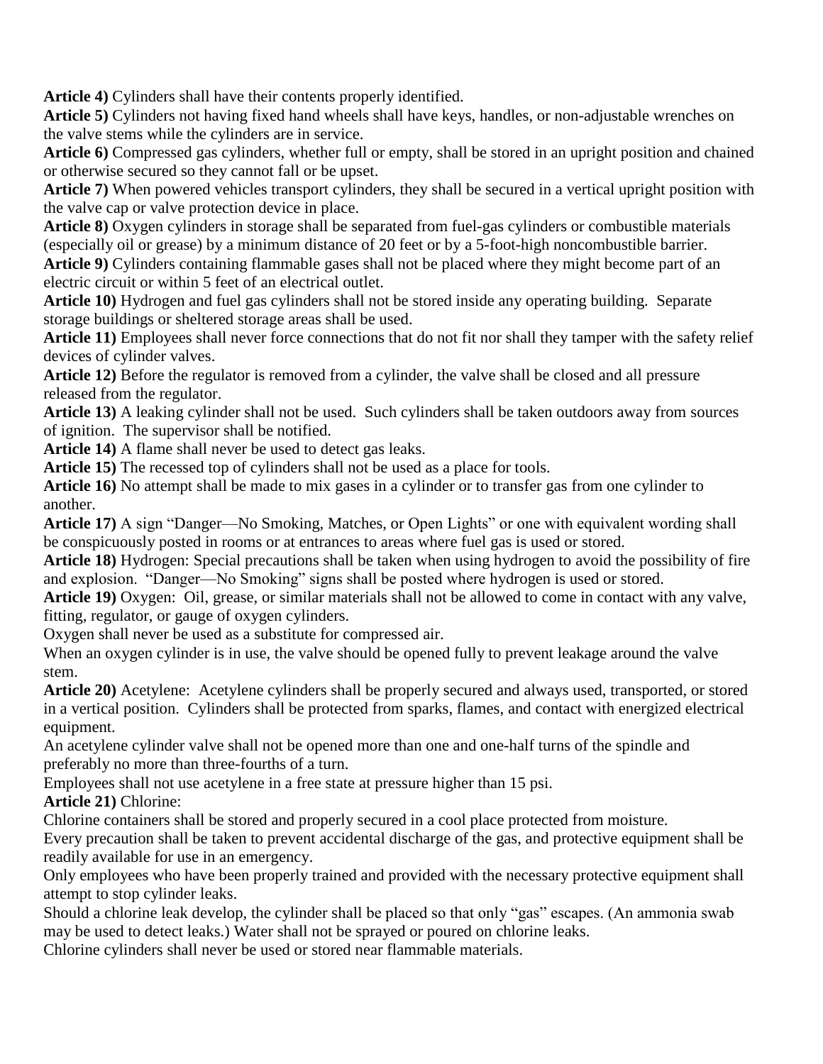**Article 4)** Cylinders shall have their contents properly identified.

**Article 5)** Cylinders not having fixed hand wheels shall have keys, handles, or non-adjustable wrenches on the valve stems while the cylinders are in service.

**Article 6)** Compressed gas cylinders, whether full or empty, shall be stored in an upright position and chained or otherwise secured so they cannot fall or be upset.

**Article 7)** When powered vehicles transport cylinders, they shall be secured in a vertical upright position with the valve cap or valve protection device in place.

**Article 8)** Oxygen cylinders in storage shall be separated from fuel-gas cylinders or combustible materials (especially oil or grease) by a minimum distance of 20 feet or by a 5-foot-high noncombustible barrier.

**Article 9)** Cylinders containing flammable gases shall not be placed where they might become part of an electric circuit or within 5 feet of an electrical outlet.

**Article 10)** Hydrogen and fuel gas cylinders shall not be stored inside any operating building. Separate storage buildings or sheltered storage areas shall be used.

**Article 11)** Employees shall never force connections that do not fit nor shall they tamper with the safety relief devices of cylinder valves.

**Article 12)** Before the regulator is removed from a cylinder, the valve shall be closed and all pressure released from the regulator.

**Article 13)** A leaking cylinder shall not be used. Such cylinders shall be taken outdoors away from sources of ignition. The supervisor shall be notified.

**Article 14)** A flame shall never be used to detect gas leaks.

**Article 15)** The recessed top of cylinders shall not be used as a place for tools.

**Article 16)** No attempt shall be made to mix gases in a cylinder or to transfer gas from one cylinder to another.

**Article 17)** A sign "Danger—No Smoking, Matches, or Open Lights" or one with equivalent wording shall be conspicuously posted in rooms or at entrances to areas where fuel gas is used or stored.

**Article 18)** Hydrogen: Special precautions shall be taken when using hydrogen to avoid the possibility of fire and explosion. "Danger—No Smoking" signs shall be posted where hydrogen is used or stored.

**Article 19)** Oxygen: Oil, grease, or similar materials shall not be allowed to come in contact with any valve, fitting, regulator, or gauge of oxygen cylinders.

Oxygen shall never be used as a substitute for compressed air.

When an oxygen cylinder is in use, the valve should be opened fully to prevent leakage around the valve stem.

**Article 20)** Acetylene: Acetylene cylinders shall be properly secured and always used, transported, or stored in a vertical position. Cylinders shall be protected from sparks, flames, and contact with energized electrical equipment.

An acetylene cylinder valve shall not be opened more than one and one-half turns of the spindle and preferably no more than three-fourths of a turn.

Employees shall not use acetylene in a free state at pressure higher than 15 psi.

**Article 21)** Chlorine:

Chlorine containers shall be stored and properly secured in a cool place protected from moisture.

Every precaution shall be taken to prevent accidental discharge of the gas, and protective equipment shall be readily available for use in an emergency.

Only employees who have been properly trained and provided with the necessary protective equipment shall attempt to stop cylinder leaks.

Should a chlorine leak develop, the cylinder shall be placed so that only "gas" escapes. (An ammonia swab may be used to detect leaks.) Water shall not be sprayed or poured on chlorine leaks.

Chlorine cylinders shall never be used or stored near flammable materials.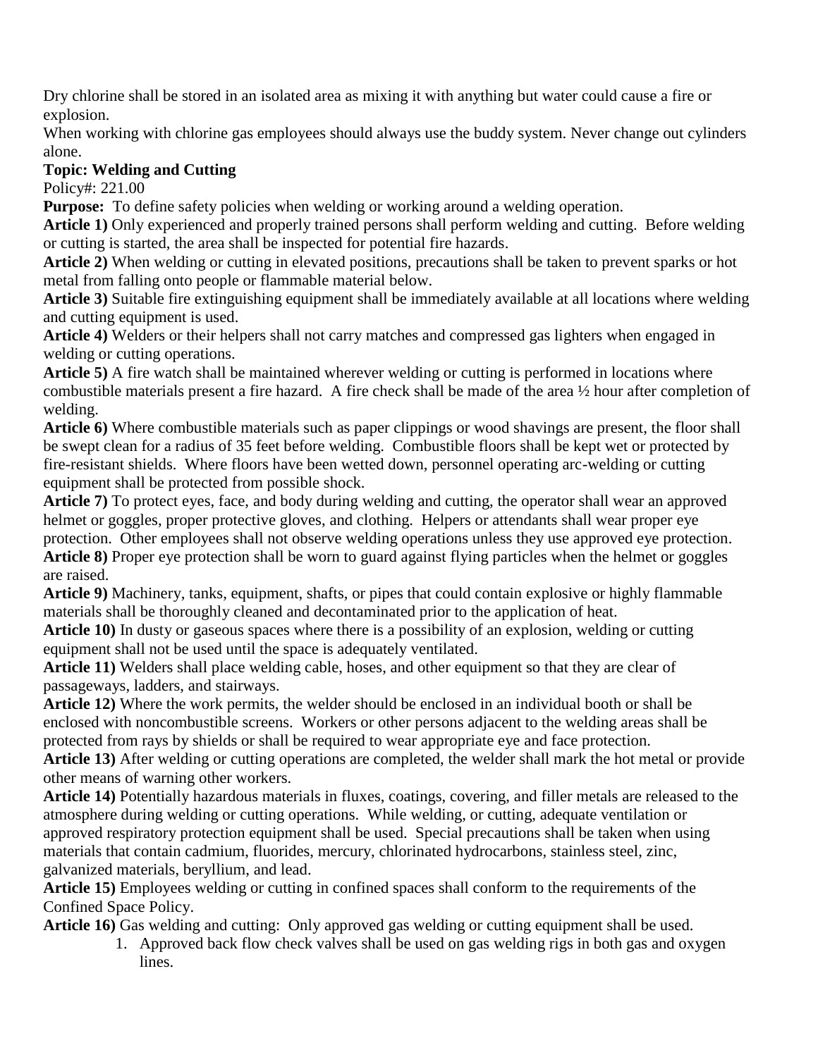Dry chlorine shall be stored in an isolated area as mixing it with anything but water could cause a fire or explosion.

When working with chlorine gas employees should always use the buddy system. Never change out cylinders alone.

**Topic: Welding and Cutting**

Policy#: 221.00

**Purpose:** To define safety policies when welding or working around a welding operation.

**Article 1)** Only experienced and properly trained persons shall perform welding and cutting. Before welding or cutting is started, the area shall be inspected for potential fire hazards.

**Article 2)** When welding or cutting in elevated positions, precautions shall be taken to prevent sparks or hot metal from falling onto people or flammable material below.

**Article 3)** Suitable fire extinguishing equipment shall be immediately available at all locations where welding and cutting equipment is used.

**Article 4)** Welders or their helpers shall not carry matches and compressed gas lighters when engaged in welding or cutting operations.

**Article 5)** A fire watch shall be maintained wherever welding or cutting is performed in locations where combustible materials present a fire hazard. A fire check shall be made of the area ½ hour after completion of welding.

**Article 6)** Where combustible materials such as paper clippings or wood shavings are present, the floor shall be swept clean for a radius of 35 feet before welding. Combustible floors shall be kept wet or protected by fire-resistant shields. Where floors have been wetted down, personnel operating arc-welding or cutting equipment shall be protected from possible shock.

**Article 7)** To protect eyes, face, and body during welding and cutting, the operator shall wear an approved helmet or goggles, proper protective gloves, and clothing. Helpers or attendants shall wear proper eye protection. Other employees shall not observe welding operations unless they use approved eye protection.

**Article 8)** Proper eye protection shall be worn to guard against flying particles when the helmet or goggles are raised.

**Article 9)** Machinery, tanks, equipment, shafts, or pipes that could contain explosive or highly flammable materials shall be thoroughly cleaned and decontaminated prior to the application of heat.

**Article 10)** In dusty or gaseous spaces where there is a possibility of an explosion, welding or cutting equipment shall not be used until the space is adequately ventilated.

**Article 11)** Welders shall place welding cable, hoses, and other equipment so that they are clear of passageways, ladders, and stairways.

**Article 12)** Where the work permits, the welder should be enclosed in an individual booth or shall be enclosed with noncombustible screens. Workers or other persons adjacent to the welding areas shall be protected from rays by shields or shall be required to wear appropriate eye and face protection.

**Article 13)** After welding or cutting operations are completed, the welder shall mark the hot metal or provide other means of warning other workers.

**Article 14)** Potentially hazardous materials in fluxes, coatings, covering, and filler metals are released to the atmosphere during welding or cutting operations. While welding, or cutting, adequate ventilation or approved respiratory protection equipment shall be used. Special precautions shall be taken when using materials that contain cadmium, fluorides, mercury, chlorinated hydrocarbons, stainless steel, zinc, galvanized materials, beryllium, and lead.

**Article 15)** Employees welding or cutting in confined spaces shall conform to the requirements of the Confined Space Policy.

**Article 16)** Gas welding and cutting: Only approved gas welding or cutting equipment shall be used.

1. Approved back flow check valves shall be used on gas welding rigs in both gas and oxygen lines.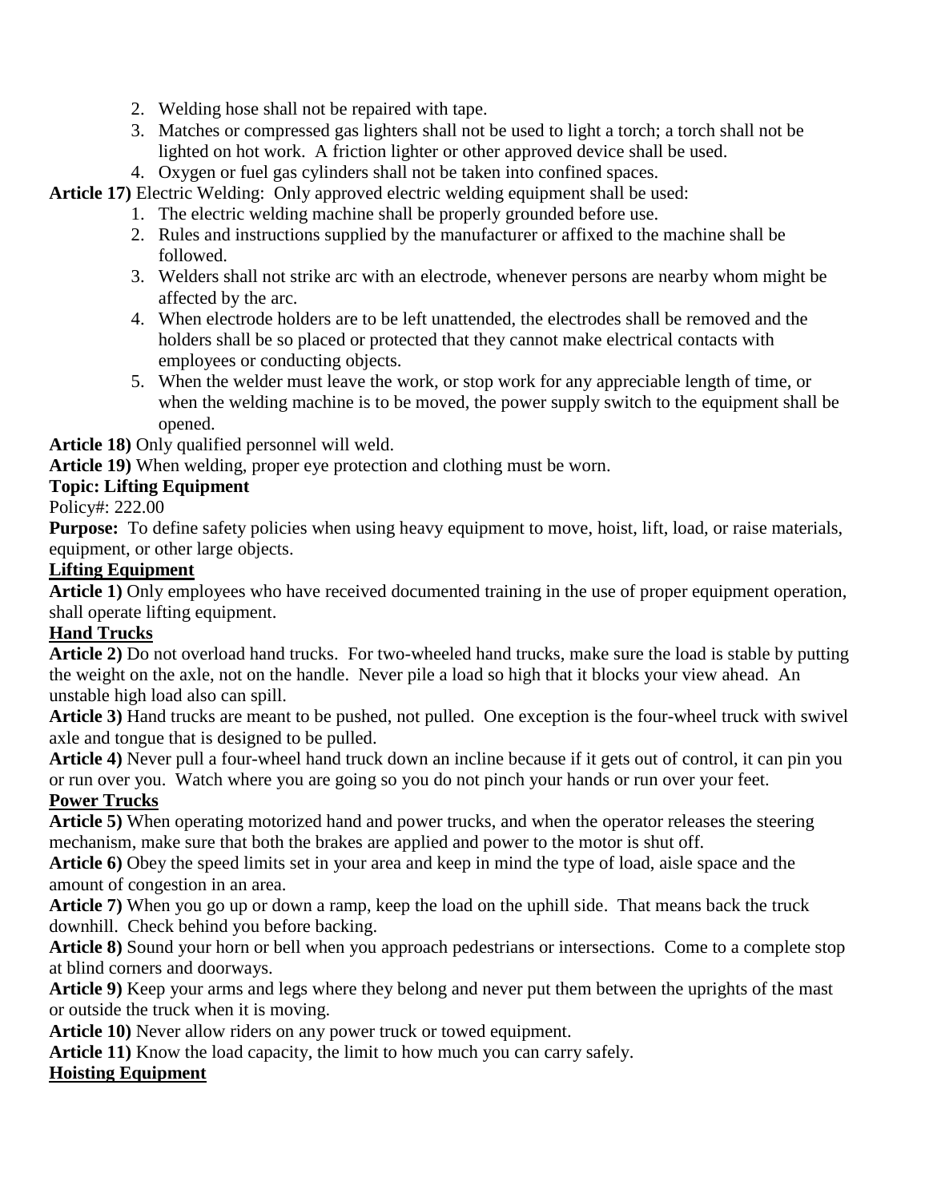2. Welding hose shall not be repaired with tape.
3. Matches or compressed gas lighters shall not be used to light a torch; a torch shall not be lighted on hot work. A friction lighter or other approved device shall be used.
4. Oxygen or fuel gas cylinders shall not be taken into confined spaces.

**Article 17)** Electric Welding: Only approved electric welding equipment shall be used:

1. The electric welding machine shall be properly grounded before use.
2. Rules and instructions supplied by the manufacturer or affixed to the machine shall be followed.
3. Welders shall not strike arc with an electrode, whenever persons are nearby whom might be affected by the arc.
4. When electrode holders are to be left unattended, the electrodes shall be removed and the holders shall be so placed or protected that they cannot make electrical contacts with employees or conducting objects.
5. When the welder must leave the work, or stop work for any appreciable length of time, or when the welding machine is to be moved, the power supply switch to the equipment shall be opened.

**Article 18)** Only qualified personnel will weld.

**Article 19)** When welding, proper eye protection and clothing must be worn.

**Topic: Lifting Equipment**

Policy#: 222.00

**Purpose:** To define safety policies when using heavy equipment to move, hoist, lift, load, or raise materials, equipment, or other large objects.

**Lifting Equipment**

**Article 1)** Only employees who have received documented training in the use of proper equipment operation, shall operate lifting equipment.

**Hand Trucks**

**Article 2)** Do not overload hand trucks. For two-wheeled hand trucks, make sure the load is stable by putting the weight on the axle, not on the handle. Never pile a load so high that it blocks your view ahead. An unstable high load also can spill.

**Article 3)** Hand trucks are meant to be pushed, not pulled. One exception is the four-wheel truck with swivel axle and tongue that is designed to be pulled.

**Article 4)** Never pull a four-wheel hand truck down an incline because if it gets out of control, it can pin you or run over you. Watch where you are going so you do not pinch your hands or run over your feet.

**Power Trucks**

**Article 5)** When operating motorized hand and power trucks, and when the operator releases the steering mechanism, make sure that both the brakes are applied and power to the motor is shut off.

**Article 6)** Obey the speed limits set in your area and keep in mind the type of load, aisle space and the amount of congestion in an area.

**Article 7)** When you go up or down a ramp, keep the load on the uphill side. That means back the truck downhill. Check behind you before backing.

**Article 8)** Sound your horn or bell when you approach pedestrians or intersections. Come to a complete stop at blind corners and doorways.

**Article 9)** Keep your arms and legs where they belong and never put them between the uprights of the mast or outside the truck when it is moving.

**Article 10)** Never allow riders on any power truck or towed equipment.

**Article 11)** Know the load capacity, the limit to how much you can carry safely.

**Hoisting Equipment**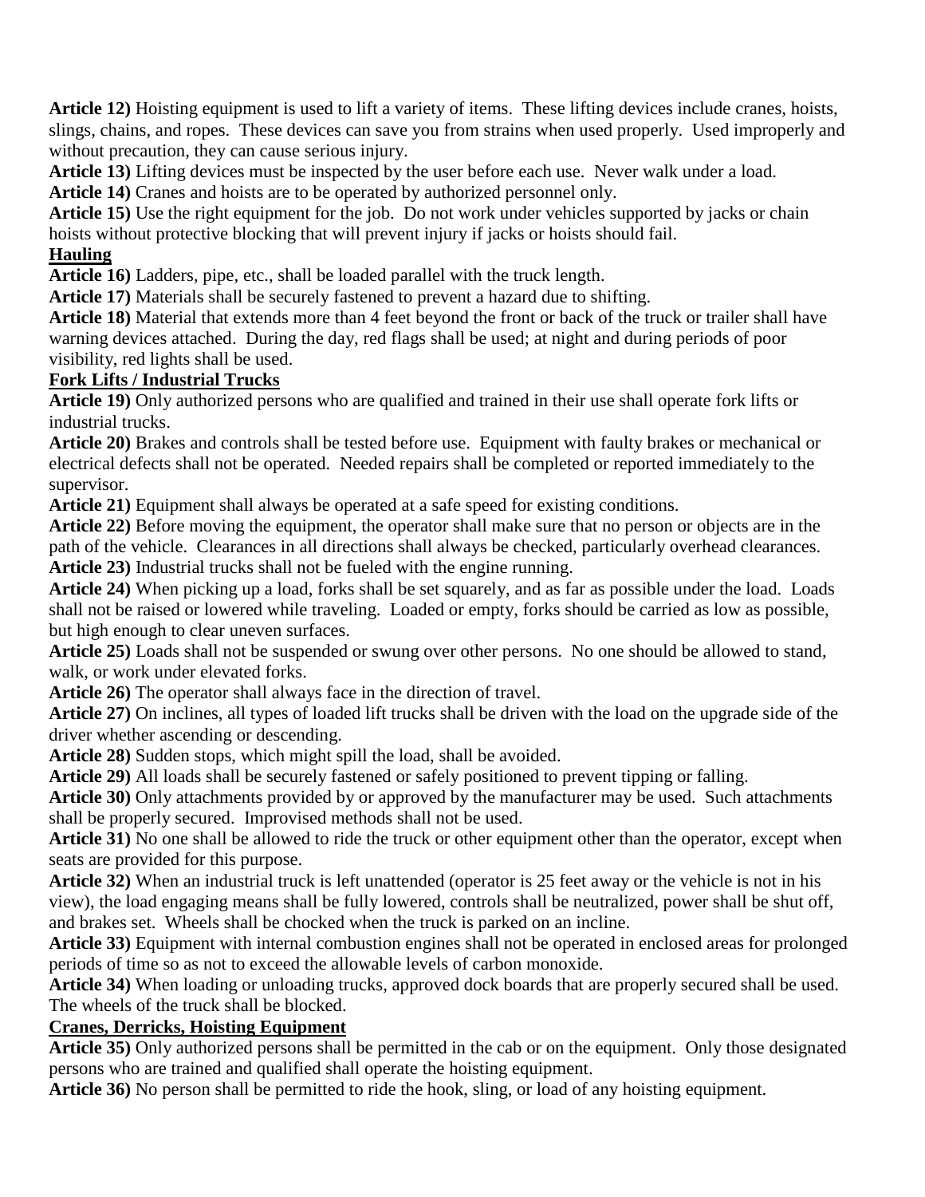**Article 12)** Hoisting equipment is used to lift a variety of items. These lifting devices include cranes, hoists, slings, chains, and ropes. These devices can save you from strains when used properly. Used improperly and without precaution, they can cause serious injury.

**Article 13)** Lifting devices must be inspected by the user before each use. Never walk under a load.

**Article 14)** Cranes and hoists are to be operated by authorized personnel only.

**Article 15)** Use the right equipment for the job. Do not work under vehicles supported by jacks or chain hoists without protective blocking that will prevent injury if jacks or hoists should fail.

## Hauling

**Article 16)** Ladders, pipe, etc., shall be loaded parallel with the truck length.

**Article 17)** Materials shall be securely fastened to prevent a hazard due to shifting.

**Article 18)** Material that extends more than 4 feet beyond the front or back of the truck or trailer shall have warning devices attached. During the day, red flags shall be used; at night and during periods of poor visibility, red lights shall be used.

## Fork Lifts / Industrial Trucks

**Article 19)** Only authorized persons who are qualified and trained in their use shall operate fork lifts or industrial trucks.

**Article 20)** Brakes and controls shall be tested before use. Equipment with faulty brakes or mechanical or electrical defects shall not be operated. Needed repairs shall be completed or reported immediately to the supervisor.

**Article 21)** Equipment shall always be operated at a safe speed for existing conditions.

**Article 22)** Before moving the equipment, the operator shall make sure that no person or objects are in the path of the vehicle. Clearances in all directions shall always be checked, particularly overhead clearances.

**Article 23)** Industrial trucks shall not be fueled with the engine running.

**Article 24)** When picking up a load, forks shall be set squarely, and as far as possible under the load. Loads shall not be raised or lowered while traveling. Loaded or empty, forks should be carried as low as possible, but high enough to clear uneven surfaces.

**Article 25)** Loads shall not be suspended or swung over other persons. No one should be allowed to stand, walk, or work under elevated forks.

**Article 26)** The operator shall always face in the direction of travel.

**Article 27)** On inclines, all types of loaded lift trucks shall be driven with the load on the upgrade side of the driver whether ascending or descending.

**Article 28)** Sudden stops, which might spill the load, shall be avoided.

**Article 29)** All loads shall be securely fastened or safely positioned to prevent tipping or falling.

**Article 30)** Only attachments provided by or approved by the manufacturer may be used. Such attachments shall be properly secured. Improvised methods shall not be used.

**Article 31)** No one shall be allowed to ride the truck or other equipment other than the operator, except when seats are provided for this purpose.

**Article 32)** When an industrial truck is left unattended (operator is 25 feet away or the vehicle is not in his view), the load engaging means shall be fully lowered, controls shall be neutralized, power shall be shut off, and brakes set. Wheels shall be chocked when the truck is parked on an incline.

**Article 33)** Equipment with internal combustion engines shall not be operated in enclosed areas for prolonged periods of time so as not to exceed the allowable levels of carbon monoxide.

**Article 34)** When loading or unloading trucks, approved dock boards that are properly secured shall be used. The wheels of the truck shall be blocked.

## Cranes, Derricks, Hoisting Equipment

**Article 35)** Only authorized persons shall be permitted in the cab or on the equipment. Only those designated persons who are trained and qualified shall operate the hoisting equipment.

**Article 36)** No person shall be permitted to ride the hook, sling, or load of any hoisting equipment.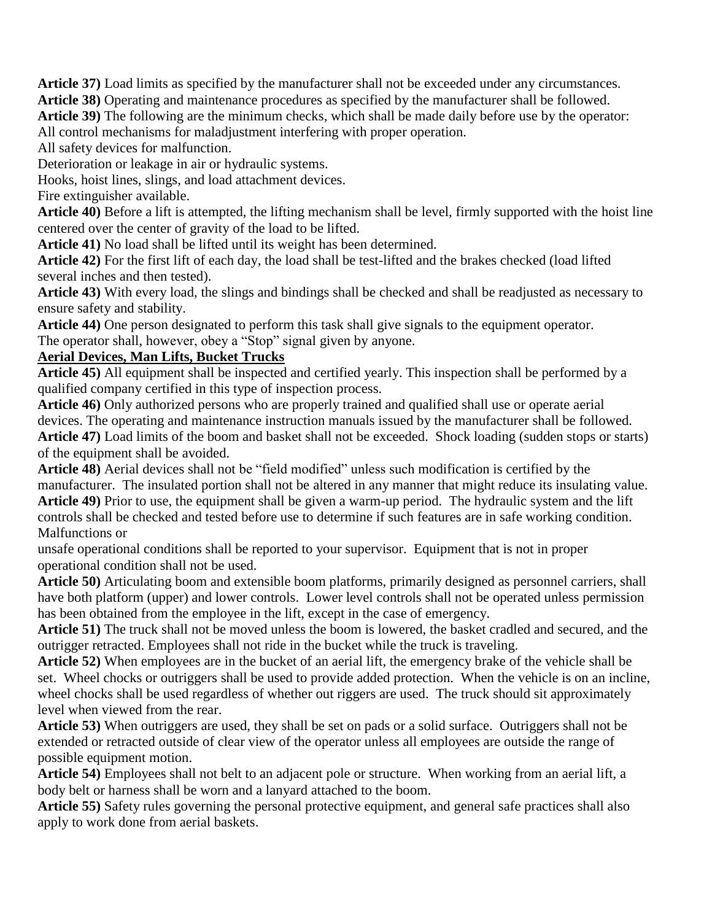**Article 37)** Load limits as specified by the manufacturer shall not be exceeded under any circumstances.

**Article 38)** Operating and maintenance procedures as specified by the manufacturer shall be followed.

**Article 39)** The following are the minimum checks, which shall be made daily before use by the operator:

All control mechanisms for maladjustment interfering with proper operation.

All safety devices for malfunction.

Deterioration or leakage in air or hydraulic systems.

Hooks, hoist lines, slings, and load attachment devices.

Fire extinguisher available.

**Article 40)** Before a lift is attempted, the lifting mechanism shall be level, firmly supported with the hoist line centered over the center of gravity of the load to be lifted.

**Article 41)** No load shall be lifted until its weight has been determined.

**Article 42)** For the first lift of each day, the load shall be test-lifted and the brakes checked (load lifted several inches and then tested).

**Article 43)** With every load, the slings and bindings shall be checked and shall be readjusted as necessary to ensure safety and stability.

**Article 44)** One person designated to perform this task shall give signals to the equipment operator. The operator shall, however, obey a "Stop" signal given by anyone.

**Aerial Devices, Man Lifts, Bucket Trucks**

**Article 45)** All equipment shall be inspected and certified yearly. This inspection shall be performed by a qualified company certified in this type of inspection process.

**Article 46)** Only authorized persons who are properly trained and qualified shall use or operate aerial devices. The operating and maintenance instruction manuals issued by the manufacturer shall be followed.

**Article 47)** Load limits of the boom and basket shall not be exceeded. Shock loading (sudden stops or starts) of the equipment shall be avoided.

**Article 48)** Aerial devices shall not be "field modified" unless such modification is certified by the manufacturer. The insulated portion shall not be altered in any manner that might reduce its insulating value.

**Article 49)** Prior to use, the equipment shall be given a warm-up period. The hydraulic system and the lift controls shall be checked and tested before use to determine if such features are in safe working condition. Malfunctions or unsafe operational conditions shall be reported to your supervisor. Equipment that is not in proper operational condition shall not be used.

**Article 50)** Articulating boom and extensible boom platforms, primarily designed as personnel carriers, shall have both platform (upper) and lower controls. Lower level controls shall not be operated unless permission has been obtained from the employee in the lift, except in the case of emergency.

**Article 51)** The truck shall not be moved unless the boom is lowered, the basket cradled and secured, and the outrigger retracted. Employees shall not ride in the bucket while the truck is traveling.

**Article 52)** When employees are in the bucket of an aerial lift, the emergency brake of the vehicle shall be set. Wheel chocks or outriggers shall be used to provide added protection. When the vehicle is on an incline, wheel chocks shall be used regardless of whether out riggers are used. The truck should sit approximately level when viewed from the rear.

**Article 53)** When outriggers are used, they shall be set on pads or a solid surface. Outriggers shall not be extended or retracted outside of clear view of the operator unless all employees are outside the range of possible equipment motion.

**Article 54)** Employees shall not belt to an adjacent pole or structure. When working from an aerial lift, a body belt or harness shall be worn and a lanyard attached to the boom.

**Article 55)** Safety rules governing the personal protective equipment, and general safe practices shall also apply to work done from aerial baskets.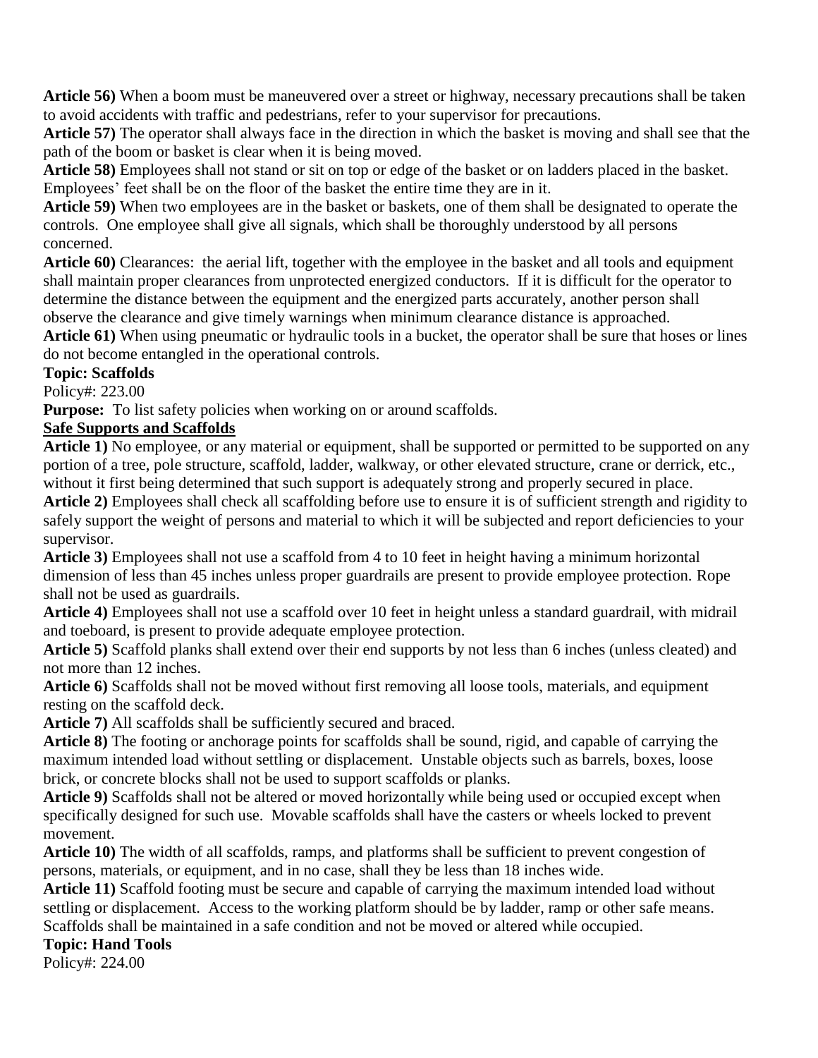**Article 56)** When a boom must be maneuvered over a street or highway, necessary precautions shall be taken to avoid accidents with traffic and pedestrians, refer to your supervisor for precautions.

**Article 57)** The operator shall always face in the direction in which the basket is moving and shall see that the path of the boom or basket is clear when it is being moved.

**Article 58)** Employees shall not stand or sit on top or edge of the basket or on ladders placed in the basket. Employees' feet shall be on the floor of the basket the entire time they are in it.

**Article 59)** When two employees are in the basket or baskets, one of them shall be designated to operate the controls. One employee shall give all signals, which shall be thoroughly understood by all persons concerned.

**Article 60)** Clearances: the aerial lift, together with the employee in the basket and all tools and equipment shall maintain proper clearances from unprotected energized conductors. If it is difficult for the operator to determine the distance between the equipment and the energized parts accurately, another person shall observe the clearance and give timely warnings when minimum clearance distance is approached.

**Article 61)** When using pneumatic or hydraulic tools in a bucket, the operator shall be sure that hoses or lines do not become entangled in the operational controls.

**Topic: Scaffolds**

Policy#: 223.00

**Purpose:** To list safety policies when working on or around scaffolds.

**Safe Supports and Scaffolds**

**Article 1)** No employee, or any material or equipment, shall be supported or permitted to be supported on any portion of a tree, pole structure, scaffold, ladder, walkway, or other elevated structure, crane or derrick, etc., without it first being determined that such support is adequately strong and properly secured in place.

**Article 2)** Employees shall check all scaffolding before use to ensure it is of sufficient strength and rigidity to safely support the weight of persons and material to which it will be subjected and report deficiencies to your supervisor.

**Article 3)** Employees shall not use a scaffold from 4 to 10 feet in height having a minimum horizontal dimension of less than 45 inches unless proper guardrails are present to provide employee protection. Rope shall not be used as guardrails.

**Article 4)** Employees shall not use a scaffold over 10 feet in height unless a standard guardrail, with midrail and toeboard, is present to provide adequate employee protection.

**Article 5)** Scaffold planks shall extend over their end supports by not less than 6 inches (unless cleated) and not more than 12 inches.

**Article 6)** Scaffolds shall not be moved without first removing all loose tools, materials, and equipment resting on the scaffold deck.

**Article 7)** All scaffolds shall be sufficiently secured and braced.

**Article 8)** The footing or anchorage points for scaffolds shall be sound, rigid, and capable of carrying the maximum intended load without settling or displacement. Unstable objects such as barrels, boxes, loose brick, or concrete blocks shall not be used to support scaffolds or planks.

**Article 9)** Scaffolds shall not be altered or moved horizontally while being used or occupied except when specifically designed for such use. Movable scaffolds shall have the casters or wheels locked to prevent movement.

**Article 10)** The width of all scaffolds, ramps, and platforms shall be sufficient to prevent congestion of persons, materials, or equipment, and in no case, shall they be less than 18 inches wide.

**Article 11)** Scaffold footing must be secure and capable of carrying the maximum intended load without settling or displacement. Access to the working platform should be by ladder, ramp or other safe means. Scaffolds shall be maintained in a safe condition and not be moved or altered while occupied.

**Topic: Hand Tools**

Policy#: 224.00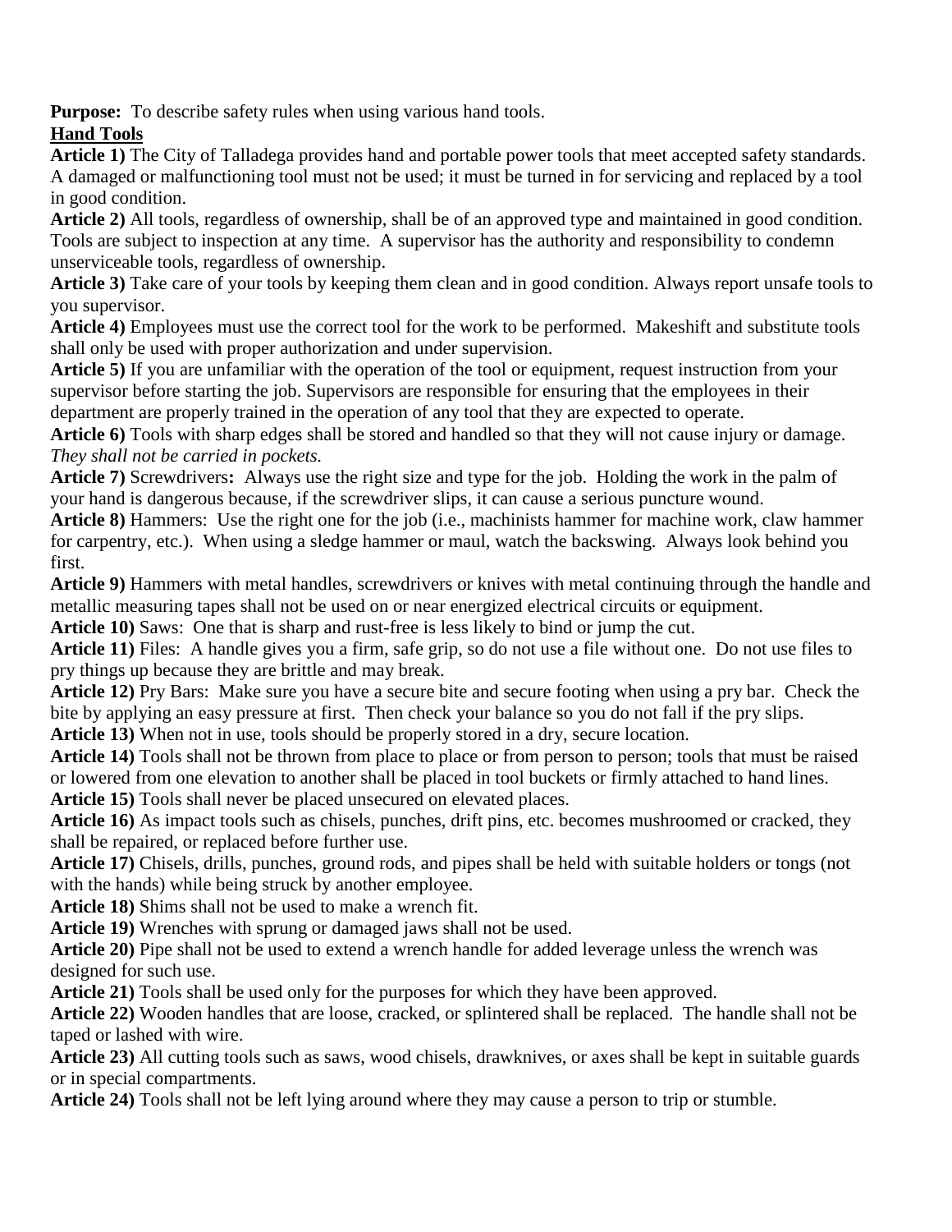**Purpose:** To describe safety rules when using various hand tools.

**Hand Tools**

**Article 1)** The City of Talladega provides hand and portable power tools that meet accepted safety standards. A damaged or malfunctioning tool must not be used; it must be turned in for servicing and replaced by a tool in good condition.

**Article 2)** All tools, regardless of ownership, shall be of an approved type and maintained in good condition. Tools are subject to inspection at any time. A supervisor has the authority and responsibility to condemn unserviceable tools, regardless of ownership.

**Article 3)** Take care of your tools by keeping them clean and in good condition. Always report unsafe tools to you supervisor.

**Article 4)** Employees must use the correct tool for the work to be performed. Makeshift and substitute tools shall only be used with proper authorization and under supervision.

**Article 5)** If you are unfamiliar with the operation of the tool or equipment, request instruction from your supervisor before starting the job. Supervisors are responsible for ensuring that the employees in their department are properly trained in the operation of any tool that they are expected to operate.

**Article 6)** Tools with sharp edges shall be stored and handled so that they will not cause injury or damage. *They shall not be carried in pockets.*

**Article 7)** Screwdrivers**:** Always use the right size and type for the job. Holding the work in the palm of your hand is dangerous because, if the screwdriver slips, it can cause a serious puncture wound.

**Article 8)** Hammers: Use the right one for the job (i.e., machinists hammer for machine work, claw hammer for carpentry, etc.). When using a sledge hammer or maul, watch the backswing. Always look behind you first.

**Article 9)** Hammers with metal handles, screwdrivers or knives with metal continuing through the handle and metallic measuring tapes shall not be used on or near energized electrical circuits or equipment.

**Article 10)** Saws: One that is sharp and rust-free is less likely to bind or jump the cut.

**Article 11)** Files: A handle gives you a firm, safe grip, so do not use a file without one. Do not use files to pry things up because they are brittle and may break.

**Article 12)** Pry Bars: Make sure you have a secure bite and secure footing when using a pry bar. Check the bite by applying an easy pressure at first. Then check your balance so you do not fall if the pry slips.

**Article 13)** When not in use, tools should be properly stored in a dry, secure location.

**Article 14)** Tools shall not be thrown from place to place or from person to person; tools that must be raised or lowered from one elevation to another shall be placed in tool buckets or firmly attached to hand lines.

**Article 15)** Tools shall never be placed unsecured on elevated places.

**Article 16)** As impact tools such as chisels, punches, drift pins, etc. becomes mushroomed or cracked, they shall be repaired, or replaced before further use.

**Article 17)** Chisels, drills, punches, ground rods, and pipes shall be held with suitable holders or tongs (not with the hands) while being struck by another employee.

**Article 18)** Shims shall not be used to make a wrench fit.

**Article 19)** Wrenches with sprung or damaged jaws shall not be used.

**Article 20)** Pipe shall not be used to extend a wrench handle for added leverage unless the wrench was designed for such use.

**Article 21)** Tools shall be used only for the purposes for which they have been approved.

**Article 22)** Wooden handles that are loose, cracked, or splintered shall be replaced. The handle shall not be taped or lashed with wire.

**Article 23)** All cutting tools such as saws, wood chisels, drawknives, or axes shall be kept in suitable guards or in special compartments.

**Article 24)** Tools shall not be left lying around where they may cause a person to trip or stumble.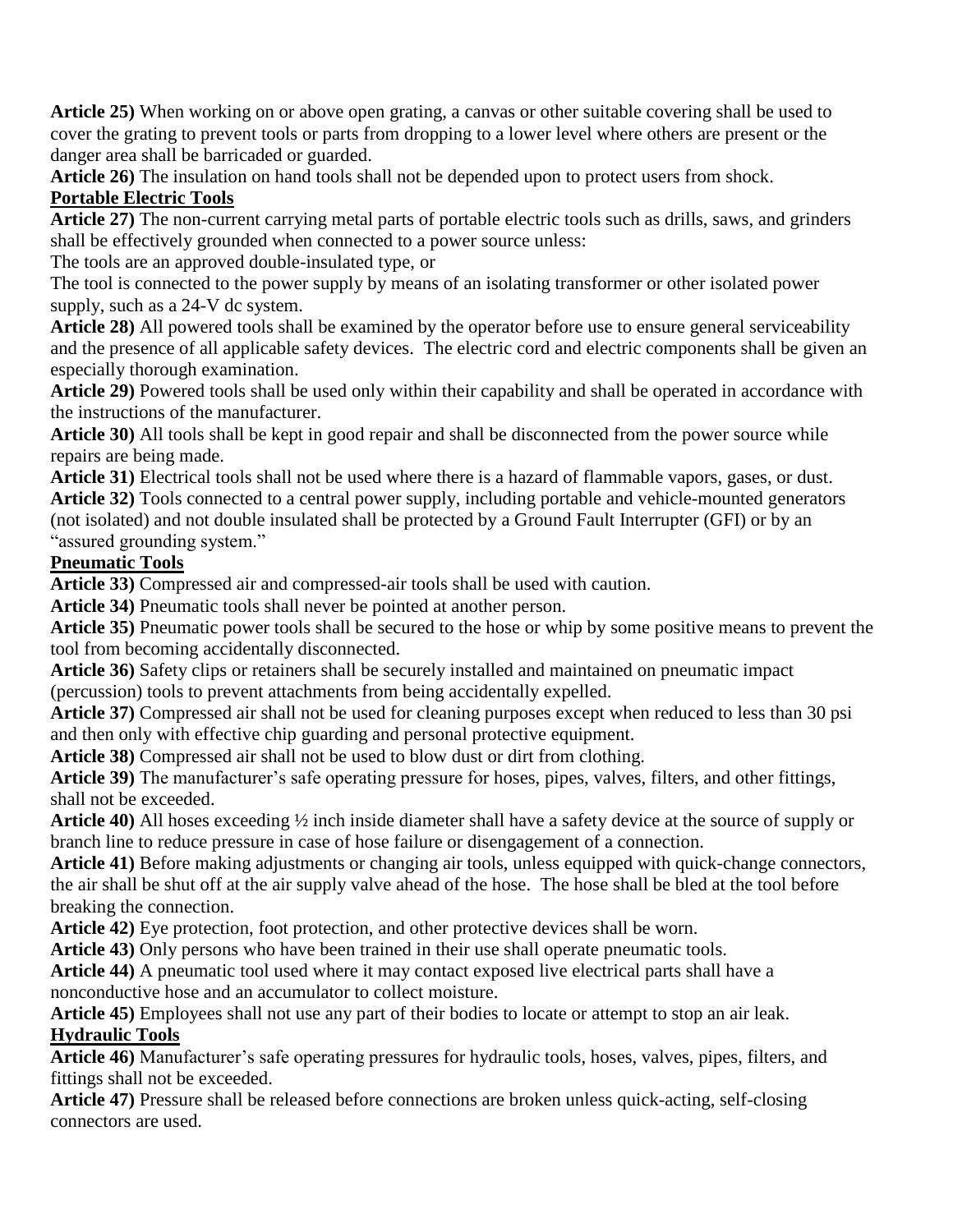**Article 25)** When working on or above open grating, a canvas or other suitable covering shall be used to cover the grating to prevent tools or parts from dropping to a lower level where others are present or the danger area shall be barricaded or guarded.

**Article 26)** The insulation on hand tools shall not be depended upon to protect users from shock.

**Portable Electric Tools**

**Article 27)** The non-current carrying metal parts of portable electric tools such as drills, saws, and grinders shall be effectively grounded when connected to a power source unless:

The tools are an approved double-insulated type, or

The tool is connected to the power supply by means of an isolating transformer or other isolated power supply, such as a 24-V dc system.

**Article 28)** All powered tools shall be examined by the operator before use to ensure general serviceability and the presence of all applicable safety devices. The electric cord and electric components shall be given an especially thorough examination.

**Article 29)** Powered tools shall be used only within their capability and shall be operated in accordance with the instructions of the manufacturer.

**Article 30)** All tools shall be kept in good repair and shall be disconnected from the power source while repairs are being made.

**Article 31)** Electrical tools shall not be used where there is a hazard of flammable vapors, gases, or dust.

**Article 32)** Tools connected to a central power supply, including portable and vehicle-mounted generators (not isolated) and not double insulated shall be protected by a Ground Fault Interrupter (GFI) or by an "assured grounding system."

**Pneumatic Tools**

**Article 33)** Compressed air and compressed-air tools shall be used with caution.

**Article 34)** Pneumatic tools shall never be pointed at another person.

**Article 35)** Pneumatic power tools shall be secured to the hose or whip by some positive means to prevent the tool from becoming accidentally disconnected.

**Article 36)** Safety clips or retainers shall be securely installed and maintained on pneumatic impact (percussion) tools to prevent attachments from being accidentally expelled.

**Article 37)** Compressed air shall not be used for cleaning purposes except when reduced to less than 30 psi and then only with effective chip guarding and personal protective equipment.

**Article 38)** Compressed air shall not be used to blow dust or dirt from clothing.

**Article 39)** The manufacturer's safe operating pressure for hoses, pipes, valves, filters, and other fittings, shall not be exceeded.

**Article 40)** All hoses exceeding ½ inch inside diameter shall have a safety device at the source of supply or branch line to reduce pressure in case of hose failure or disengagement of a connection.

**Article 41)** Before making adjustments or changing air tools, unless equipped with quick-change connectors, the air shall be shut off at the air supply valve ahead of the hose. The hose shall be bled at the tool before breaking the connection.

**Article 42)** Eye protection, foot protection, and other protective devices shall be worn.

**Article 43)** Only persons who have been trained in their use shall operate pneumatic tools.

**Article 44)** A pneumatic tool used where it may contact exposed live electrical parts shall have a nonconductive hose and an accumulator to collect moisture.

**Article 45)** Employees shall not use any part of their bodies to locate or attempt to stop an air leak.

**Hydraulic Tools**

**Article 46)** Manufacturer's safe operating pressures for hydraulic tools, hoses, valves, pipes, filters, and fittings shall not be exceeded.

**Article 47)** Pressure shall be released before connections are broken unless quick-acting, self-closing connectors are used.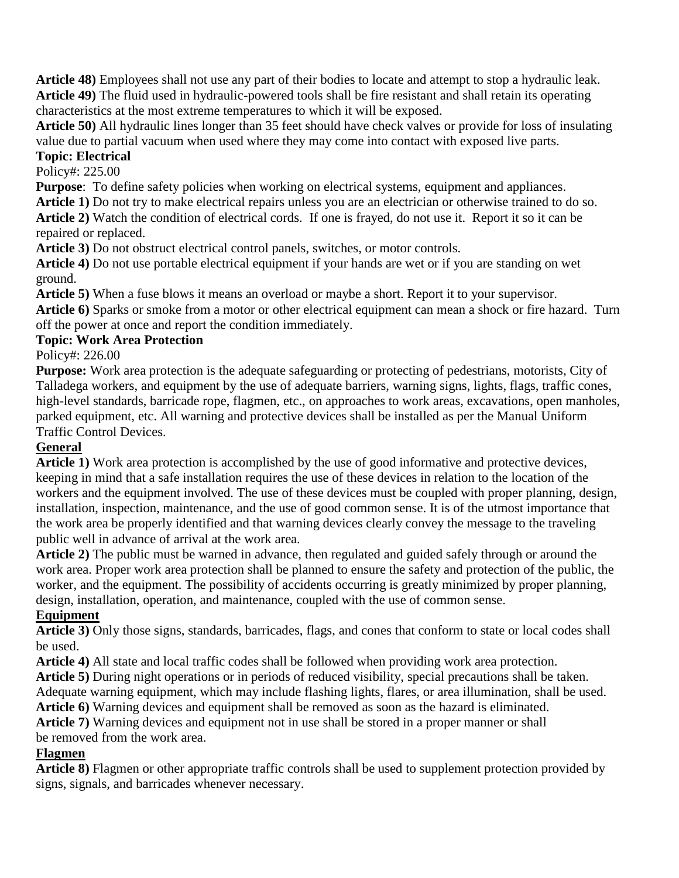**Article 48)** Employees shall not use any part of their bodies to locate and attempt to stop a hydraulic leak.

**Article 49)** The fluid used in hydraulic-powered tools shall be fire resistant and shall retain its operating characteristics at the most extreme temperatures to which it will be exposed.

**Article 50)** All hydraulic lines longer than 35 feet should have check valves or provide for loss of insulating value due to partial vacuum when used where they may come into contact with exposed live parts.

**Topic: Electrical**

Policy#: 225.00

**Purpose**: To define safety policies when working on electrical systems, equipment and appliances.

**Article 1)** Do not try to make electrical repairs unless you are an electrician or otherwise trained to do so.

**Article 2)** Watch the condition of electrical cords. If one is frayed, do not use it. Report it so it can be repaired or replaced.

**Article 3)** Do not obstruct electrical control panels, switches, or motor controls.

**Article 4)** Do not use portable electrical equipment if your hands are wet or if you are standing on wet ground.

**Article 5)** When a fuse blows it means an overload or maybe a short. Report it to your supervisor.

**Article 6)** Sparks or smoke from a motor or other electrical equipment can mean a shock or fire hazard. Turn off the power at once and report the condition immediately.

**Topic: Work Area Protection**

Policy#: 226.00

**Purpose:** Work area protection is the adequate safeguarding or protecting of pedestrians, motorists, City of Talladega workers, and equipment by the use of adequate barriers, warning signs, lights, flags, traffic cones, high-level standards, barricade rope, flagmen, etc., on approaches to work areas, excavations, open manholes, parked equipment, etc. All warning and protective devices shall be installed as per the Manual Uniform Traffic Control Devices.

**General**

**Article 1)** Work area protection is accomplished by the use of good informative and protective devices, keeping in mind that a safe installation requires the use of these devices in relation to the location of the workers and the equipment involved. The use of these devices must be coupled with proper planning, design, installation, inspection, maintenance, and the use of good common sense. It is of the utmost importance that the work area be properly identified and that warning devices clearly convey the message to the traveling public well in advance of arrival at the work area.

**Article 2)** The public must be warned in advance, then regulated and guided safely through or around the work area. Proper work area protection shall be planned to ensure the safety and protection of the public, the worker, and the equipment. The possibility of accidents occurring is greatly minimized by proper planning, design, installation, operation, and maintenance, coupled with the use of common sense.

**Equipment**

**Article 3)** Only those signs, standards, barricades, flags, and cones that conform to state or local codes shall be used.

**Article 4)** All state and local traffic codes shall be followed when providing work area protection.

**Article 5)** During night operations or in periods of reduced visibility, special precautions shall be taken. Adequate warning equipment, which may include flashing lights, flares, or area illumination, shall be used.

**Article 6)** Warning devices and equipment shall be removed as soon as the hazard is eliminated.

**Article 7)** Warning devices and equipment not in use shall be stored in a proper manner or shall be removed from the work area.

**Flagmen**

**Article 8)** Flagmen or other appropriate traffic controls shall be used to supplement protection provided by signs, signals, and barricades whenever necessary.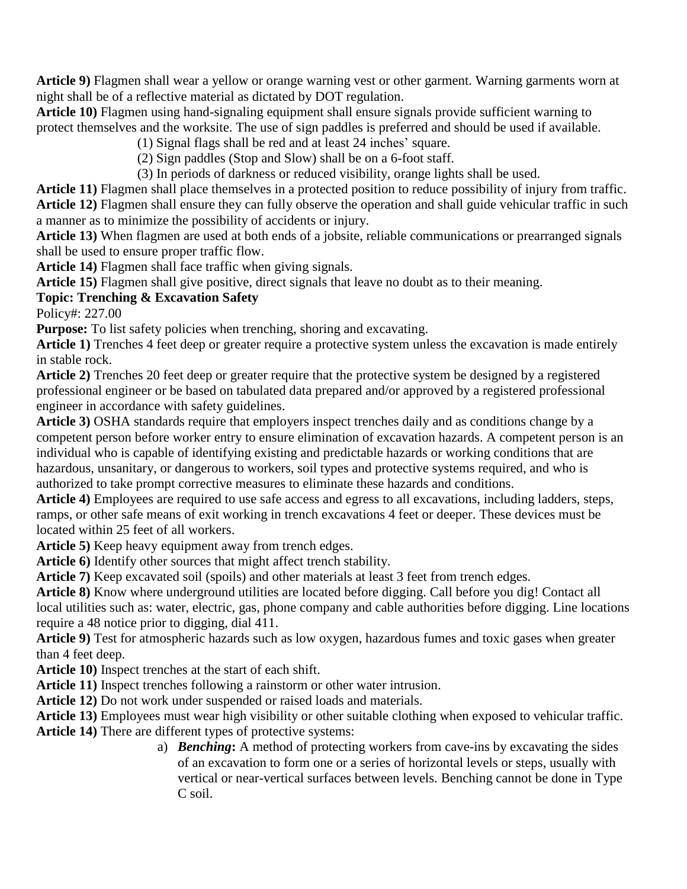**Article 9)** Flagmen shall wear a yellow or orange warning vest or other garment. Warning garments worn at night shall be of a reflective material as dictated by DOT regulation.

**Article 10)** Flagmen using hand-signaling equipment shall ensure signals provide sufficient warning to protect themselves and the worksite. The use of sign paddles is preferred and should be used if available.

(1) Signal flags shall be red and at least 24 inches' square.

(2) Sign paddles (Stop and Slow) shall be on a 6-foot staff.

(3) In periods of darkness or reduced visibility, orange lights shall be used.

**Article 11)** Flagmen shall place themselves in a protected position to reduce possibility of injury from traffic.

**Article 12)** Flagmen shall ensure they can fully observe the operation and shall guide vehicular traffic in such a manner as to minimize the possibility of accidents or injury.

**Article 13)** When flagmen are used at both ends of a jobsite, reliable communications or prearranged signals shall be used to ensure proper traffic flow.

**Article 14)** Flagmen shall face traffic when giving signals.

**Article 15)** Flagmen shall give positive, direct signals that leave no doubt as to their meaning.

**Topic: Trenching & Excavation Safety**

Policy#: 227.00

**Purpose:** To list safety policies when trenching, shoring and excavating.

**Article 1)** Trenches 4 feet deep or greater require a protective system unless the excavation is made entirely in stable rock.

**Article 2)** Trenches 20 feet deep or greater require that the protective system be designed by a registered professional engineer or be based on tabulated data prepared and/or approved by a registered professional engineer in accordance with safety guidelines.

**Article 3)** OSHA standards require that employers inspect trenches daily and as conditions change by a competent person before worker entry to ensure elimination of excavation hazards. A competent person is an individual who is capable of identifying existing and predictable hazards or working conditions that are hazardous, unsanitary, or dangerous to workers, soil types and protective systems required, and who is authorized to take prompt corrective measures to eliminate these hazards and conditions.

**Article 4)** Employees are required to use safe access and egress to all excavations, including ladders, steps, ramps, or other safe means of exit working in trench excavations 4 feet or deeper. These devices must be located within 25 feet of all workers.

**Article 5)** Keep heavy equipment away from trench edges.

**Article 6)** Identify other sources that might affect trench stability.

**Article 7)** Keep excavated soil (spoils) and other materials at least 3 feet from trench edges.

**Article 8)** Know where underground utilities are located before digging. Call before you dig! Contact all local utilities such as: water, electric, gas, phone company and cable authorities before digging. Line locations require a 48 notice prior to digging, dial 411.

**Article 9)** Test for atmospheric hazards such as low oxygen, hazardous fumes and toxic gases when greater than 4 feet deep.

**Article 10)** Inspect trenches at the start of each shift.

**Article 11)** Inspect trenches following a rainstorm or other water intrusion.

**Article 12)** Do not work under suspended or raised loads and materials.

**Article 13)** Employees must wear high visibility or other suitable clothing when exposed to vehicular traffic.

**Article 14)** There are different types of protective systems:

a) ***Benching*:** A method of protecting workers from cave-ins by excavating the sides of an excavation to form one or a series of horizontal levels or steps, usually with vertical or near-vertical surfaces between levels. Benching cannot be done in Type C soil.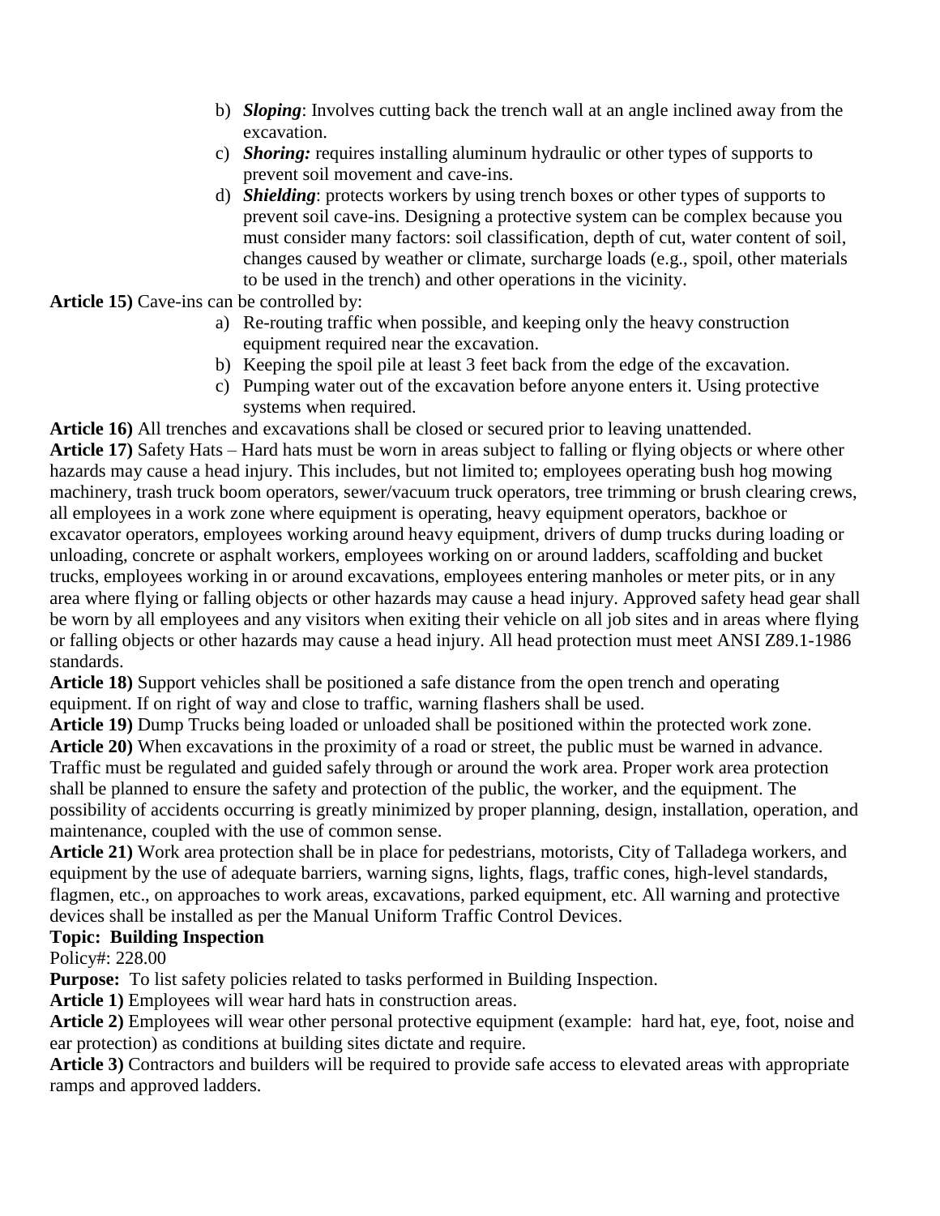b) ***Sloping***: Involves cutting back the trench wall at an angle inclined away from the excavation.
c) ***Shoring:*** requires installing aluminum hydraulic or other types of supports to prevent soil movement and cave-ins.
d) ***Shielding***: protects workers by using trench boxes or other types of supports to prevent soil cave-ins. Designing a protective system can be complex because you must consider many factors: soil classification, depth of cut, water content of soil, changes caused by weather or climate, surcharge loads (e.g., spoil, other materials to be used in the trench) and other operations in the vicinity.

**Article 15)** Cave-ins can be controlled by:

a) Re-routing traffic when possible, and keeping only the heavy construction equipment required near the excavation.
b) Keeping the spoil pile at least 3 feet back from the edge of the excavation.
c) Pumping water out of the excavation before anyone enters it. Using protective systems when required.

**Article 16)** All trenches and excavations shall be closed or secured prior to leaving unattended.

**Article 17)** Safety Hats – Hard hats must be worn in areas subject to falling or flying objects or where other hazards may cause a head injury. This includes, but not limited to; employees operating bush hog mowing machinery, trash truck boom operators, sewer/vacuum truck operators, tree trimming or brush clearing crews, all employees in a work zone where equipment is operating, heavy equipment operators, backhoe or excavator operators, employees working around heavy equipment, drivers of dump trucks during loading or unloading, concrete or asphalt workers, employees working on or around ladders, scaffolding and bucket trucks, employees working in or around excavations, employees entering manholes or meter pits, or in any area where flying or falling objects or other hazards may cause a head injury. Approved safety head gear shall be worn by all employees and any visitors when exiting their vehicle on all job sites and in areas where flying or falling objects or other hazards may cause a head injury. All head protection must meet ANSI Z89.1-1986 standards.

**Article 18)** Support vehicles shall be positioned a safe distance from the open trench and operating equipment. If on right of way and close to traffic, warning flashers shall be used.

**Article 19)** Dump Trucks being loaded or unloaded shall be positioned within the protected work zone.

**Article 20)** When excavations in the proximity of a road or street, the public must be warned in advance. Traffic must be regulated and guided safely through or around the work area. Proper work area protection shall be planned to ensure the safety and protection of the public, the worker, and the equipment. The possibility of accidents occurring is greatly minimized by proper planning, design, installation, operation, and maintenance, coupled with the use of common sense.

**Article 21)** Work area protection shall be in place for pedestrians, motorists, City of Talladega workers, and equipment by the use of adequate barriers, warning signs, lights, flags, traffic cones, high-level standards, flagmen, etc., on approaches to work areas, excavations, parked equipment, etc. All warning and protective devices shall be installed as per the Manual Uniform Traffic Control Devices.

**Topic: Building Inspection**

Policy#: 228.00

**Purpose:** To list safety policies related to tasks performed in Building Inspection.

**Article 1)** Employees will wear hard hats in construction areas.

**Article 2)** Employees will wear other personal protective equipment (example: hard hat, eye, foot, noise and ear protection) as conditions at building sites dictate and require.

**Article 3)** Contractors and builders will be required to provide safe access to elevated areas with appropriate ramps and approved ladders.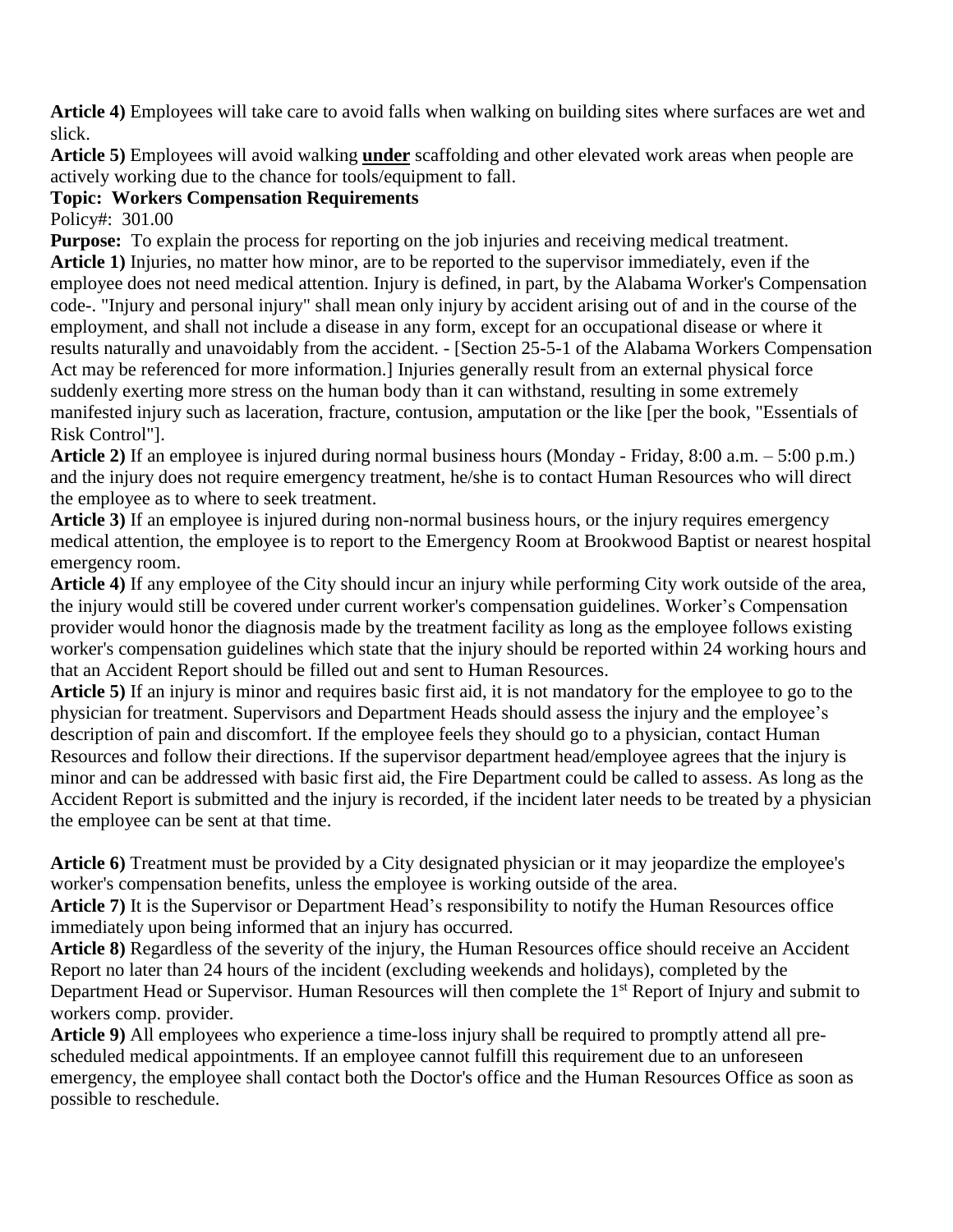**Article 4)** Employees will take care to avoid falls when walking on building sites where surfaces are wet and slick.

**Article 5)** Employees will avoid walking **<u>under</u>** scaffolding and other elevated work areas when people are actively working due to the chance for tools/equipment to fall.

**Topic: Workers Compensation Requirements**

Policy#: 301.00

**Purpose:** To explain the process for reporting on the job injuries and receiving medical treatment.

**Article 1)** Injuries, no matter how minor, are to be reported to the supervisor immediately, even if the employee does not need medical attention. Injury is defined, in part, by the Alabama Worker's Compensation code-. "Injury and personal injury" shall mean only injury by accident arising out of and in the course of the employment, and shall not include a disease in any form, except for an occupational disease or where it results naturally and unavoidably from the accident. - [Section 25-5-1 of the Alabama Workers Compensation Act may be referenced for more information.] Injuries generally result from an external physical force suddenly exerting more stress on the human body than it can withstand, resulting in some extremely manifested injury such as laceration, fracture, contusion, amputation or the like [per the book, "Essentials of Risk Control"].

**Article 2)** If an employee is injured during normal business hours (Monday - Friday, 8:00 a.m. – 5:00 p.m.) and the injury does not require emergency treatment, he/she is to contact Human Resources who will direct the employee as to where to seek treatment.

**Article 3)** If an employee is injured during non-normal business hours, or the injury requires emergency medical attention, the employee is to report to the Emergency Room at Brookwood Baptist or nearest hospital emergency room.

**Article 4)** If any employee of the City should incur an injury while performing City work outside of the area, the injury would still be covered under current worker's compensation guidelines. Worker's Compensation provider would honor the diagnosis made by the treatment facility as long as the employee follows existing worker's compensation guidelines which state that the injury should be reported within 24 working hours and that an Accident Report should be filled out and sent to Human Resources.

**Article 5)** If an injury is minor and requires basic first aid, it is not mandatory for the employee to go to the physician for treatment. Supervisors and Department Heads should assess the injury and the employee's description of pain and discomfort. If the employee feels they should go to a physician, contact Human Resources and follow their directions. If the supervisor department head/employee agrees that the injury is minor and can be addressed with basic first aid, the Fire Department could be called to assess. As long as the Accident Report is submitted and the injury is recorded, if the incident later needs to be treated by a physician the employee can be sent at that time.

**Article 6)** Treatment must be provided by a City designated physician or it may jeopardize the employee's worker's compensation benefits, unless the employee is working outside of the area.

**Article 7)** It is the Supervisor or Department Head's responsibility to notify the Human Resources office immediately upon being informed that an injury has occurred.

**Article 8)** Regardless of the severity of the injury, the Human Resources office should receive an Accident Report no later than 24 hours of the incident (excluding weekends and holidays), completed by the Department Head or Supervisor. Human Resources will then complete the 1st Report of Injury and submit to workers comp. provider.

**Article 9)** All employees who experience a time-loss injury shall be required to promptly attend all pre-scheduled medical appointments. If an employee cannot fulfill this requirement due to an unforeseen emergency, the employee shall contact both the Doctor's office and the Human Resources Office as soon as possible to reschedule.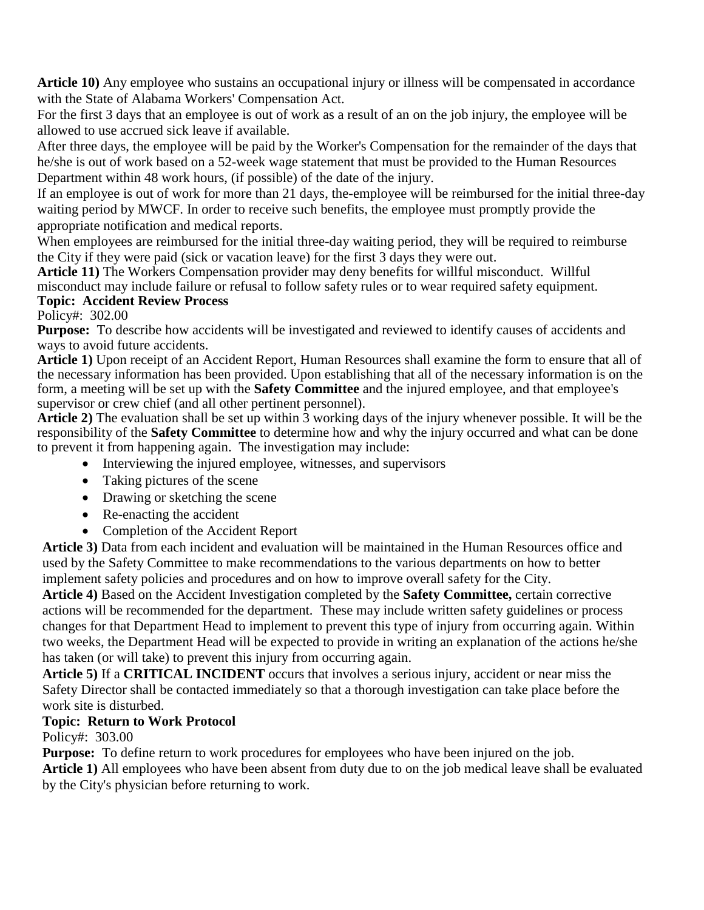**Article 10)** Any employee who sustains an occupational injury or illness will be compensated in accordance with the State of Alabama Workers' Compensation Act.

For the first 3 days that an employee is out of work as a result of an on the job injury, the employee will be allowed to use accrued sick leave if available.

After three days, the employee will be paid by the Worker's Compensation for the remainder of the days that he/she is out of work based on a 52-week wage statement that must be provided to the Human Resources Department within 48 work hours, (if possible) of the date of the injury.

If an employee is out of work for more than 21 days, the-employee will be reimbursed for the initial three-day waiting period by MWCF. In order to receive such benefits, the employee must promptly provide the appropriate notification and medical reports.

When employees are reimbursed for the initial three-day waiting period, they will be required to reimburse the City if they were paid (sick or vacation leave) for the first 3 days they were out.

**Article 11)** The Workers Compensation provider may deny benefits for willful misconduct. Willful misconduct may include failure or refusal to follow safety rules or to wear required safety equipment.

**Topic: Accident Review Process**

Policy#: 302.00

**Purpose:** To describe how accidents will be investigated and reviewed to identify causes of accidents and ways to avoid future accidents.

**Article 1)** Upon receipt of an Accident Report, Human Resources shall examine the form to ensure that all of the necessary information has been provided. Upon establishing that all of the necessary information is on the form, a meeting will be set up with the **Safety Committee** and the injured employee, and that employee's supervisor or crew chief (and all other pertinent personnel).

**Article 2)** The evaluation shall be set up within 3 working days of the injury whenever possible. It will be the responsibility of the **Safety Committee** to determine how and why the injury occurred and what can be done to prevent it from happening again. The investigation may include:

- Interviewing the injured employee, witnesses, and supervisors
- Taking pictures of the scene
- Drawing or sketching the scene
- Re-enacting the accident
- Completion of the Accident Report

**Article 3)** Data from each incident and evaluation will be maintained in the Human Resources office and used by the Safety Committee to make recommendations to the various departments on how to better implement safety policies and procedures and on how to improve overall safety for the City.

**Article 4)** Based on the Accident Investigation completed by the **Safety Committee,** certain corrective actions will be recommended for the department. These may include written safety guidelines or process changes for that Department Head to implement to prevent this type of injury from occurring again. Within two weeks, the Department Head will be expected to provide in writing an explanation of the actions he/she has taken (or will take) to prevent this injury from occurring again.

**Article 5)** If a **CRITICAL INCIDENT** occurs that involves a serious injury, accident or near miss the Safety Director shall be contacted immediately so that a thorough investigation can take place before the work site is disturbed.

**Topic: Return to Work Protocol**

Policy#: 303.00

**Purpose:** To define return to work procedures for employees who have been injured on the job.

**Article 1)** All employees who have been absent from duty due to on the job medical leave shall be evaluated by the City's physician before returning to work.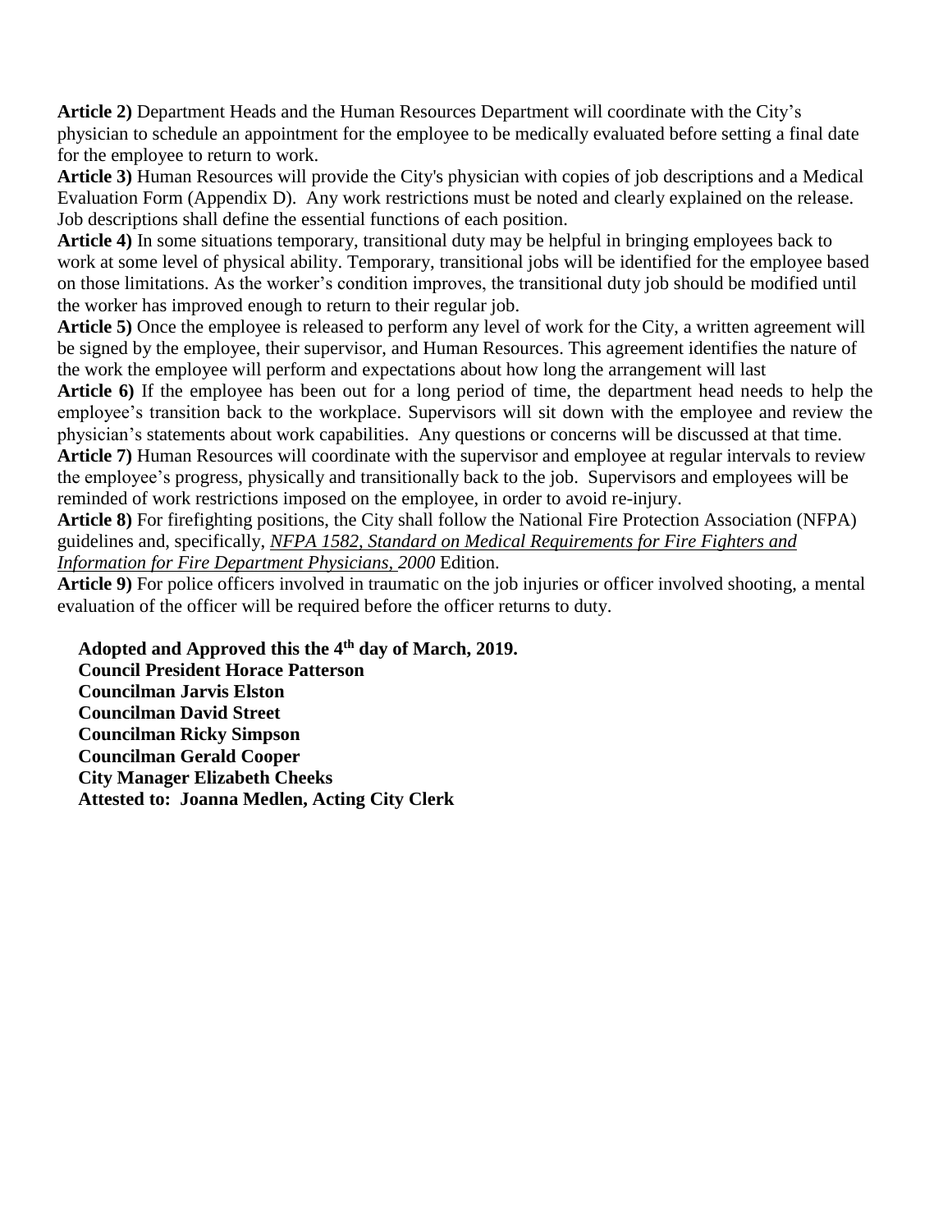**Article 2)** Department Heads and the Human Resources Department will coordinate with the City's physician to schedule an appointment for the employee to be medically evaluated before setting a final date for the employee to return to work.

**Article 3)** Human Resources will provide the City's physician with copies of job descriptions and a Medical Evaluation Form (Appendix D). Any work restrictions must be noted and clearly explained on the release. Job descriptions shall define the essential functions of each position.

**Article 4)** In some situations temporary, transitional duty may be helpful in bringing employees back to work at some level of physical ability. Temporary, transitional jobs will be identified for the employee based on those limitations. As the worker's condition improves, the transitional duty job should be modified until the worker has improved enough to return to their regular job.

**Article 5)** Once the employee is released to perform any level of work for the City, a written agreement will be signed by the employee, their supervisor, and Human Resources. This agreement identifies the nature of the work the employee will perform and expectations about how long the arrangement will last

**Article 6)** If the employee has been out for a long period of time, the department head needs to help the employee's transition back to the workplace. Supervisors will sit down with the employee and review the physician's statements about work capabilities. Any questions or concerns will be discussed at that time.

**Article 7)** Human Resources will coordinate with the supervisor and employee at regular intervals to review the employee's progress, physically and transitionally back to the job. Supervisors and employees will be reminded of work restrictions imposed on the employee, in order to avoid re-injury.

**Article 8)** For firefighting positions, the City shall follow the National Fire Protection Association (NFPA) guidelines and, specifically, *NFPA 1582, Standard on Medical Requirements for Fire Fighters and Information for Fire Department Physicians, 2000* Edition.

**Article 9)** For police officers involved in traumatic on the job injuries or officer involved shooting, a mental evaluation of the officer will be required before the officer returns to duty.

**Adopted and Approved this the 4th day of March, 2019.**
**Council President Horace Patterson**
**Councilman Jarvis Elston**
**Councilman David Street**
**Councilman Ricky Simpson**
**Councilman Gerald Cooper**
**City Manager Elizabeth Cheeks**
**Attested to: Joanna Medlen, Acting City Clerk**